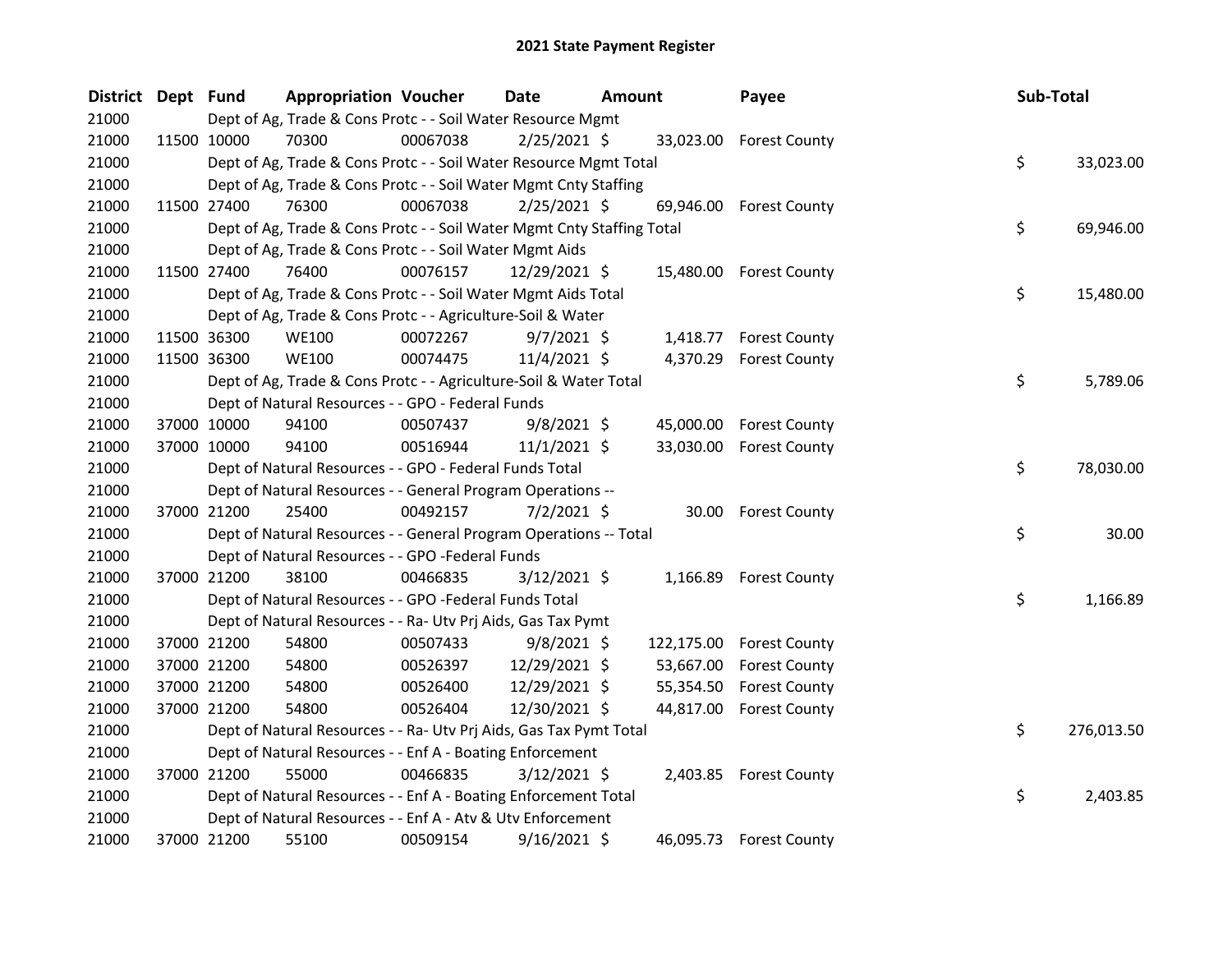# 2021 State Payment Register

| District | Dept | Fund | Appropriation | Voucher | Date | Amount | Payee | Sub-Total |
|---|---|---|---|---|---|---|---|---|
| 21000 | | | Dept of Ag, Trade & Cons Protc - - Soil Water Resource Mgmt | | | | | |
| 21000 | 11500 | 10000 | 70300 | 00067038 | 2/25/2021 | $ 33,023.00 | Forest County | |
| 21000 | | | Dept of Ag, Trade & Cons Protc - - Soil Water Resource Mgmt Total | | | | | $ 33,023.00 |
| 21000 | | | Dept of Ag, Trade & Cons Protc - - Soil Water Mgmt Cnty Staffing | | | | | |
| 21000 | 11500 | 27400 | 76300 | 00067038 | 2/25/2021 | $ 69,946.00 | Forest County | |
| 21000 | | | Dept of Ag, Trade & Cons Protc - - Soil Water Mgmt Cnty Staffing Total | | | | | $ 69,946.00 |
| 21000 | | | Dept of Ag, Trade & Cons Protc - - Soil Water Mgmt Aids | | | | | |
| 21000 | 11500 | 27400 | 76400 | 00076157 | 12/29/2021 | $ 15,480.00 | Forest County | |
| 21000 | | | Dept of Ag, Trade & Cons Protc - - Soil Water Mgmt Aids Total | | | | | $ 15,480.00 |
| 21000 | | | Dept of Ag, Trade & Cons Protc - - Agriculture-Soil & Water | | | | | |
| 21000 | 11500 | 36300 | WE100 | 00072267 | 9/7/2021 | $ 1,418.77 | Forest County | |
| 21000 | 11500 | 36300 | WE100 | 00074475 | 11/4/2021 | $ 4,370.29 | Forest County | |
| 21000 | | | Dept of Ag, Trade & Cons Protc - - Agriculture-Soil & Water Total | | | | | $ 5,789.06 |
| 21000 | | | Dept of Natural Resources - - GPO - Federal Funds | | | | | |
| 21000 | 37000 | 10000 | 94100 | 00507437 | 9/8/2021 | $ 45,000.00 | Forest County | |
| 21000 | 37000 | 10000 | 94100 | 00516944 | 11/1/2021 | $ 33,030.00 | Forest County | |
| 21000 | | | Dept of Natural Resources - - GPO - Federal Funds Total | | | | | $ 78,030.00 |
| 21000 | | | Dept of Natural Resources - - General Program Operations -- | | | | | |
| 21000 | 37000 | 21200 | 25400 | 00492157 | 7/2/2021 | $ 30.00 | Forest County | |
| 21000 | | | Dept of Natural Resources - - General Program Operations -- Total | | | | | $ 30.00 |
| 21000 | | | Dept of Natural Resources - - GPO -Federal Funds | | | | | |
| 21000 | 37000 | 21200 | 38100 | 00466835 | 3/12/2021 | $ 1,166.89 | Forest County | |
| 21000 | | | Dept of Natural Resources - - GPO -Federal Funds Total | | | | | $ 1,166.89 |
| 21000 | | | Dept of Natural Resources - - Ra- Utv Prj Aids, Gas Tax Pymt | | | | | |
| 21000 | 37000 | 21200 | 54800 | 00507433 | 9/8/2021 | $ 122,175.00 | Forest County | |
| 21000 | 37000 | 21200 | 54800 | 00526397 | 12/29/2021 | $ 53,667.00 | Forest County | |
| 21000 | 37000 | 21200 | 54800 | 00526400 | 12/29/2021 | $ 55,354.50 | Forest County | |
| 21000 | 37000 | 21200 | 54800 | 00526404 | 12/30/2021 | $ 44,817.00 | Forest County | |
| 21000 | | | Dept of Natural Resources - - Ra- Utv Prj Aids, Gas Tax Pymt Total | | | | | $ 276,013.50 |
| 21000 | | | Dept of Natural Resources - - Enf A - Boating Enforcement | | | | | |
| 21000 | 37000 | 21200 | 55000 | 00466835 | 3/12/2021 | $ 2,403.85 | Forest County | |
| 21000 | | | Dept of Natural Resources - - Enf A - Boating Enforcement Total | | | | | $ 2,403.85 |
| 21000 | | | Dept of Natural Resources - - Enf A - Atv & Utv Enforcement | | | | | |
| 21000 | 37000 | 21200 | 55100 | 00509154 | 9/16/2021 | $ 46,095.73 | Forest County | |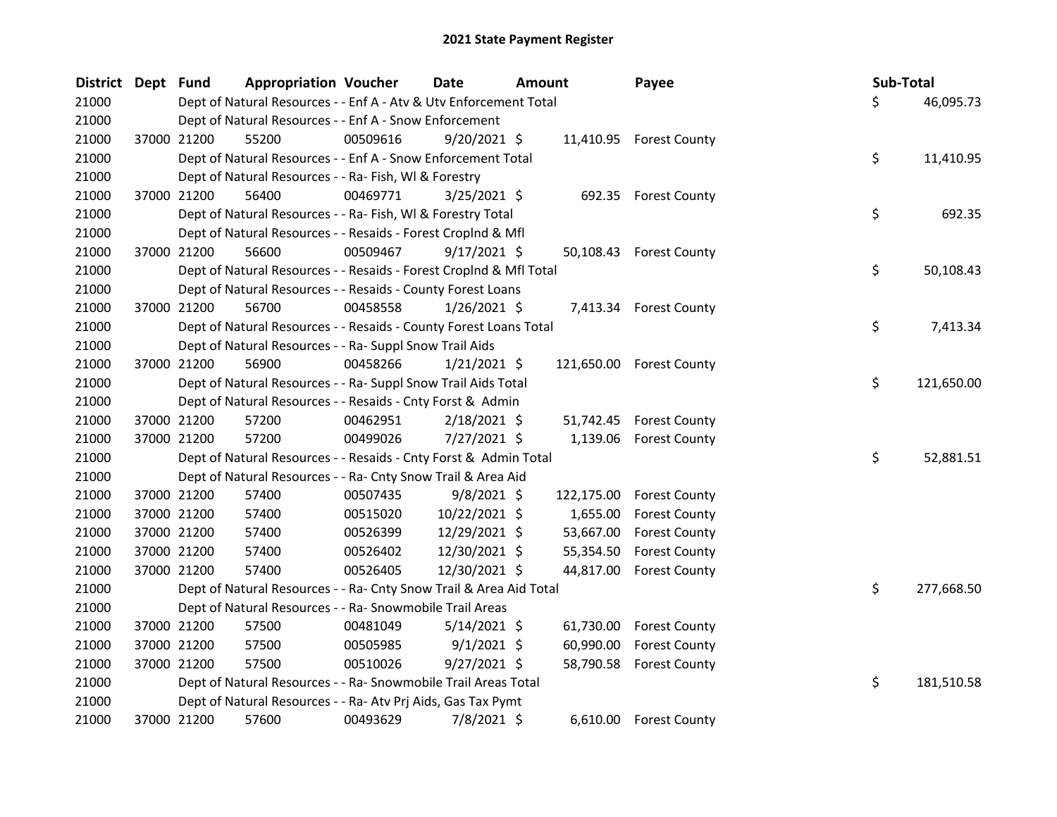# 2021 State Payment Register

| District | Dept | Fund | Appropriation | Voucher | Date | Amount | Payee | Sub-Total |
|---|---|---|---|---|---|---|---|---|
| 21000 | | | Dept of Natural Resources - - Enf A - Atv & Utv Enforcement Total | | | | | $ 46,095.73 |
| 21000 | | | Dept of Natural Resources - - Enf A - Snow Enforcement | | | | | |
| 21000 | 37000 | 21200 | 55200 | 00509616 | 9/20/2021 | $ 11,410.95 | Forest County | |
| 21000 | | | Dept of Natural Resources - - Enf A - Snow Enforcement Total | | | | | $ 11,410.95 |
| 21000 | | | Dept of Natural Resources - - Ra- Fish, Wl & Forestry | | | | | |
| 21000 | 37000 | 21200 | 56400 | 00469771 | 3/25/2021 | $ 692.35 | Forest County | |
| 21000 | | | Dept of Natural Resources - - Ra- Fish, Wl & Forestry Total | | | | | $ 692.35 |
| 21000 | | | Dept of Natural Resources - - Resaids - Forest Croplnd & Mfl | | | | | |
| 21000 | 37000 | 21200 | 56600 | 00509467 | 9/17/2021 | $ 50,108.43 | Forest County | |
| 21000 | | | Dept of Natural Resources - - Resaids - Forest Croplnd & Mfl Total | | | | | $ 50,108.43 |
| 21000 | | | Dept of Natural Resources - - Resaids - County Forest Loans | | | | | |
| 21000 | 37000 | 21200 | 56700 | 00458558 | 1/26/2021 | $ 7,413.34 | Forest County | |
| 21000 | | | Dept of Natural Resources - - Resaids - County Forest Loans Total | | | | | $ 7,413.34 |
| 21000 | | | Dept of Natural Resources - - Ra- Suppl Snow Trail Aids | | | | | |
| 21000 | 37000 | 21200 | 56900 | 00458266 | 1/21/2021 | $ 121,650.00 | Forest County | |
| 21000 | | | Dept of Natural Resources - - Ra- Suppl Snow Trail Aids Total | | | | | $ 121,650.00 |
| 21000 | | | Dept of Natural Resources - - Resaids - Cnty Forst & Admin | | | | | |
| 21000 | 37000 | 21200 | 57200 | 00462951 | 2/18/2021 | $ 51,742.45 | Forest County | |
| 21000 | 37000 | 21200 | 57200 | 00499026 | 7/27/2021 | $ 1,139.06 | Forest County | |
| 21000 | | | Dept of Natural Resources - - Resaids - Cnty Forst & Admin Total | | | | | $ 52,881.51 |
| 21000 | | | Dept of Natural Resources - - Ra- Cnty Snow Trail & Area Aid | | | | | |
| 21000 | 37000 | 21200 | 57400 | 00507435 | 9/8/2021 | $ 122,175.00 | Forest County | |
| 21000 | 37000 | 21200 | 57400 | 00515020 | 10/22/2021 | $ 1,655.00 | Forest County | |
| 21000 | 37000 | 21200 | 57400 | 00526399 | 12/29/2021 | $ 53,667.00 | Forest County | |
| 21000 | 37000 | 21200 | 57400 | 00526402 | 12/30/2021 | $ 55,354.50 | Forest County | |
| 21000 | 37000 | 21200 | 57400 | 00526405 | 12/30/2021 | $ 44,817.00 | Forest County | |
| 21000 | | | Dept of Natural Resources - - Ra- Cnty Snow Trail & Area Aid Total | | | | | $ 277,668.50 |
| 21000 | | | Dept of Natural Resources - - Ra- Snowmobile Trail Areas | | | | | |
| 21000 | 37000 | 21200 | 57500 | 00481049 | 5/14/2021 | $ 61,730.00 | Forest County | |
| 21000 | 37000 | 21200 | 57500 | 00505985 | 9/1/2021 | $ 60,990.00 | Forest County | |
| 21000 | 37000 | 21200 | 57500 | 00510026 | 9/27/2021 | $ 58,790.58 | Forest County | |
| 21000 | | | Dept of Natural Resources - - Ra- Snowmobile Trail Areas Total | | | | | $ 181,510.58 |
| 21000 | | | Dept of Natural Resources - - Ra- Atv Prj Aids, Gas Tax Pymt | | | | | |
| 21000 | 37000 | 21200 | 57600 | 00493629 | 7/8/2021 | $ 6,610.00 | Forest County | |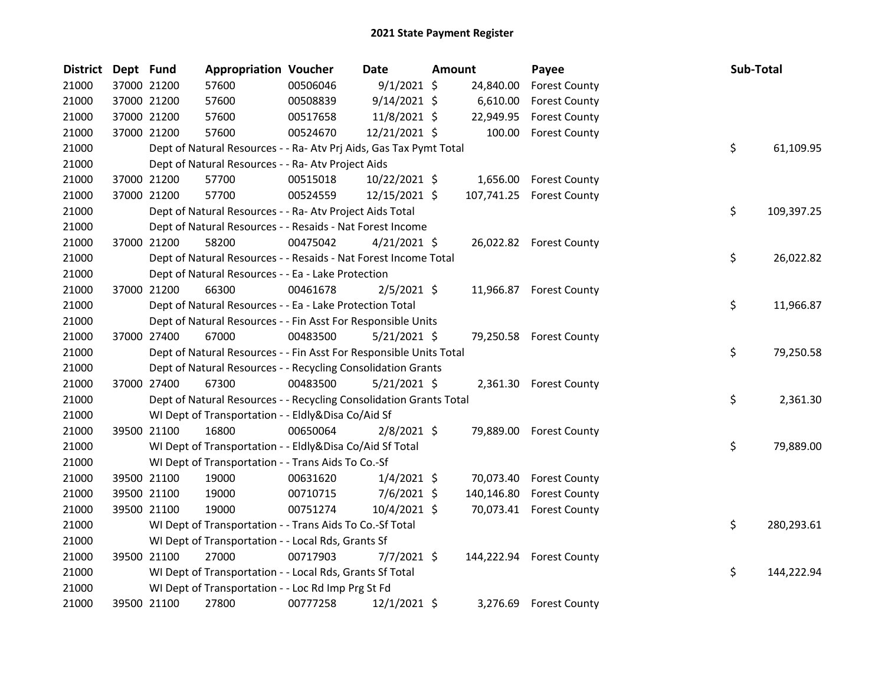## 2021 State Payment Register

| District | Dept | Fund | Appropriation | Voucher | Date | Amount | Payee | Sub-Total |
|---|---|---|---|---|---|---|---|---|
| 21000 | 37000 | 21200 | 57600 | 00506046 | 9/1/2021 | $ 24,840.00 | Forest County | |
| 21000 | 37000 | 21200 | 57600 | 00508839 | 9/14/2021 | $ 6,610.00 | Forest County | |
| 21000 | 37000 | 21200 | 57600 | 00517658 | 11/8/2021 | $ 22,949.95 | Forest County | |
| 21000 | 37000 | 21200 | 57600 | 00524670 | 12/21/2021 | $ 100.00 | Forest County | |
| 21000 | | Dept of Natural Resources - - Ra- Atv Prj Aids, Gas Tax Pymt Total | | | | | | $ 61,109.95 |
| 21000 | | Dept of Natural Resources - - Ra- Atv Project Aids | | | | | | |
| 21000 | 37000 | 21200 | 57700 | 00515018 | 10/22/2021 | $ 1,656.00 | Forest County | |
| 21000 | 37000 | 21200 | 57700 | 00524559 | 12/15/2021 | $ 107,741.25 | Forest County | |
| 21000 | | Dept of Natural Resources - - Ra- Atv Project Aids Total | | | | | | $ 109,397.25 |
| 21000 | | Dept of Natural Resources - - Resaids - Nat Forest Income | | | | | | |
| 21000 | 37000 | 21200 | 58200 | 00475042 | 4/21/2021 | $ 26,022.82 | Forest County | |
| 21000 | | Dept of Natural Resources - - Resaids - Nat Forest Income Total | | | | | | $ 26,022.82 |
| 21000 | | Dept of Natural Resources - - Ea - Lake Protection | | | | | | |
| 21000 | 37000 | 21200 | 66300 | 00461678 | 2/5/2021 | $ 11,966.87 | Forest County | |
| 21000 | | Dept of Natural Resources - - Ea - Lake Protection Total | | | | | | $ 11,966.87 |
| 21000 | | Dept of Natural Resources - - Fin Asst For Responsible Units | | | | | | |
| 21000 | 37000 | 27400 | 67000 | 00483500 | 5/21/2021 | $ 79,250.58 | Forest County | |
| 21000 | | Dept of Natural Resources - - Fin Asst For Responsible Units Total | | | | | | $ 79,250.58 |
| 21000 | | Dept of Natural Resources - - Recycling Consolidation Grants | | | | | | |
| 21000 | 37000 | 27400 | 67300 | 00483500 | 5/21/2021 | $ 2,361.30 | Forest County | |
| 21000 | | Dept of Natural Resources - - Recycling Consolidation Grants Total | | | | | | $ 2,361.30 |
| 21000 | | WI Dept of Transportation - - Eldly&Disa Co/Aid Sf | | | | | | |
| 21000 | 39500 | 21100 | 16800 | 00650064 | 2/8/2021 | $ 79,889.00 | Forest County | |
| 21000 | | WI Dept of Transportation - - Eldly&Disa Co/Aid Sf Total | | | | | | $ 79,889.00 |
| 21000 | | WI Dept of Transportation - - Trans Aids To Co.-Sf | | | | | | |
| 21000 | 39500 | 21100 | 19000 | 00631620 | 1/4/2021 | $ 70,073.40 | Forest County | |
| 21000 | 39500 | 21100 | 19000 | 00710715 | 7/6/2021 | $ 140,146.80 | Forest County | |
| 21000 | 39500 | 21100 | 19000 | 00751274 | 10/4/2021 | $ 70,073.41 | Forest County | |
| 21000 | | WI Dept of Transportation - - Trans Aids To Co.-Sf Total | | | | | | $ 280,293.61 |
| 21000 | | WI Dept of Transportation - - Local Rds, Grants Sf | | | | | | |
| 21000 | 39500 | 21100 | 27000 | 00717903 | 7/7/2021 | $ 144,222.94 | Forest County | |
| 21000 | | WI Dept of Transportation - - Local Rds, Grants Sf Total | | | | | | $ 144,222.94 |
| 21000 | | WI Dept of Transportation - - Loc Rd Imp Prg St Fd | | | | | | |
| 21000 | 39500 | 21100 | 27800 | 00777258 | 12/1/2021 | $ 3,276.69 | Forest County | |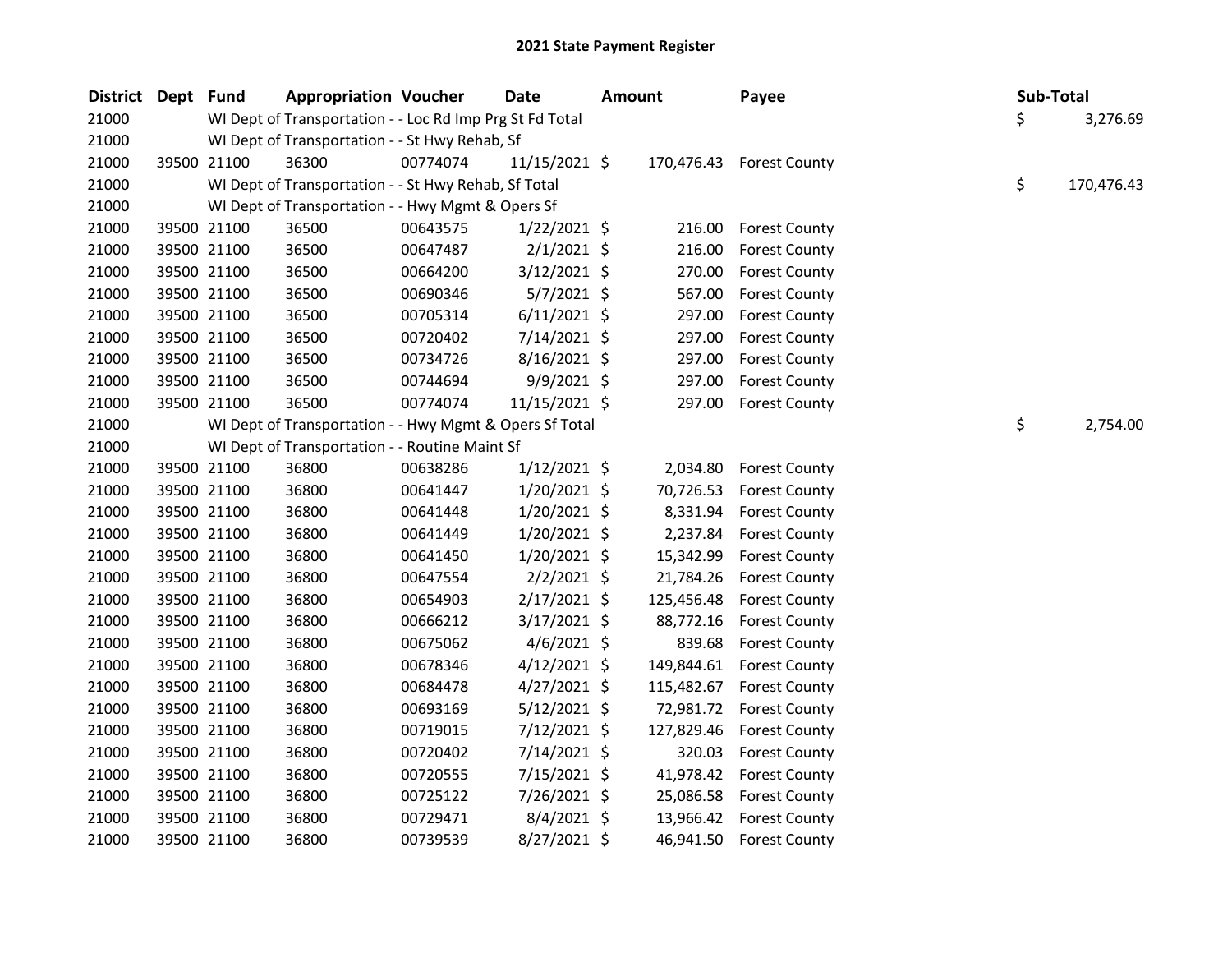# 2021 State Payment Register

| District | Dept | Fund | Appropriation | Voucher | Date | Amount | Payee | Sub-Total |
|---|---|---|---|---|---|---|---|---|
| 21000 | | WI Dept of Transportation - - Loc Rd Imp Prg St Fd Total | | | | | | $ 3,276.69 |
| 21000 | | WI Dept of Transportation - - St Hwy Rehab, Sf | | | | | | |
| 21000 | 39500 | 21100 | 36300 | 00774074 | 11/15/2021 | $ 170,476.43 | Forest County | |
| 21000 | | WI Dept of Transportation - - St Hwy Rehab, Sf Total | | | | | | $ 170,476.43 |
| 21000 | | WI Dept of Transportation - - Hwy Mgmt & Opers Sf | | | | | | |
| 21000 | 39500 | 21100 | 36500 | 00643575 | 1/22/2021 | $ 216.00 | Forest County | |
| 21000 | 39500 | 21100 | 36500 | 00647487 | 2/1/2021 | $ 216.00 | Forest County | |
| 21000 | 39500 | 21100 | 36500 | 00664200 | 3/12/2021 | $ 270.00 | Forest County | |
| 21000 | 39500 | 21100 | 36500 | 00690346 | 5/7/2021 | $ 567.00 | Forest County | |
| 21000 | 39500 | 21100 | 36500 | 00705314 | 6/11/2021 | $ 297.00 | Forest County | |
| 21000 | 39500 | 21100 | 36500 | 00720402 | 7/14/2021 | $ 297.00 | Forest County | |
| 21000 | 39500 | 21100 | 36500 | 00734726 | 8/16/2021 | $ 297.00 | Forest County | |
| 21000 | 39500 | 21100 | 36500 | 00744694 | 9/9/2021 | $ 297.00 | Forest County | |
| 21000 | 39500 | 21100 | 36500 | 00774074 | 11/15/2021 | $ 297.00 | Forest County | |
| 21000 | | WI Dept of Transportation - - Hwy Mgmt & Opers Sf Total | | | | | | $ 2,754.00 |
| 21000 | | WI Dept of Transportation - - Routine Maint Sf | | | | | | |
| 21000 | 39500 | 21100 | 36800 | 00638286 | 1/12/2021 | $ 2,034.80 | Forest County | |
| 21000 | 39500 | 21100 | 36800 | 00641447 | 1/20/2021 | $ 70,726.53 | Forest County | |
| 21000 | 39500 | 21100 | 36800 | 00641448 | 1/20/2021 | $ 8,331.94 | Forest County | |
| 21000 | 39500 | 21100 | 36800 | 00641449 | 1/20/2021 | $ 2,237.84 | Forest County | |
| 21000 | 39500 | 21100 | 36800 | 00641450 | 1/20/2021 | $ 15,342.99 | Forest County | |
| 21000 | 39500 | 21100 | 36800 | 00647554 | 2/2/2021 | $ 21,784.26 | Forest County | |
| 21000 | 39500 | 21100 | 36800 | 00654903 | 2/17/2021 | $ 125,456.48 | Forest County | |
| 21000 | 39500 | 21100 | 36800 | 00666212 | 3/17/2021 | $ 88,772.16 | Forest County | |
| 21000 | 39500 | 21100 | 36800 | 00675062 | 4/6/2021 | $ 839.68 | Forest County | |
| 21000 | 39500 | 21100 | 36800 | 00678346 | 4/12/2021 | $ 149,844.61 | Forest County | |
| 21000 | 39500 | 21100 | 36800 | 00684478 | 4/27/2021 | $ 115,482.67 | Forest County | |
| 21000 | 39500 | 21100 | 36800 | 00693169 | 5/12/2021 | $ 72,981.72 | Forest County | |
| 21000 | 39500 | 21100 | 36800 | 00719015 | 7/12/2021 | $ 127,829.46 | Forest County | |
| 21000 | 39500 | 21100 | 36800 | 00720402 | 7/14/2021 | $ 320.03 | Forest County | |
| 21000 | 39500 | 21100 | 36800 | 00720555 | 7/15/2021 | $ 41,978.42 | Forest County | |
| 21000 | 39500 | 21100 | 36800 | 00725122 | 7/26/2021 | $ 25,086.58 | Forest County | |
| 21000 | 39500 | 21100 | 36800 | 00729471 | 8/4/2021 | $ 13,966.42 | Forest County | |
| 21000 | 39500 | 21100 | 36800 | 00739539 | 8/27/2021 | $ 46,941.50 | Forest County | |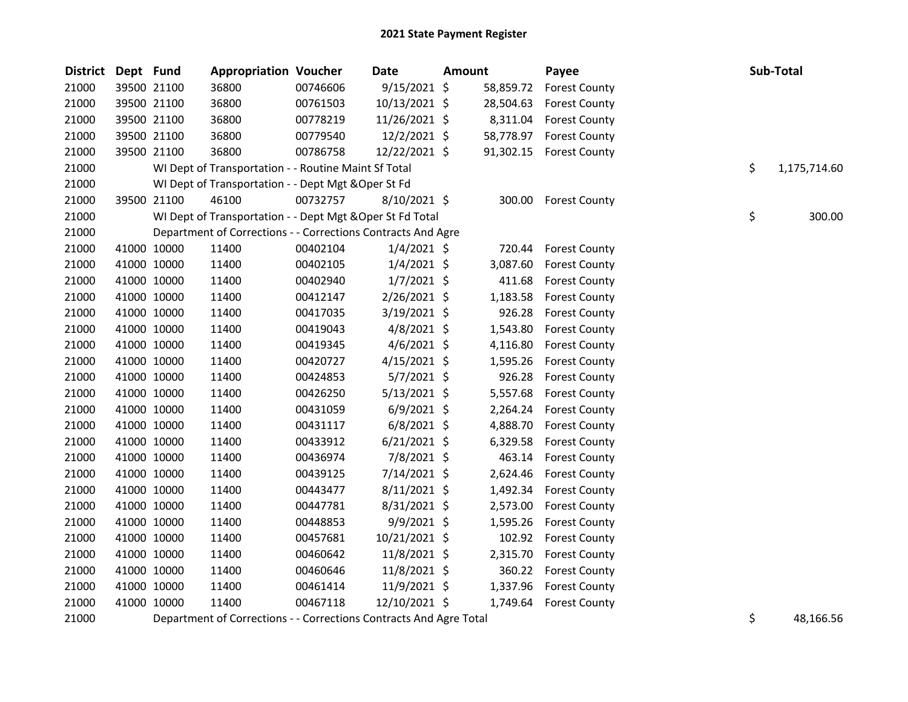# 2021 State Payment Register

| District | Dept | Fund | Appropriation | Voucher | Date | Amount | Payee | Sub-Total |
|---|---|---|---|---|---|---|---|---|
| 21000 | 39500 | 21100 | 36800 | 00746606 | 9/15/2021 | $ 58,859.72 | Forest County | |
| 21000 | 39500 | 21100 | 36800 | 00761503 | 10/13/2021 | $ 28,504.63 | Forest County | |
| 21000 | 39500 | 21100 | 36800 | 00778219 | 11/26/2021 | $ 8,311.04 | Forest County | |
| 21000 | 39500 | 21100 | 36800 | 00779540 | 12/2/2021 | $ 58,778.97 | Forest County | |
| 21000 | 39500 | 21100 | 36800 | 00786758 | 12/22/2021 | $ 91,302.15 | Forest County | |
| 21000 | | WI Dept of Transportation - - Routine Maint Sf Total | | | | | | $ 1,175,714.60 |
| 21000 | | WI Dept of Transportation - - Dept Mgt &Oper St Fd | | | | | | |
| 21000 | 39500 | 21100 | 46100 | 00732757 | 8/10/2021 | $ 300.00 | Forest County | |
| 21000 | | WI Dept of Transportation - - Dept Mgt &Oper St Fd Total | | | | | | $ 300.00 |
| 21000 | | Department of Corrections - - Corrections Contracts And Agre | | | | | | |
| 21000 | 41000 | 10000 | 11400 | 00402104 | 1/4/2021 | $ 720.44 | Forest County | |
| 21000 | 41000 | 10000 | 11400 | 00402105 | 1/4/2021 | $ 3,087.60 | Forest County | |
| 21000 | 41000 | 10000 | 11400 | 00402940 | 1/7/2021 | $ 411.68 | Forest County | |
| 21000 | 41000 | 10000 | 11400 | 00412147 | 2/26/2021 | $ 1,183.58 | Forest County | |
| 21000 | 41000 | 10000 | 11400 | 00417035 | 3/19/2021 | $ 926.28 | Forest County | |
| 21000 | 41000 | 10000 | 11400 | 00419043 | 4/8/2021 | $ 1,543.80 | Forest County | |
| 21000 | 41000 | 10000 | 11400 | 00419345 | 4/6/2021 | $ 4,116.80 | Forest County | |
| 21000 | 41000 | 10000 | 11400 | 00420727 | 4/15/2021 | $ 1,595.26 | Forest County | |
| 21000 | 41000 | 10000 | 11400 | 00424853 | 5/7/2021 | $ 926.28 | Forest County | |
| 21000 | 41000 | 10000 | 11400 | 00426250 | 5/13/2021 | $ 5,557.68 | Forest County | |
| 21000 | 41000 | 10000 | 11400 | 00431059 | 6/9/2021 | $ 2,264.24 | Forest County | |
| 21000 | 41000 | 10000 | 11400 | 00431117 | 6/8/2021 | $ 4,888.70 | Forest County | |
| 21000 | 41000 | 10000 | 11400 | 00433912 | 6/21/2021 | $ 6,329.58 | Forest County | |
| 21000 | 41000 | 10000 | 11400 | 00436974 | 7/8/2021 | $ 463.14 | Forest County | |
| 21000 | 41000 | 10000 | 11400 | 00439125 | 7/14/2021 | $ 2,624.46 | Forest County | |
| 21000 | 41000 | 10000 | 11400 | 00443477 | 8/11/2021 | $ 1,492.34 | Forest County | |
| 21000 | 41000 | 10000 | 11400 | 00447781 | 8/31/2021 | $ 2,573.00 | Forest County | |
| 21000 | 41000 | 10000 | 11400 | 00448853 | 9/9/2021 | $ 1,595.26 | Forest County | |
| 21000 | 41000 | 10000 | 11400 | 00457681 | 10/21/2021 | $ 102.92 | Forest County | |
| 21000 | 41000 | 10000 | 11400 | 00460642 | 11/8/2021 | $ 2,315.70 | Forest County | |
| 21000 | 41000 | 10000 | 11400 | 00460646 | 11/8/2021 | $ 360.22 | Forest County | |
| 21000 | 41000 | 10000 | 11400 | 00461414 | 11/9/2021 | $ 1,337.96 | Forest County | |
| 21000 | 41000 | 10000 | 11400 | 00467118 | 12/10/2021 | $ 1,749.64 | Forest County | |
| 21000 | | Department of Corrections - - Corrections Contracts And Agre Total | | | | | | $ 48,166.56 |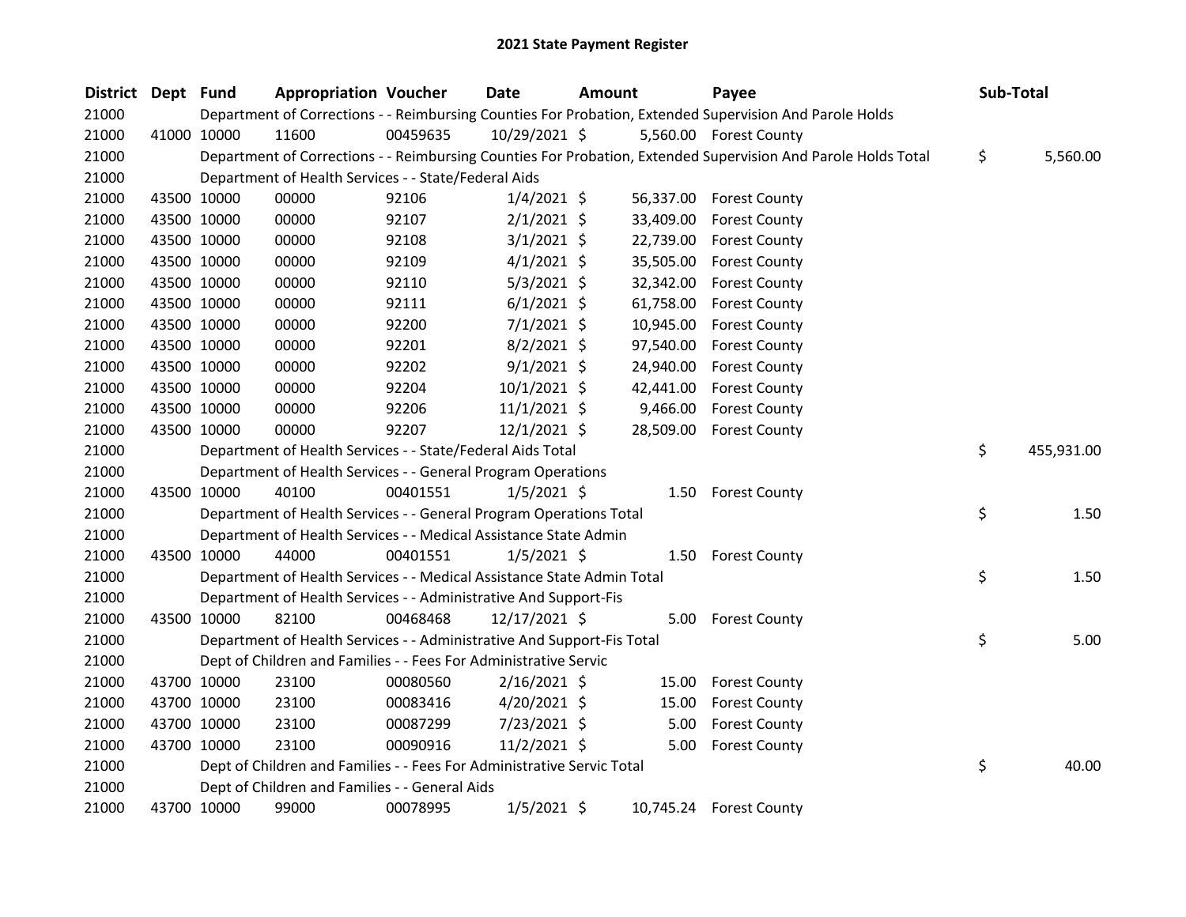# 2021 State Payment Register

| District | Dept | Fund | Appropriation | Voucher | Date | Amount | Payee | Sub-Total |
|---|---|---|---|---|---|---|---|---|
| 21000 | | | Department of Corrections - - Reimbursing Counties For Probation, Extended Supervision And Parole Holds | | | | | |
| 21000 | 41000 | 10000 | 11600 | 00459635 | 10/29/2021 | $ 5,560.00 | Forest County | |
| 21000 | | | Department of Corrections - - Reimbursing Counties For Probation, Extended Supervision And Parole Holds Total | | | | | $ 5,560.00 |
| 21000 | | | Department of Health Services - - State/Federal Aids | | | | | |
| 21000 | 43500 | 10000 | 00000 | 92106 | 1/4/2021 | $ 56,337.00 | Forest County | |
| 21000 | 43500 | 10000 | 00000 | 92107 | 2/1/2021 | $ 33,409.00 | Forest County | |
| 21000 | 43500 | 10000 | 00000 | 92108 | 3/1/2021 | $ 22,739.00 | Forest County | |
| 21000 | 43500 | 10000 | 00000 | 92109 | 4/1/2021 | $ 35,505.00 | Forest County | |
| 21000 | 43500 | 10000 | 00000 | 92110 | 5/3/2021 | $ 32,342.00 | Forest County | |
| 21000 | 43500 | 10000 | 00000 | 92111 | 6/1/2021 | $ 61,758.00 | Forest County | |
| 21000 | 43500 | 10000 | 00000 | 92200 | 7/1/2021 | $ 10,945.00 | Forest County | |
| 21000 | 43500 | 10000 | 00000 | 92201 | 8/2/2021 | $ 97,540.00 | Forest County | |
| 21000 | 43500 | 10000 | 00000 | 92202 | 9/1/2021 | $ 24,940.00 | Forest County | |
| 21000 | 43500 | 10000 | 00000 | 92204 | 10/1/2021 | $ 42,441.00 | Forest County | |
| 21000 | 43500 | 10000 | 00000 | 92206 | 11/1/2021 | $ 9,466.00 | Forest County | |
| 21000 | 43500 | 10000 | 00000 | 92207 | 12/1/2021 | $ 28,509.00 | Forest County | |
| 21000 | | | Department of Health Services - - State/Federal Aids Total | | | | | $ 455,931.00 |
| 21000 | | | Department of Health Services - - General Program Operations | | | | | |
| 21000 | 43500 | 10000 | 40100 | 00401551 | 1/5/2021 | $ 1.50 | Forest County | |
| 21000 | | | Department of Health Services - - General Program Operations Total | | | | | $ 1.50 |
| 21000 | | | Department of Health Services - - Medical Assistance State Admin | | | | | |
| 21000 | 43500 | 10000 | 44000 | 00401551 | 1/5/2021 | $ 1.50 | Forest County | |
| 21000 | | | Department of Health Services - - Medical Assistance State Admin Total | | | | | $ 1.50 |
| 21000 | | | Department of Health Services - - Administrative And Support-Fis | | | | | |
| 21000 | 43500 | 10000 | 82100 | 00468468 | 12/17/2021 | $ 5.00 | Forest County | |
| 21000 | | | Department of Health Services - - Administrative And Support-Fis Total | | | | | $ 5.00 |
| 21000 | | | Dept of Children and Families - - Fees For Administrative Servic | | | | | |
| 21000 | 43700 | 10000 | 23100 | 00080560 | 2/16/2021 | $ 15.00 | Forest County | |
| 21000 | 43700 | 10000 | 23100 | 00083416 | 4/20/2021 | $ 15.00 | Forest County | |
| 21000 | 43700 | 10000 | 23100 | 00087299 | 7/23/2021 | $ 5.00 | Forest County | |
| 21000 | 43700 | 10000 | 23100 | 00090916 | 11/2/2021 | $ 5.00 | Forest County | |
| 21000 | | | Dept of Children and Families - - Fees For Administrative Servic Total | | | | | $ 40.00 |
| 21000 | | | Dept of Children and Families - - General Aids | | | | | |
| 21000 | 43700 | 10000 | 99000 | 00078995 | 1/5/2021 | $ 10,745.24 | Forest County | |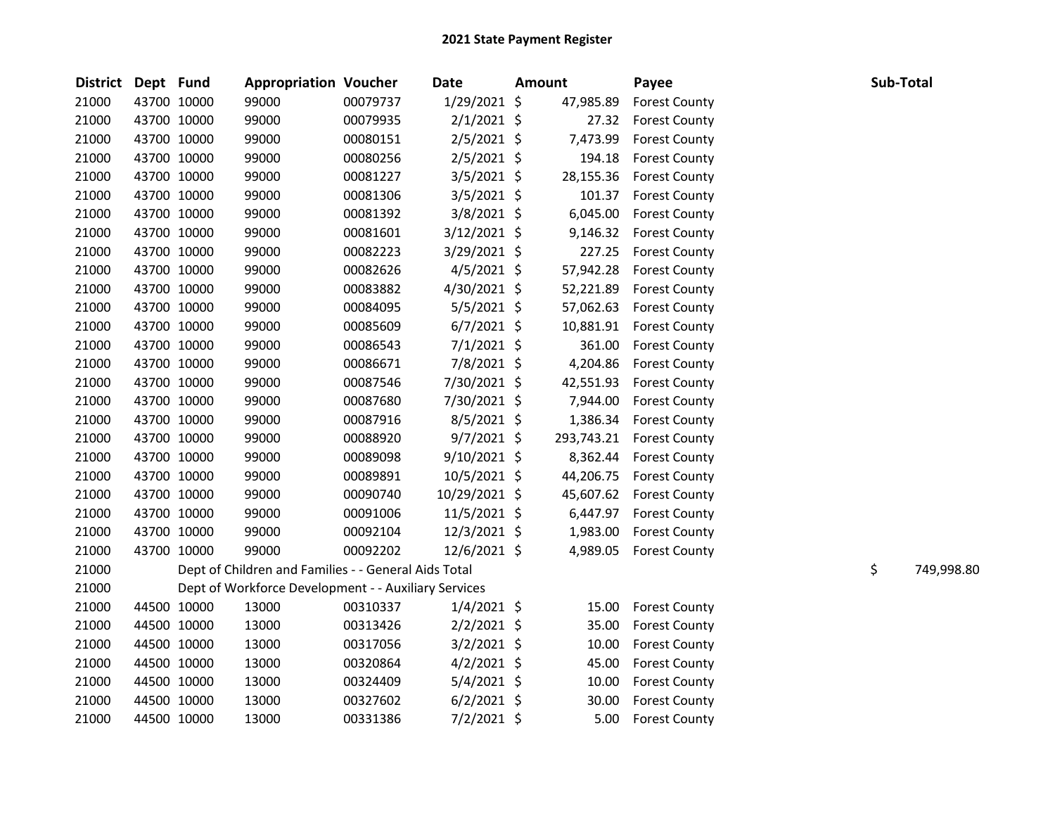# 2021 State Payment Register

| District | Dept | Fund | Appropriation | Voucher | Date | Amount | Payee | Sub-Total |
|---|---|---|---|---|---|---|---|---|
| 21000 | 43700 | 10000 | 99000 | 00079737 | 1/29/2021 | $ 47,985.89 | Forest County | |
| 21000 | 43700 | 10000 | 99000 | 00079935 | 2/1/2021 | $ 27.32 | Forest County | |
| 21000 | 43700 | 10000 | 99000 | 00080151 | 2/5/2021 | $ 7,473.99 | Forest County | |
| 21000 | 43700 | 10000 | 99000 | 00080256 | 2/5/2021 | $ 194.18 | Forest County | |
| 21000 | 43700 | 10000 | 99000 | 00081227 | 3/5/2021 | $ 28,155.36 | Forest County | |
| 21000 | 43700 | 10000 | 99000 | 00081306 | 3/5/2021 | $ 101.37 | Forest County | |
| 21000 | 43700 | 10000 | 99000 | 00081392 | 3/8/2021 | $ 6,045.00 | Forest County | |
| 21000 | 43700 | 10000 | 99000 | 00081601 | 3/12/2021 | $ 9,146.32 | Forest County | |
| 21000 | 43700 | 10000 | 99000 | 00082223 | 3/29/2021 | $ 227.25 | Forest County | |
| 21000 | 43700 | 10000 | 99000 | 00082626 | 4/5/2021 | $ 57,942.28 | Forest County | |
| 21000 | 43700 | 10000 | 99000 | 00083882 | 4/30/2021 | $ 52,221.89 | Forest County | |
| 21000 | 43700 | 10000 | 99000 | 00084095 | 5/5/2021 | $ 57,062.63 | Forest County | |
| 21000 | 43700 | 10000 | 99000 | 00085609 | 6/7/2021 | $ 10,881.91 | Forest County | |
| 21000 | 43700 | 10000 | 99000 | 00086543 | 7/1/2021 | $ 361.00 | Forest County | |
| 21000 | 43700 | 10000 | 99000 | 00086671 | 7/8/2021 | $ 4,204.86 | Forest County | |
| 21000 | 43700 | 10000 | 99000 | 00087546 | 7/30/2021 | $ 42,551.93 | Forest County | |
| 21000 | 43700 | 10000 | 99000 | 00087680 | 7/30/2021 | $ 7,944.00 | Forest County | |
| 21000 | 43700 | 10000 | 99000 | 00087916 | 8/5/2021 | $ 1,386.34 | Forest County | |
| 21000 | 43700 | 10000 | 99000 | 00088920 | 9/7/2021 | $ 293,743.21 | Forest County | |
| 21000 | 43700 | 10000 | 99000 | 00089098 | 9/10/2021 | $ 8,362.44 | Forest County | |
| 21000 | 43700 | 10000 | 99000 | 00089891 | 10/5/2021 | $ 44,206.75 | Forest County | |
| 21000 | 43700 | 10000 | 99000 | 00090740 | 10/29/2021 | $ 45,607.62 | Forest County | |
| 21000 | 43700 | 10000 | 99000 | 00091006 | 11/5/2021 | $ 6,447.97 | Forest County | |
| 21000 | 43700 | 10000 | 99000 | 00092104 | 12/3/2021 | $ 1,983.00 | Forest County | |
| 21000 | 43700 | 10000 | 99000 | 00092202 | 12/6/2021 | $ 4,989.05 | Forest County | |
| 21000 | | Dept of Children and Families - - General Aids Total | | | | | | $ 749,998.80 |
| 21000 | | Dept of Workforce Development - - Auxiliary Services | | | | | | |
| 21000 | 44500 | 10000 | 13000 | 00310337 | 1/4/2021 | $ 15.00 | Forest County | |
| 21000 | 44500 | 10000 | 13000 | 00313426 | 2/2/2021 | $ 35.00 | Forest County | |
| 21000 | 44500 | 10000 | 13000 | 00317056 | 3/2/2021 | $ 10.00 | Forest County | |
| 21000 | 44500 | 10000 | 13000 | 00320864 | 4/2/2021 | $ 45.00 | Forest County | |
| 21000 | 44500 | 10000 | 13000 | 00324409 | 5/4/2021 | $ 10.00 | Forest County | |
| 21000 | 44500 | 10000 | 13000 | 00327602 | 6/2/2021 | $ 30.00 | Forest County | |
| 21000 | 44500 | 10000 | 13000 | 00331386 | 7/2/2021 | $ 5.00 | Forest County | |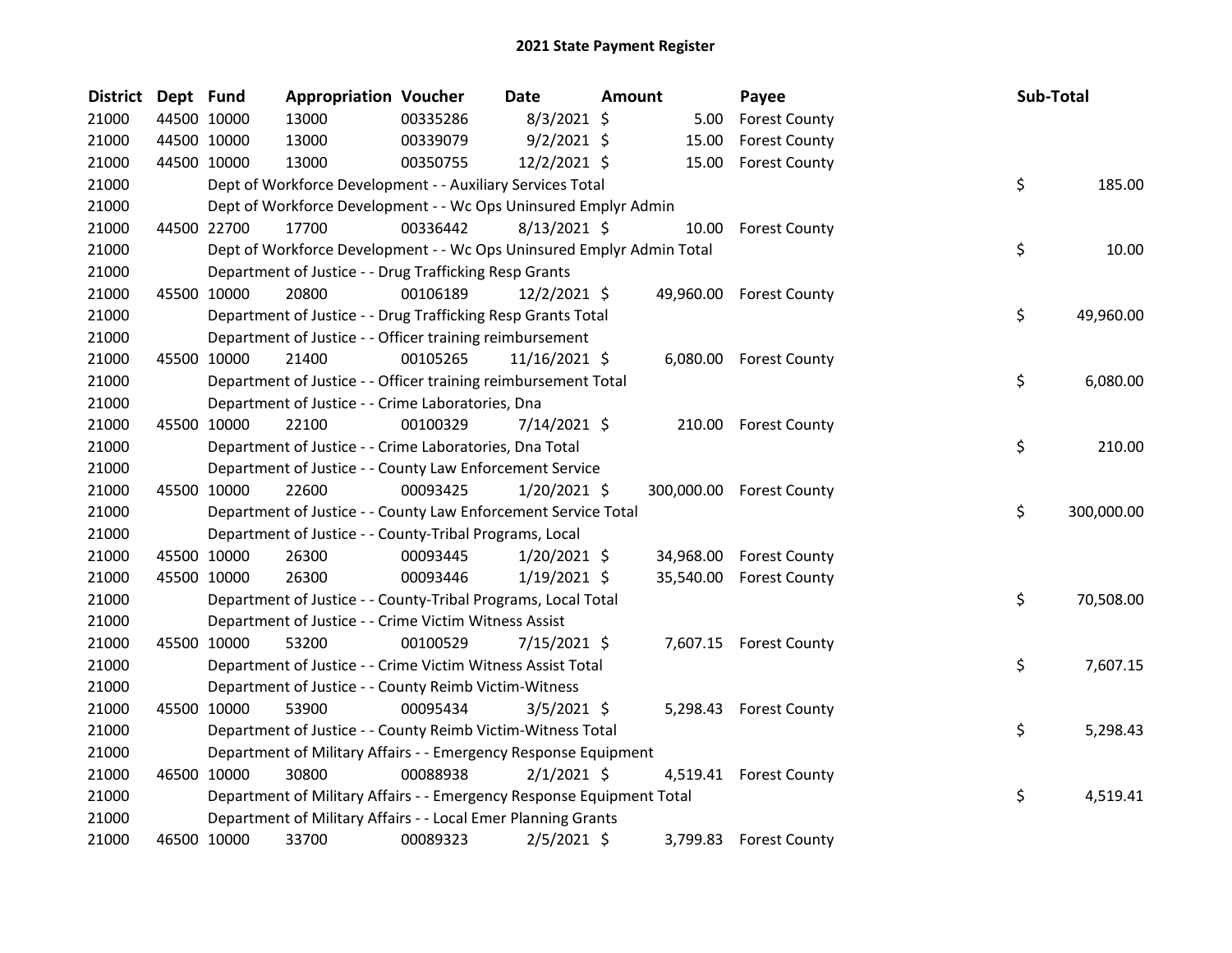## 2021 State Payment Register

| District | Dept | Fund | Appropriation | Voucher | Date | Amount | Payee | Sub-Total |
|---|---|---|---|---|---|---|---|---|
| 21000 | 44500 | 10000 | 13000 | 00335286 | 8/3/2021 | $ 5.00 | Forest County | |
| 21000 | 44500 | 10000 | 13000 | 00339079 | 9/2/2021 | $ 15.00 | Forest County | |
| 21000 | 44500 | 10000 | 13000 | 00350755 | 12/2/2021 | $ 15.00 | Forest County | |
| 21000 | | | Dept of Workforce Development - - Auxiliary Services Total | | | | | $ 185.00 |
| 21000 | | | Dept of Workforce Development - - Wc Ops Uninsured Emplyr Admin | | | | | |
| 21000 | 44500 | 22700 | 17700 | 00336442 | 8/13/2021 | $ 10.00 | Forest County | |
| 21000 | | | Dept of Workforce Development - - Wc Ops Uninsured Emplyr Admin Total | | | | | $ 10.00 |
| 21000 | | | Department of Justice - - Drug Trafficking Resp Grants | | | | | |
| 21000 | 45500 | 10000 | 20800 | 00106189 | 12/2/2021 | $ 49,960.00 | Forest County | |
| 21000 | | | Department of Justice - - Drug Trafficking Resp Grants Total | | | | | $ 49,960.00 |
| 21000 | | | Department of Justice - - Officer training reimbursement | | | | | |
| 21000 | 45500 | 10000 | 21400 | 00105265 | 11/16/2021 | $ 6,080.00 | Forest County | |
| 21000 | | | Department of Justice - - Officer training reimbursement Total | | | | | $ 6,080.00 |
| 21000 | | | Department of Justice - - Crime Laboratories, Dna | | | | | |
| 21000 | 45500 | 10000 | 22100 | 00100329 | 7/14/2021 | $ 210.00 | Forest County | |
| 21000 | | | Department of Justice - - Crime Laboratories, Dna Total | | | | | $ 210.00 |
| 21000 | | | Department of Justice - - County Law Enforcement Service | | | | | |
| 21000 | 45500 | 10000 | 22600 | 00093425 | 1/20/2021 | $ 300,000.00 | Forest County | |
| 21000 | | | Department of Justice - - County Law Enforcement Service Total | | | | | $ 300,000.00 |
| 21000 | | | Department of Justice - - County-Tribal Programs, Local | | | | | |
| 21000 | 45500 | 10000 | 26300 | 00093445 | 1/20/2021 | $ 34,968.00 | Forest County | |
| 21000 | 45500 | 10000 | 26300 | 00093446 | 1/19/2021 | $ 35,540.00 | Forest County | |
| 21000 | | | Department of Justice - - County-Tribal Programs, Local Total | | | | | $ 70,508.00 |
| 21000 | | | Department of Justice - - Crime Victim Witness Assist | | | | | |
| 21000 | 45500 | 10000 | 53200 | 00100529 | 7/15/2021 | $ 7,607.15 | Forest County | |
| 21000 | | | Department of Justice - - Crime Victim Witness Assist Total | | | | | $ 7,607.15 |
| 21000 | | | Department of Justice - - County Reimb Victim-Witness | | | | | |
| 21000 | 45500 | 10000 | 53900 | 00095434 | 3/5/2021 | $ 5,298.43 | Forest County | |
| 21000 | | | Department of Justice - - County Reimb Victim-Witness Total | | | | | $ 5,298.43 |
| 21000 | | | Department of Military Affairs - - Emergency Response Equipment | | | | | |
| 21000 | 46500 | 10000 | 30800 | 00088938 | 2/1/2021 | $ 4,519.41 | Forest County | |
| 21000 | | | Department of Military Affairs - - Emergency Response Equipment Total | | | | | $ 4,519.41 |
| 21000 | | | Department of Military Affairs - - Local Emer Planning Grants | | | | | |
| 21000 | 46500 | 10000 | 33700 | 00089323 | 2/5/2021 | $ 3,799.83 | Forest County | |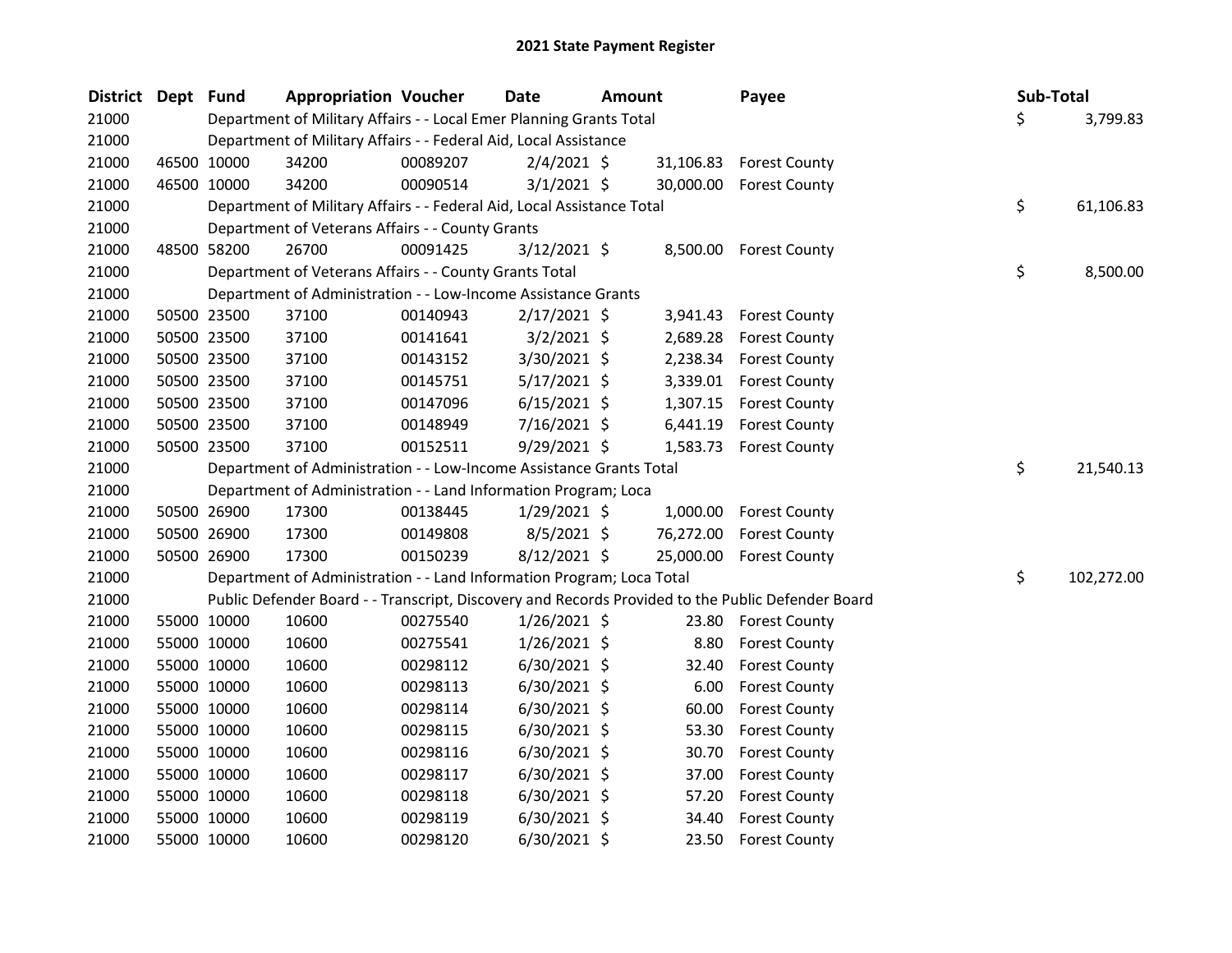# 2021 State Payment Register

| District | Dept | Fund | Appropriation | Voucher | Date | Amount | Payee | Sub-Total |
|---|---|---|---|---|---|---|---|---|
| 21000 | | Department of Military Affairs - - Local Emer Planning Grants Total | | | | | | $ 3,799.83 |
| 21000 | | Department of Military Affairs - - Federal Aid, Local Assistance | | | | | | |
| 21000 | 46500 | 10000 | 34200 | 00089207 | 2/4/2021 | $ 31,106.83 | Forest County | |
| 21000 | 46500 | 10000 | 34200 | 00090514 | 3/1/2021 | $ 30,000.00 | Forest County | |
| 21000 | | Department of Military Affairs - - Federal Aid, Local Assistance Total | | | | | | $ 61,106.83 |
| 21000 | | Department of Veterans Affairs - - County Grants | | | | | | |
| 21000 | 48500 | 58200 | 26700 | 00091425 | 3/12/2021 | $ 8,500.00 | Forest County | |
| 21000 | | Department of Veterans Affairs - - County Grants Total | | | | | | $ 8,500.00 |
| 21000 | | Department of Administration - - Low-Income Assistance Grants | | | | | | |
| 21000 | 50500 | 23500 | 37100 | 00140943 | 2/17/2021 | $ 3,941.43 | Forest County | |
| 21000 | 50500 | 23500 | 37100 | 00141641 | 3/2/2021 | $ 2,689.28 | Forest County | |
| 21000 | 50500 | 23500 | 37100 | 00143152 | 3/30/2021 | $ 2,238.34 | Forest County | |
| 21000 | 50500 | 23500 | 37100 | 00145751 | 5/17/2021 | $ 3,339.01 | Forest County | |
| 21000 | 50500 | 23500 | 37100 | 00147096 | 6/15/2021 | $ 1,307.15 | Forest County | |
| 21000 | 50500 | 23500 | 37100 | 00148949 | 7/16/2021 | $ 6,441.19 | Forest County | |
| 21000 | 50500 | 23500 | 37100 | 00152511 | 9/29/2021 | $ 1,583.73 | Forest County | |
| 21000 | | Department of Administration - - Low-Income Assistance Grants Total | | | | | | $ 21,540.13 |
| 21000 | | Department of Administration - - Land Information Program; Loca | | | | | | |
| 21000 | 50500 | 26900 | 17300 | 00138445 | 1/29/2021 | $ 1,000.00 | Forest County | |
| 21000 | 50500 | 26900 | 17300 | 00149808 | 8/5/2021 | $ 76,272.00 | Forest County | |
| 21000 | 50500 | 26900 | 17300 | 00150239 | 8/12/2021 | $ 25,000.00 | Forest County | |
| 21000 | | Department of Administration - - Land Information Program; Loca Total | | | | | | $ 102,272.00 |
| 21000 | | Public Defender Board - - Transcript, Discovery and Records Provided to the Public Defender Board | | | | | | |
| 21000 | 55000 | 10000 | 10600 | 00275540 | 1/26/2021 | $ 23.80 | Forest County | |
| 21000 | 55000 | 10000 | 10600 | 00275541 | 1/26/2021 | $ 8.80 | Forest County | |
| 21000 | 55000 | 10000 | 10600 | 00298112 | 6/30/2021 | $ 32.40 | Forest County | |
| 21000 | 55000 | 10000 | 10600 | 00298113 | 6/30/2021 | $ 6.00 | Forest County | |
| 21000 | 55000 | 10000 | 10600 | 00298114 | 6/30/2021 | $ 60.00 | Forest County | |
| 21000 | 55000 | 10000 | 10600 | 00298115 | 6/30/2021 | $ 53.30 | Forest County | |
| 21000 | 55000 | 10000 | 10600 | 00298116 | 6/30/2021 | $ 30.70 | Forest County | |
| 21000 | 55000 | 10000 | 10600 | 00298117 | 6/30/2021 | $ 37.00 | Forest County | |
| 21000 | 55000 | 10000 | 10600 | 00298118 | 6/30/2021 | $ 57.20 | Forest County | |
| 21000 | 55000 | 10000 | 10600 | 00298119 | 6/30/2021 | $ 34.40 | Forest County | |
| 21000 | 55000 | 10000 | 10600 | 00298120 | 6/30/2021 | $ 23.50 | Forest County | |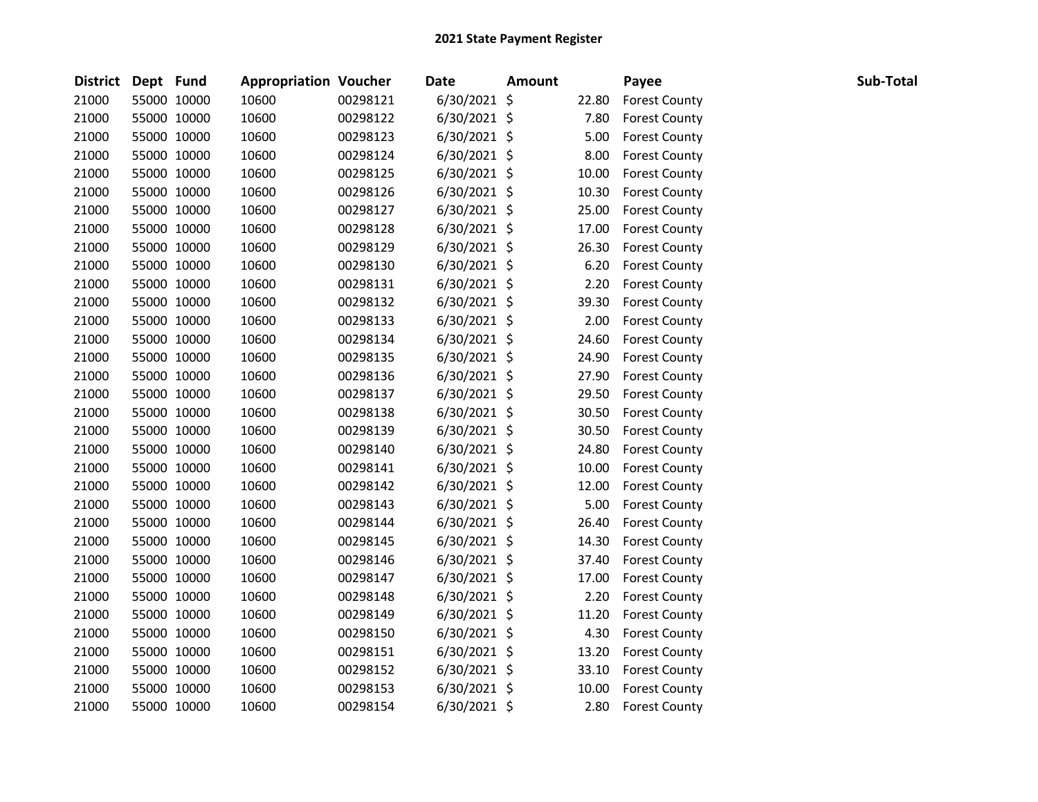# 2021 State Payment Register

| District | Dept | Fund | Appropriation | Voucher | Date | Amount | Payee | Sub-Total |
|---|---|---|---|---|---|---|---|---|
| 21000 | 55000 | 10000 | 10600 | 00298121 | 6/30/2021 | $ 22.80 | Forest County | |
| 21000 | 55000 | 10000 | 10600 | 00298122 | 6/30/2021 | $ 7.80 | Forest County | |
| 21000 | 55000 | 10000 | 10600 | 00298123 | 6/30/2021 | $ 5.00 | Forest County | |
| 21000 | 55000 | 10000 | 10600 | 00298124 | 6/30/2021 | $ 8.00 | Forest County | |
| 21000 | 55000 | 10000 | 10600 | 00298125 | 6/30/2021 | $ 10.00 | Forest County | |
| 21000 | 55000 | 10000 | 10600 | 00298126 | 6/30/2021 | $ 10.30 | Forest County | |
| 21000 | 55000 | 10000 | 10600 | 00298127 | 6/30/2021 | $ 25.00 | Forest County | |
| 21000 | 55000 | 10000 | 10600 | 00298128 | 6/30/2021 | $ 17.00 | Forest County | |
| 21000 | 55000 | 10000 | 10600 | 00298129 | 6/30/2021 | $ 26.30 | Forest County | |
| 21000 | 55000 | 10000 | 10600 | 00298130 | 6/30/2021 | $ 6.20 | Forest County | |
| 21000 | 55000 | 10000 | 10600 | 00298131 | 6/30/2021 | $ 2.20 | Forest County | |
| 21000 | 55000 | 10000 | 10600 | 00298132 | 6/30/2021 | $ 39.30 | Forest County | |
| 21000 | 55000 | 10000 | 10600 | 00298133 | 6/30/2021 | $ 2.00 | Forest County | |
| 21000 | 55000 | 10000 | 10600 | 00298134 | 6/30/2021 | $ 24.60 | Forest County | |
| 21000 | 55000 | 10000 | 10600 | 00298135 | 6/30/2021 | $ 24.90 | Forest County | |
| 21000 | 55000 | 10000 | 10600 | 00298136 | 6/30/2021 | $ 27.90 | Forest County | |
| 21000 | 55000 | 10000 | 10600 | 00298137 | 6/30/2021 | $ 29.50 | Forest County | |
| 21000 | 55000 | 10000 | 10600 | 00298138 | 6/30/2021 | $ 30.50 | Forest County | |
| 21000 | 55000 | 10000 | 10600 | 00298139 | 6/30/2021 | $ 30.50 | Forest County | |
| 21000 | 55000 | 10000 | 10600 | 00298140 | 6/30/2021 | $ 24.80 | Forest County | |
| 21000 | 55000 | 10000 | 10600 | 00298141 | 6/30/2021 | $ 10.00 | Forest County | |
| 21000 | 55000 | 10000 | 10600 | 00298142 | 6/30/2021 | $ 12.00 | Forest County | |
| 21000 | 55000 | 10000 | 10600 | 00298143 | 6/30/2021 | $ 5.00 | Forest County | |
| 21000 | 55000 | 10000 | 10600 | 00298144 | 6/30/2021 | $ 26.40 | Forest County | |
| 21000 | 55000 | 10000 | 10600 | 00298145 | 6/30/2021 | $ 14.30 | Forest County | |
| 21000 | 55000 | 10000 | 10600 | 00298146 | 6/30/2021 | $ 37.40 | Forest County | |
| 21000 | 55000 | 10000 | 10600 | 00298147 | 6/30/2021 | $ 17.00 | Forest County | |
| 21000 | 55000 | 10000 | 10600 | 00298148 | 6/30/2021 | $ 2.20 | Forest County | |
| 21000 | 55000 | 10000 | 10600 | 00298149 | 6/30/2021 | $ 11.20 | Forest County | |
| 21000 | 55000 | 10000 | 10600 | 00298150 | 6/30/2021 | $ 4.30 | Forest County | |
| 21000 | 55000 | 10000 | 10600 | 00298151 | 6/30/2021 | $ 13.20 | Forest County | |
| 21000 | 55000 | 10000 | 10600 | 00298152 | 6/30/2021 | $ 33.10 | Forest County | |
| 21000 | 55000 | 10000 | 10600 | 00298153 | 6/30/2021 | $ 10.00 | Forest County | |
| 21000 | 55000 | 10000 | 10600 | 00298154 | 6/30/2021 | $ 2.80 | Forest County | |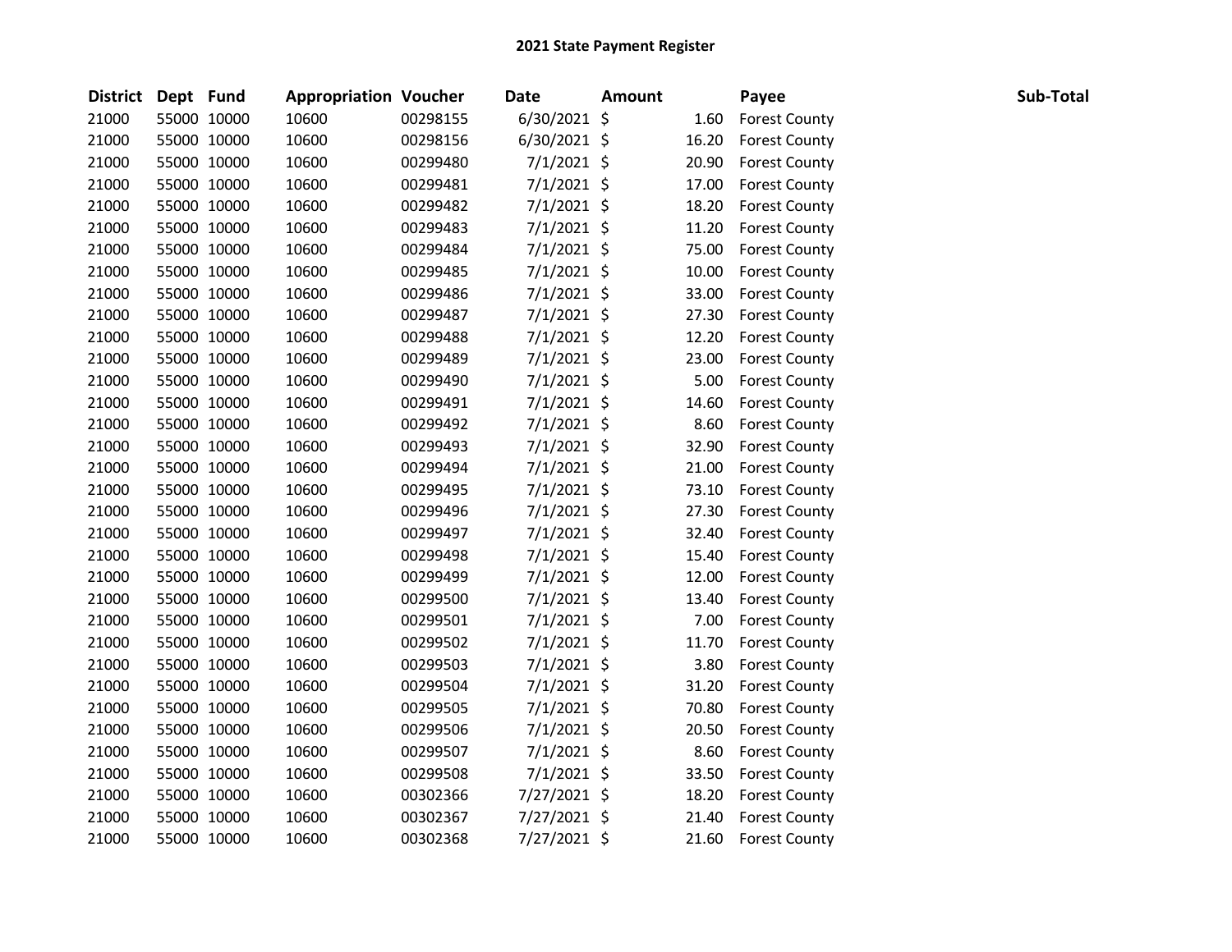## 2021 State Payment Register

| District | Dept | Fund | Appropriation | Voucher | Date | Amount | Payee | Sub-Total |
|---|---|---|---|---|---|---|---|---|
| 21000 | 55000 | 10000 | 10600 | 00298155 | 6/30/2021 | $ 1.60 | Forest County | |
| 21000 | 55000 | 10000 | 10600 | 00298156 | 6/30/2021 | $ 16.20 | Forest County | |
| 21000 | 55000 | 10000 | 10600 | 00299480 | 7/1/2021 | $ 20.90 | Forest County | |
| 21000 | 55000 | 10000 | 10600 | 00299481 | 7/1/2021 | $ 17.00 | Forest County | |
| 21000 | 55000 | 10000 | 10600 | 00299482 | 7/1/2021 | $ 18.20 | Forest County | |
| 21000 | 55000 | 10000 | 10600 | 00299483 | 7/1/2021 | $ 11.20 | Forest County | |
| 21000 | 55000 | 10000 | 10600 | 00299484 | 7/1/2021 | $ 75.00 | Forest County | |
| 21000 | 55000 | 10000 | 10600 | 00299485 | 7/1/2021 | $ 10.00 | Forest County | |
| 21000 | 55000 | 10000 | 10600 | 00299486 | 7/1/2021 | $ 33.00 | Forest County | |
| 21000 | 55000 | 10000 | 10600 | 00299487 | 7/1/2021 | $ 27.30 | Forest County | |
| 21000 | 55000 | 10000 | 10600 | 00299488 | 7/1/2021 | $ 12.20 | Forest County | |
| 21000 | 55000 | 10000 | 10600 | 00299489 | 7/1/2021 | $ 23.00 | Forest County | |
| 21000 | 55000 | 10000 | 10600 | 00299490 | 7/1/2021 | $ 5.00 | Forest County | |
| 21000 | 55000 | 10000 | 10600 | 00299491 | 7/1/2021 | $ 14.60 | Forest County | |
| 21000 | 55000 | 10000 | 10600 | 00299492 | 7/1/2021 | $ 8.60 | Forest County | |
| 21000 | 55000 | 10000 | 10600 | 00299493 | 7/1/2021 | $ 32.90 | Forest County | |
| 21000 | 55000 | 10000 | 10600 | 00299494 | 7/1/2021 | $ 21.00 | Forest County | |
| 21000 | 55000 | 10000 | 10600 | 00299495 | 7/1/2021 | $ 73.10 | Forest County | |
| 21000 | 55000 | 10000 | 10600 | 00299496 | 7/1/2021 | $ 27.30 | Forest County | |
| 21000 | 55000 | 10000 | 10600 | 00299497 | 7/1/2021 | $ 32.40 | Forest County | |
| 21000 | 55000 | 10000 | 10600 | 00299498 | 7/1/2021 | $ 15.40 | Forest County | |
| 21000 | 55000 | 10000 | 10600 | 00299499 | 7/1/2021 | $ 12.00 | Forest County | |
| 21000 | 55000 | 10000 | 10600 | 00299500 | 7/1/2021 | $ 13.40 | Forest County | |
| 21000 | 55000 | 10000 | 10600 | 00299501 | 7/1/2021 | $ 7.00 | Forest County | |
| 21000 | 55000 | 10000 | 10600 | 00299502 | 7/1/2021 | $ 11.70 | Forest County | |
| 21000 | 55000 | 10000 | 10600 | 00299503 | 7/1/2021 | $ 3.80 | Forest County | |
| 21000 | 55000 | 10000 | 10600 | 00299504 | 7/1/2021 | $ 31.20 | Forest County | |
| 21000 | 55000 | 10000 | 10600 | 00299505 | 7/1/2021 | $ 70.80 | Forest County | |
| 21000 | 55000 | 10000 | 10600 | 00299506 | 7/1/2021 | $ 20.50 | Forest County | |
| 21000 | 55000 | 10000 | 10600 | 00299507 | 7/1/2021 | $ 8.60 | Forest County | |
| 21000 | 55000 | 10000 | 10600 | 00299508 | 7/1/2021 | $ 33.50 | Forest County | |
| 21000 | 55000 | 10000 | 10600 | 00302366 | 7/27/2021 | $ 18.20 | Forest County | |
| 21000 | 55000 | 10000 | 10600 | 00302367 | 7/27/2021 | $ 21.40 | Forest County | |
| 21000 | 55000 | 10000 | 10600 | 00302368 | 7/27/2021 | $ 21.60 | Forest County | |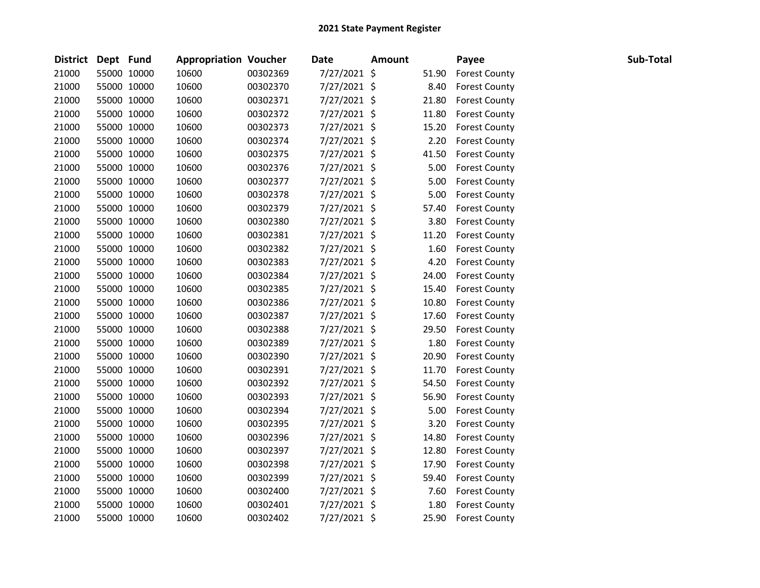## 2021 State Payment Register

| District | Dept | Fund | Appropriation | Voucher | Date | Amount | Payee | Sub-Total |
|---|---|---|---|---|---|---|---|---|
| 21000 | 55000 | 10000 | 10600 | 00302369 | 7/27/2021 | $ 51.90 | Forest County | |
| 21000 | 55000 | 10000 | 10600 | 00302370 | 7/27/2021 | $ 8.40 | Forest County | |
| 21000 | 55000 | 10000 | 10600 | 00302371 | 7/27/2021 | $ 21.80 | Forest County | |
| 21000 | 55000 | 10000 | 10600 | 00302372 | 7/27/2021 | $ 11.80 | Forest County | |
| 21000 | 55000 | 10000 | 10600 | 00302373 | 7/27/2021 | $ 15.20 | Forest County | |
| 21000 | 55000 | 10000 | 10600 | 00302374 | 7/27/2021 | $ 2.20 | Forest County | |
| 21000 | 55000 | 10000 | 10600 | 00302375 | 7/27/2021 | $ 41.50 | Forest County | |
| 21000 | 55000 | 10000 | 10600 | 00302376 | 7/27/2021 | $ 5.00 | Forest County | |
| 21000 | 55000 | 10000 | 10600 | 00302377 | 7/27/2021 | $ 5.00 | Forest County | |
| 21000 | 55000 | 10000 | 10600 | 00302378 | 7/27/2021 | $ 5.00 | Forest County | |
| 21000 | 55000 | 10000 | 10600 | 00302379 | 7/27/2021 | $ 57.40 | Forest County | |
| 21000 | 55000 | 10000 | 10600 | 00302380 | 7/27/2021 | $ 3.80 | Forest County | |
| 21000 | 55000 | 10000 | 10600 | 00302381 | 7/27/2021 | $ 11.20 | Forest County | |
| 21000 | 55000 | 10000 | 10600 | 00302382 | 7/27/2021 | $ 1.60 | Forest County | |
| 21000 | 55000 | 10000 | 10600 | 00302383 | 7/27/2021 | $ 4.20 | Forest County | |
| 21000 | 55000 | 10000 | 10600 | 00302384 | 7/27/2021 | $ 24.00 | Forest County | |
| 21000 | 55000 | 10000 | 10600 | 00302385 | 7/27/2021 | $ 15.40 | Forest County | |
| 21000 | 55000 | 10000 | 10600 | 00302386 | 7/27/2021 | $ 10.80 | Forest County | |
| 21000 | 55000 | 10000 | 10600 | 00302387 | 7/27/2021 | $ 17.60 | Forest County | |
| 21000 | 55000 | 10000 | 10600 | 00302388 | 7/27/2021 | $ 29.50 | Forest County | |
| 21000 | 55000 | 10000 | 10600 | 00302389 | 7/27/2021 | $ 1.80 | Forest County | |
| 21000 | 55000 | 10000 | 10600 | 00302390 | 7/27/2021 | $ 20.90 | Forest County | |
| 21000 | 55000 | 10000 | 10600 | 00302391 | 7/27/2021 | $ 11.70 | Forest County | |
| 21000 | 55000 | 10000 | 10600 | 00302392 | 7/27/2021 | $ 54.50 | Forest County | |
| 21000 | 55000 | 10000 | 10600 | 00302393 | 7/27/2021 | $ 56.90 | Forest County | |
| 21000 | 55000 | 10000 | 10600 | 00302394 | 7/27/2021 | $ 5.00 | Forest County | |
| 21000 | 55000 | 10000 | 10600 | 00302395 | 7/27/2021 | $ 3.20 | Forest County | |
| 21000 | 55000 | 10000 | 10600 | 00302396 | 7/27/2021 | $ 14.80 | Forest County | |
| 21000 | 55000 | 10000 | 10600 | 00302397 | 7/27/2021 | $ 12.80 | Forest County | |
| 21000 | 55000 | 10000 | 10600 | 00302398 | 7/27/2021 | $ 17.90 | Forest County | |
| 21000 | 55000 | 10000 | 10600 | 00302399 | 7/27/2021 | $ 59.40 | Forest County | |
| 21000 | 55000 | 10000 | 10600 | 00302400 | 7/27/2021 | $ 7.60 | Forest County | |
| 21000 | 55000 | 10000 | 10600 | 00302401 | 7/27/2021 | $ 1.80 | Forest County | |
| 21000 | 55000 | 10000 | 10600 | 00302402 | 7/27/2021 | $ 25.90 | Forest County | |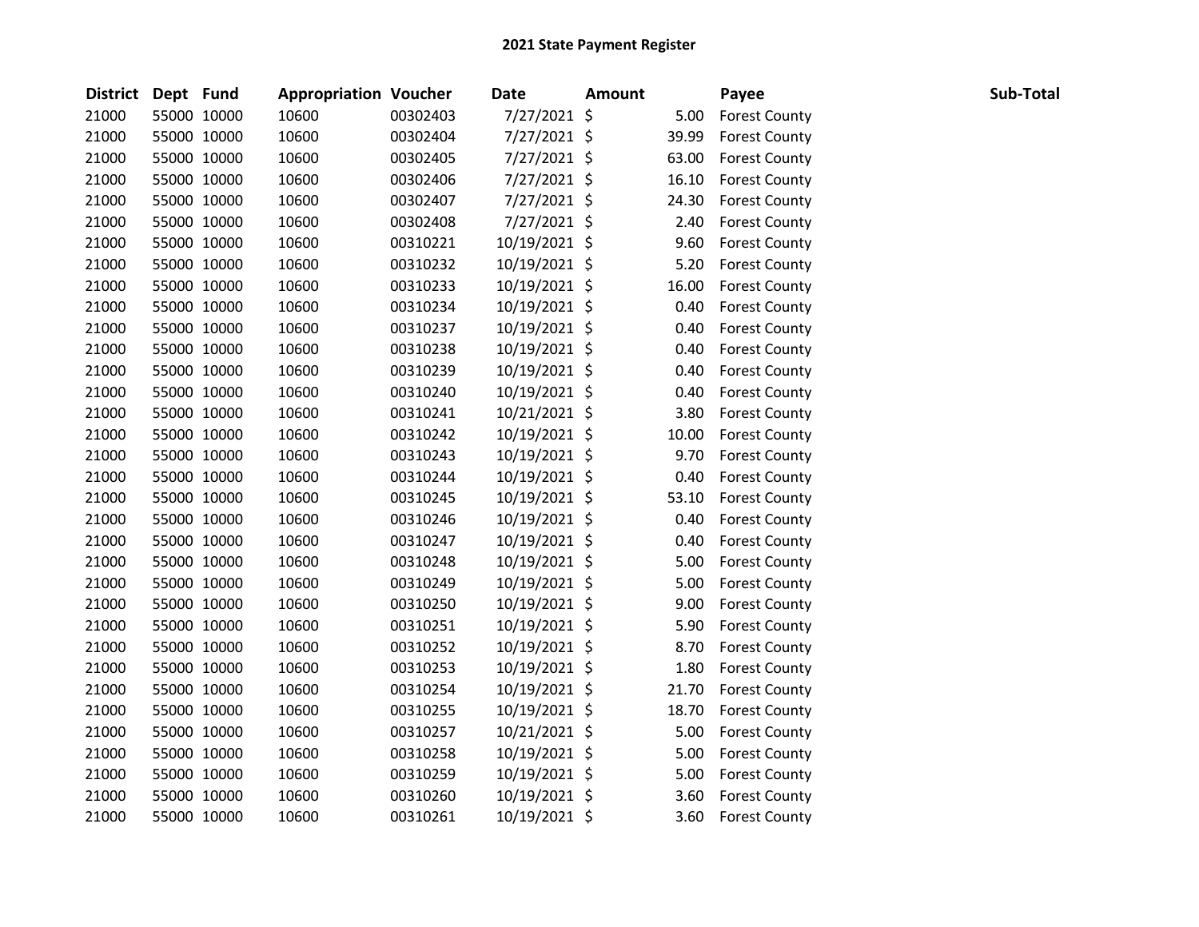**2021 State Payment Register**

| District | Dept | Fund | Appropriation | Voucher | Date | Amount | Payee | Sub-Total |
|---|---|---|---|---|---|---|---|---|
| 21000 | 55000 | 10000 | 10600 | 00302403 | 7/27/2021 | $ 5.00 | Forest County | |
| 21000 | 55000 | 10000 | 10600 | 00302404 | 7/27/2021 | $ 39.99 | Forest County | |
| 21000 | 55000 | 10000 | 10600 | 00302405 | 7/27/2021 | $ 63.00 | Forest County | |
| 21000 | 55000 | 10000 | 10600 | 00302406 | 7/27/2021 | $ 16.10 | Forest County | |
| 21000 | 55000 | 10000 | 10600 | 00302407 | 7/27/2021 | $ 24.30 | Forest County | |
| 21000 | 55000 | 10000 | 10600 | 00302408 | 7/27/2021 | $ 2.40 | Forest County | |
| 21000 | 55000 | 10000 | 10600 | 00310221 | 10/19/2021 | $ 9.60 | Forest County | |
| 21000 | 55000 | 10000 | 10600 | 00310232 | 10/19/2021 | $ 5.20 | Forest County | |
| 21000 | 55000 | 10000 | 10600 | 00310233 | 10/19/2021 | $ 16.00 | Forest County | |
| 21000 | 55000 | 10000 | 10600 | 00310234 | 10/19/2021 | $ 0.40 | Forest County | |
| 21000 | 55000 | 10000 | 10600 | 00310237 | 10/19/2021 | $ 0.40 | Forest County | |
| 21000 | 55000 | 10000 | 10600 | 00310238 | 10/19/2021 | $ 0.40 | Forest County | |
| 21000 | 55000 | 10000 | 10600 | 00310239 | 10/19/2021 | $ 0.40 | Forest County | |
| 21000 | 55000 | 10000 | 10600 | 00310240 | 10/19/2021 | $ 0.40 | Forest County | |
| 21000 | 55000 | 10000 | 10600 | 00310241 | 10/21/2021 | $ 3.80 | Forest County | |
| 21000 | 55000 | 10000 | 10600 | 00310242 | 10/19/2021 | $ 10.00 | Forest County | |
| 21000 | 55000 | 10000 | 10600 | 00310243 | 10/19/2021 | $ 9.70 | Forest County | |
| 21000 | 55000 | 10000 | 10600 | 00310244 | 10/19/2021 | $ 0.40 | Forest County | |
| 21000 | 55000 | 10000 | 10600 | 00310245 | 10/19/2021 | $ 53.10 | Forest County | |
| 21000 | 55000 | 10000 | 10600 | 00310246 | 10/19/2021 | $ 0.40 | Forest County | |
| 21000 | 55000 | 10000 | 10600 | 00310247 | 10/19/2021 | $ 0.40 | Forest County | |
| 21000 | 55000 | 10000 | 10600 | 00310248 | 10/19/2021 | $ 5.00 | Forest County | |
| 21000 | 55000 | 10000 | 10600 | 00310249 | 10/19/2021 | $ 5.00 | Forest County | |
| 21000 | 55000 | 10000 | 10600 | 00310250 | 10/19/2021 | $ 9.00 | Forest County | |
| 21000 | 55000 | 10000 | 10600 | 00310251 | 10/19/2021 | $ 5.90 | Forest County | |
| 21000 | 55000 | 10000 | 10600 | 00310252 | 10/19/2021 | $ 8.70 | Forest County | |
| 21000 | 55000 | 10000 | 10600 | 00310253 | 10/19/2021 | $ 1.80 | Forest County | |
| 21000 | 55000 | 10000 | 10600 | 00310254 | 10/19/2021 | $ 21.70 | Forest County | |
| 21000 | 55000 | 10000 | 10600 | 00310255 | 10/19/2021 | $ 18.70 | Forest County | |
| 21000 | 55000 | 10000 | 10600 | 00310257 | 10/21/2021 | $ 5.00 | Forest County | |
| 21000 | 55000 | 10000 | 10600 | 00310258 | 10/19/2021 | $ 5.00 | Forest County | |
| 21000 | 55000 | 10000 | 10600 | 00310259 | 10/19/2021 | $ 5.00 | Forest County | |
| 21000 | 55000 | 10000 | 10600 | 00310260 | 10/19/2021 | $ 3.60 | Forest County | |
| 21000 | 55000 | 10000 | 10600 | 00310261 | 10/19/2021 | $ 3.60 | Forest County | |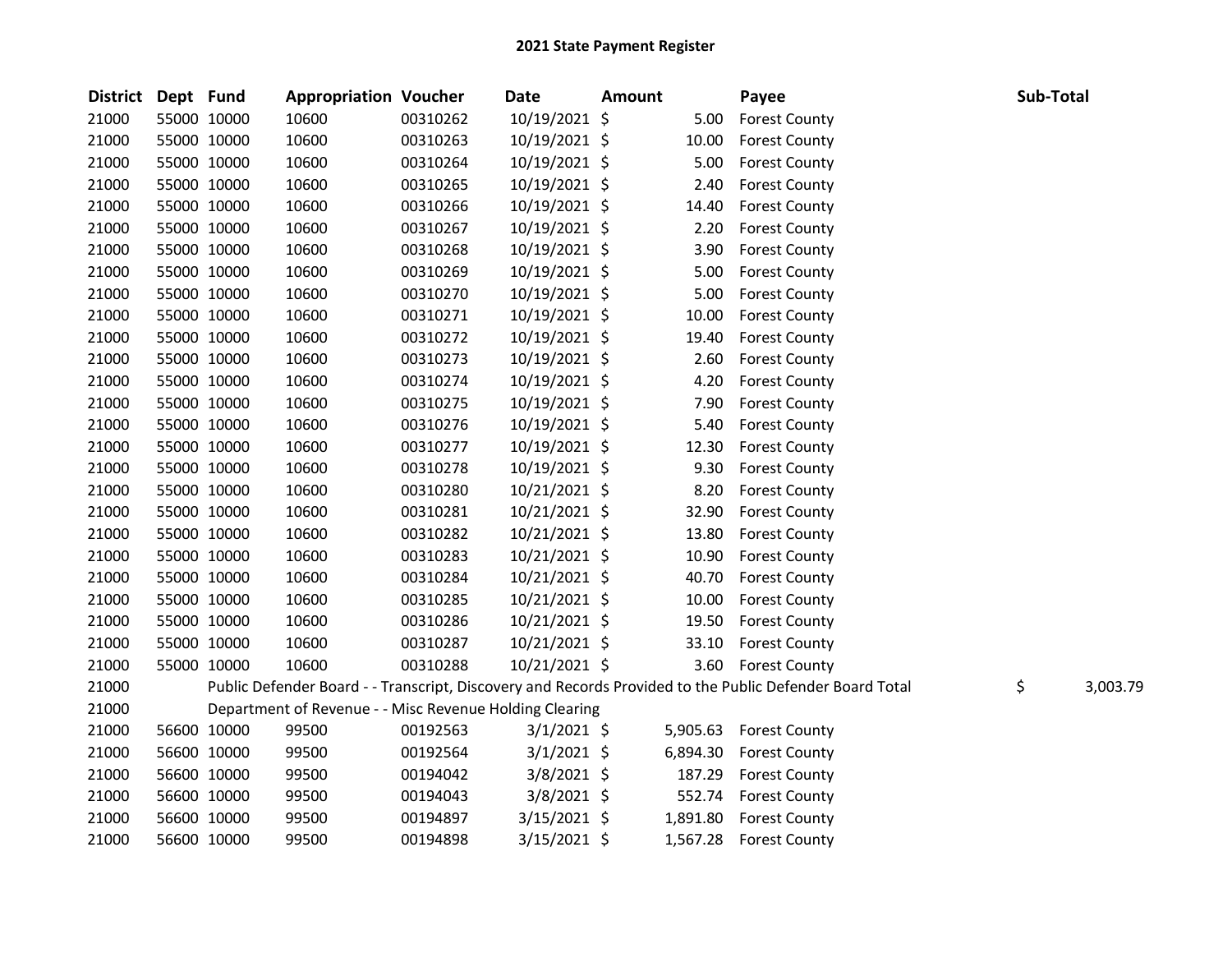# 2021 State Payment Register

| District | Dept | Fund | Appropriation | Voucher | Date | Amount | Payee | Sub-Total |
|---|---|---|---|---|---|---|---|---|
| 21000 | 55000 | 10000 | 10600 | 00310262 | 10/19/2021 | $ 5.00 | Forest County | |
| 21000 | 55000 | 10000 | 10600 | 00310263 | 10/19/2021 | $ 10.00 | Forest County | |
| 21000 | 55000 | 10000 | 10600 | 00310264 | 10/19/2021 | $ 5.00 | Forest County | |
| 21000 | 55000 | 10000 | 10600 | 00310265 | 10/19/2021 | $ 2.40 | Forest County | |
| 21000 | 55000 | 10000 | 10600 | 00310266 | 10/19/2021 | $ 14.40 | Forest County | |
| 21000 | 55000 | 10000 | 10600 | 00310267 | 10/19/2021 | $ 2.20 | Forest County | |
| 21000 | 55000 | 10000 | 10600 | 00310268 | 10/19/2021 | $ 3.90 | Forest County | |
| 21000 | 55000 | 10000 | 10600 | 00310269 | 10/19/2021 | $ 5.00 | Forest County | |
| 21000 | 55000 | 10000 | 10600 | 00310270 | 10/19/2021 | $ 5.00 | Forest County | |
| 21000 | 55000 | 10000 | 10600 | 00310271 | 10/19/2021 | $ 10.00 | Forest County | |
| 21000 | 55000 | 10000 | 10600 | 00310272 | 10/19/2021 | $ 19.40 | Forest County | |
| 21000 | 55000 | 10000 | 10600 | 00310273 | 10/19/2021 | $ 2.60 | Forest County | |
| 21000 | 55000 | 10000 | 10600 | 00310274 | 10/19/2021 | $ 4.20 | Forest County | |
| 21000 | 55000 | 10000 | 10600 | 00310275 | 10/19/2021 | $ 7.90 | Forest County | |
| 21000 | 55000 | 10000 | 10600 | 00310276 | 10/19/2021 | $ 5.40 | Forest County | |
| 21000 | 55000 | 10000 | 10600 | 00310277 | 10/19/2021 | $ 12.30 | Forest County | |
| 21000 | 55000 | 10000 | 10600 | 00310278 | 10/19/2021 | $ 9.30 | Forest County | |
| 21000 | 55000 | 10000 | 10600 | 00310280 | 10/21/2021 | $ 8.20 | Forest County | |
| 21000 | 55000 | 10000 | 10600 | 00310281 | 10/21/2021 | $ 32.90 | Forest County | |
| 21000 | 55000 | 10000 | 10600 | 00310282 | 10/21/2021 | $ 13.80 | Forest County | |
| 21000 | 55000 | 10000 | 10600 | 00310283 | 10/21/2021 | $ 10.90 | Forest County | |
| 21000 | 55000 | 10000 | 10600 | 00310284 | 10/21/2021 | $ 40.70 | Forest County | |
| 21000 | 55000 | 10000 | 10600 | 00310285 | 10/21/2021 | $ 10.00 | Forest County | |
| 21000 | 55000 | 10000 | 10600 | 00310286 | 10/21/2021 | $ 19.50 | Forest County | |
| 21000 | 55000 | 10000 | 10600 | 00310287 | 10/21/2021 | $ 33.10 | Forest County | |
| 21000 | 55000 | 10000 | 10600 | 00310288 | 10/21/2021 | $ 3.60 | Forest County | |
| 21000 | | Public Defender Board - - Transcript, Discovery and Records Provided to the Public Defender Board Total | | | | | | $ 3,003.79 |
| 21000 | | Department of Revenue - - Misc Revenue Holding Clearing | | | | | | |
| 21000 | 56600 | 10000 | 99500 | 00192563 | 3/1/2021 | $ 5,905.63 | Forest County | |
| 21000 | 56600 | 10000 | 99500 | 00192564 | 3/1/2021 | $ 6,894.30 | Forest County | |
| 21000 | 56600 | 10000 | 99500 | 00194042 | 3/8/2021 | $ 187.29 | Forest County | |
| 21000 | 56600 | 10000 | 99500 | 00194043 | 3/8/2021 | $ 552.74 | Forest County | |
| 21000 | 56600 | 10000 | 99500 | 00194897 | 3/15/2021 | $ 1,891.80 | Forest County | |
| 21000 | 56600 | 10000 | 99500 | 00194898 | 3/15/2021 | $ 1,567.28 | Forest County | |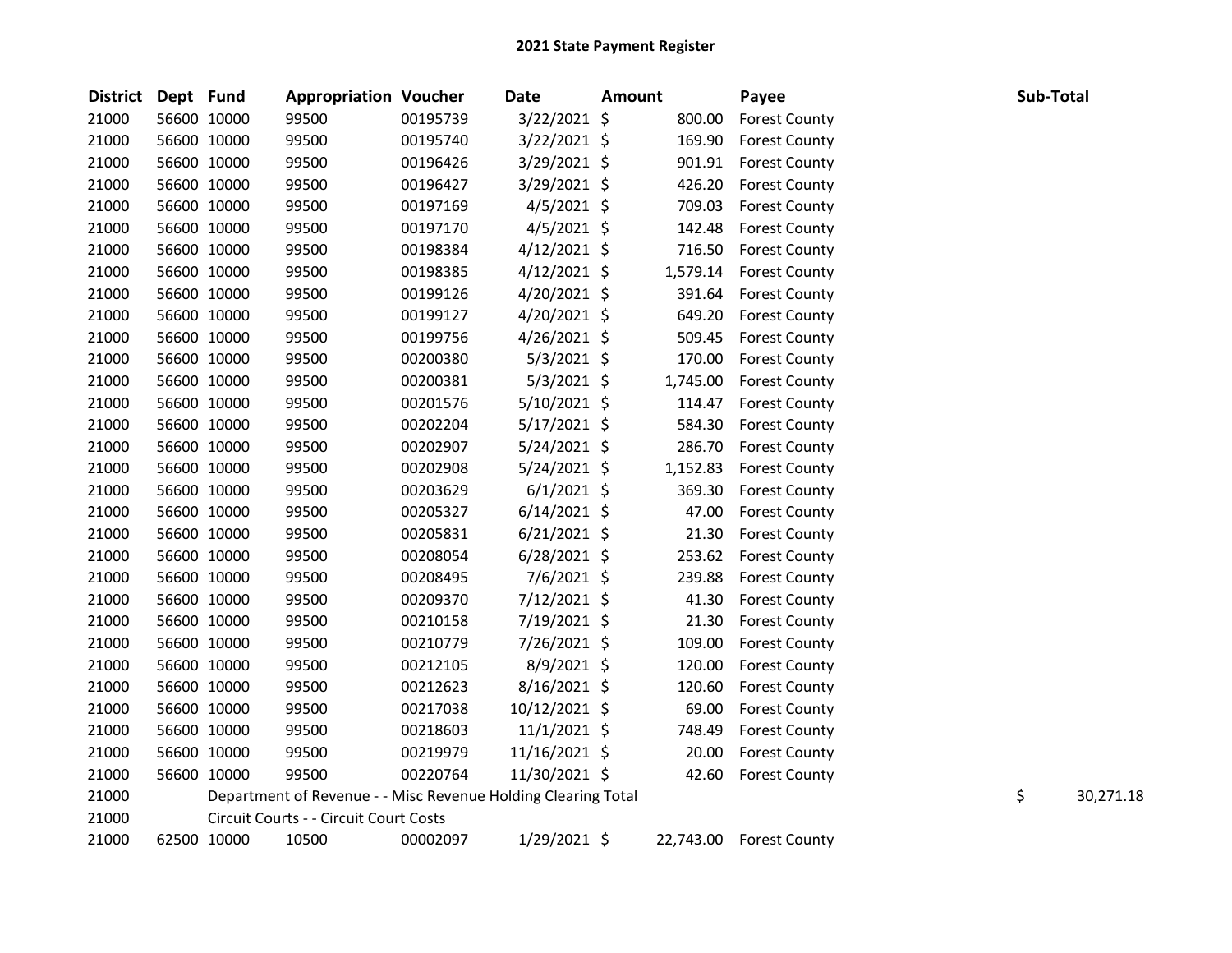# 2021 State Payment Register

| District | Dept | Fund | Appropriation | Voucher | Date | Amount | Payee | Sub-Total |
|---|---|---|---|---|---|---|---|---|
| 21000 | 56600 | 10000 | 99500 | 00195739 | 3/22/2021 | $ 800.00 | Forest County | |
| 21000 | 56600 | 10000 | 99500 | 00195740 | 3/22/2021 | $ 169.90 | Forest County | |
| 21000 | 56600 | 10000 | 99500 | 00196426 | 3/29/2021 | $ 901.91 | Forest County | |
| 21000 | 56600 | 10000 | 99500 | 00196427 | 3/29/2021 | $ 426.20 | Forest County | |
| 21000 | 56600 | 10000 | 99500 | 00197169 | 4/5/2021 | $ 709.03 | Forest County | |
| 21000 | 56600 | 10000 | 99500 | 00197170 | 4/5/2021 | $ 142.48 | Forest County | |
| 21000 | 56600 | 10000 | 99500 | 00198384 | 4/12/2021 | $ 716.50 | Forest County | |
| 21000 | 56600 | 10000 | 99500 | 00198385 | 4/12/2021 | $ 1,579.14 | Forest County | |
| 21000 | 56600 | 10000 | 99500 | 00199126 | 4/20/2021 | $ 391.64 | Forest County | |
| 21000 | 56600 | 10000 | 99500 | 00199127 | 4/20/2021 | $ 649.20 | Forest County | |
| 21000 | 56600 | 10000 | 99500 | 00199756 | 4/26/2021 | $ 509.45 | Forest County | |
| 21000 | 56600 | 10000 | 99500 | 00200380 | 5/3/2021 | $ 170.00 | Forest County | |
| 21000 | 56600 | 10000 | 99500 | 00200381 | 5/3/2021 | $ 1,745.00 | Forest County | |
| 21000 | 56600 | 10000 | 99500 | 00201576 | 5/10/2021 | $ 114.47 | Forest County | |
| 21000 | 56600 | 10000 | 99500 | 00202204 | 5/17/2021 | $ 584.30 | Forest County | |
| 21000 | 56600 | 10000 | 99500 | 00202907 | 5/24/2021 | $ 286.70 | Forest County | |
| 21000 | 56600 | 10000 | 99500 | 00202908 | 5/24/2021 | $ 1,152.83 | Forest County | |
| 21000 | 56600 | 10000 | 99500 | 00203629 | 6/1/2021 | $ 369.30 | Forest County | |
| 21000 | 56600 | 10000 | 99500 | 00205327 | 6/14/2021 | $ 47.00 | Forest County | |
| 21000 | 56600 | 10000 | 99500 | 00205831 | 6/21/2021 | $ 21.30 | Forest County | |
| 21000 | 56600 | 10000 | 99500 | 00208054 | 6/28/2021 | $ 253.62 | Forest County | |
| 21000 | 56600 | 10000 | 99500 | 00208495 | 7/6/2021 | $ 239.88 | Forest County | |
| 21000 | 56600 | 10000 | 99500 | 00209370 | 7/12/2021 | $ 41.30 | Forest County | |
| 21000 | 56600 | 10000 | 99500 | 00210158 | 7/19/2021 | $ 21.30 | Forest County | |
| 21000 | 56600 | 10000 | 99500 | 00210779 | 7/26/2021 | $ 109.00 | Forest County | |
| 21000 | 56600 | 10000 | 99500 | 00212105 | 8/9/2021 | $ 120.00 | Forest County | |
| 21000 | 56600 | 10000 | 99500 | 00212623 | 8/16/2021 | $ 120.60 | Forest County | |
| 21000 | 56600 | 10000 | 99500 | 00217038 | 10/12/2021 | $ 69.00 | Forest County | |
| 21000 | 56600 | 10000 | 99500 | 00218603 | 11/1/2021 | $ 748.49 | Forest County | |
| 21000 | 56600 | 10000 | 99500 | 00219979 | 11/16/2021 | $ 20.00 | Forest County | |
| 21000 | 56600 | 10000 | 99500 | 00220764 | 11/30/2021 | $ 42.60 | Forest County | |
| 21000 | | Department of Revenue - - Misc Revenue Holding Clearing Total | | | | | | $ 30,271.18 |
| 21000 | | Circuit Courts - - Circuit Court Costs | | | | | | |
| 21000 | 62500 | 10000 | 10500 | 00002097 | 1/29/2021 | $ 22,743.00 | Forest County | |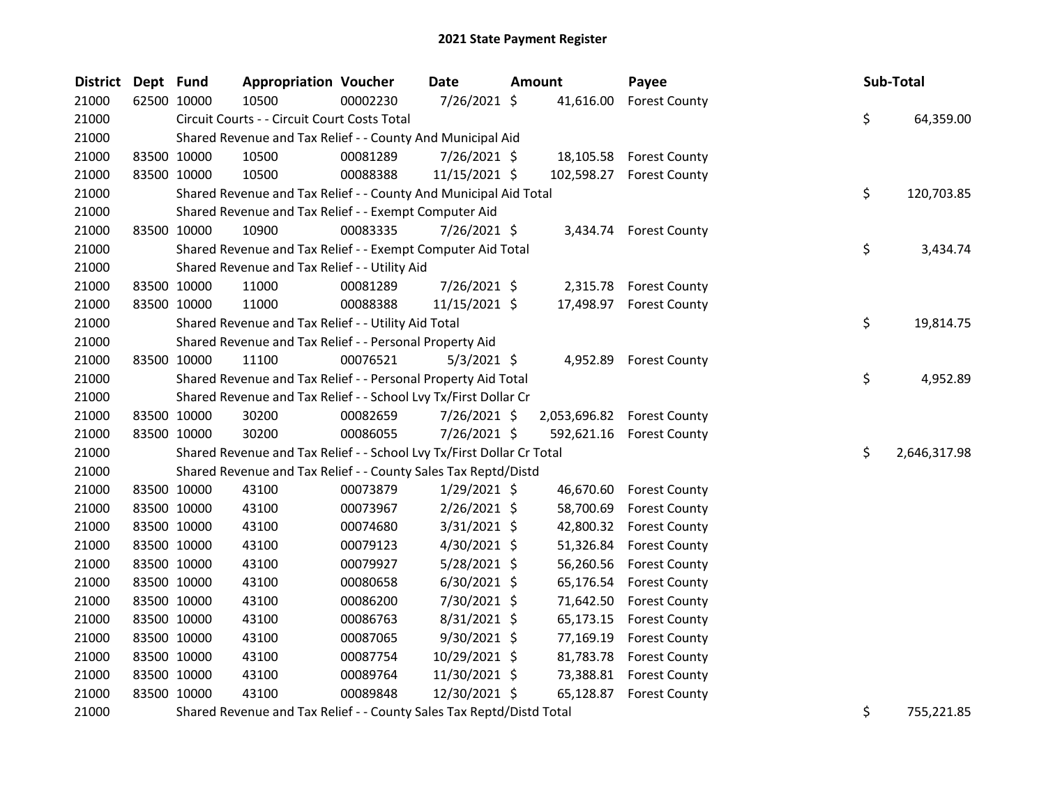# 2021 State Payment Register

| District | Dept | Fund | Appropriation | Voucher | Date | Amount | Payee | Sub-Total |
|---|---|---|---|---|---|---|---|---|
| 21000 | 62500 | 10000 | 10500 | 00002230 | 7/26/2021 | $ 41,616.00 | Forest County | |
| 21000 | | Circuit Courts - - Circuit Court Costs Total | | | | | | $ 64,359.00 |
| 21000 | | Shared Revenue and Tax Relief - - County And Municipal Aid | | | | | | |
| 21000 | 83500 | 10000 | 10500 | 00081289 | 7/26/2021 | $ 18,105.58 | Forest County | |
| 21000 | 83500 | 10000 | 10500 | 00088388 | 11/15/2021 | $ 102,598.27 | Forest County | |
| 21000 | | Shared Revenue and Tax Relief - - County And Municipal Aid Total | | | | | | $ 120,703.85 |
| 21000 | | Shared Revenue and Tax Relief - - Exempt Computer Aid | | | | | | |
| 21000 | 83500 | 10000 | 10900 | 00083335 | 7/26/2021 | $ 3,434.74 | Forest County | |
| 21000 | | Shared Revenue and Tax Relief - - Exempt Computer Aid Total | | | | | | $ 3,434.74 |
| 21000 | | Shared Revenue and Tax Relief - - Utility Aid | | | | | | |
| 21000 | 83500 | 10000 | 11000 | 00081289 | 7/26/2021 | $ 2,315.78 | Forest County | |
| 21000 | 83500 | 10000 | 11000 | 00088388 | 11/15/2021 | $ 17,498.97 | Forest County | |
| 21000 | | Shared Revenue and Tax Relief - - Utility Aid Total | | | | | | $ 19,814.75 |
| 21000 | | Shared Revenue and Tax Relief - - Personal Property Aid | | | | | | |
| 21000 | 83500 | 10000 | 11100 | 00076521 | 5/3/2021 | $ 4,952.89 | Forest County | |
| 21000 | | Shared Revenue and Tax Relief - - Personal Property Aid Total | | | | | | $ 4,952.89 |
| 21000 | | Shared Revenue and Tax Relief - - School Lvy Tx/First Dollar Cr | | | | | | |
| 21000 | 83500 | 10000 | 30200 | 00082659 | 7/26/2021 | $ 2,053,696.82 | Forest County | |
| 21000 | 83500 | 10000 | 30200 | 00086055 | 7/26/2021 | $ 592,621.16 | Forest County | |
| 21000 | | Shared Revenue and Tax Relief - - School Lvy Tx/First Dollar Cr Total | | | | | | $ 2,646,317.98 |
| 21000 | | Shared Revenue and Tax Relief - - County Sales Tax Reptd/Distd | | | | | | |
| 21000 | 83500 | 10000 | 43100 | 00073879 | 1/29/2021 | $ 46,670.60 | Forest County | |
| 21000 | 83500 | 10000 | 43100 | 00073967 | 2/26/2021 | $ 58,700.69 | Forest County | |
| 21000 | 83500 | 10000 | 43100 | 00074680 | 3/31/2021 | $ 42,800.32 | Forest County | |
| 21000 | 83500 | 10000 | 43100 | 00079123 | 4/30/2021 | $ 51,326.84 | Forest County | |
| 21000 | 83500 | 10000 | 43100 | 00079927 | 5/28/2021 | $ 56,260.56 | Forest County | |
| 21000 | 83500 | 10000 | 43100 | 00080658 | 6/30/2021 | $ 65,176.54 | Forest County | |
| 21000 | 83500 | 10000 | 43100 | 00086200 | 7/30/2021 | $ 71,642.50 | Forest County | |
| 21000 | 83500 | 10000 | 43100 | 00086763 | 8/31/2021 | $ 65,173.15 | Forest County | |
| 21000 | 83500 | 10000 | 43100 | 00087065 | 9/30/2021 | $ 77,169.19 | Forest County | |
| 21000 | 83500 | 10000 | 43100 | 00087754 | 10/29/2021 | $ 81,783.78 | Forest County | |
| 21000 | 83500 | 10000 | 43100 | 00089764 | 11/30/2021 | $ 73,388.81 | Forest County | |
| 21000 | 83500 | 10000 | 43100 | 00089848 | 12/30/2021 | $ 65,128.87 | Forest County | |
| 21000 | | Shared Revenue and Tax Relief - - County Sales Tax Reptd/Distd Total | | | | | | $ 755,221.85 |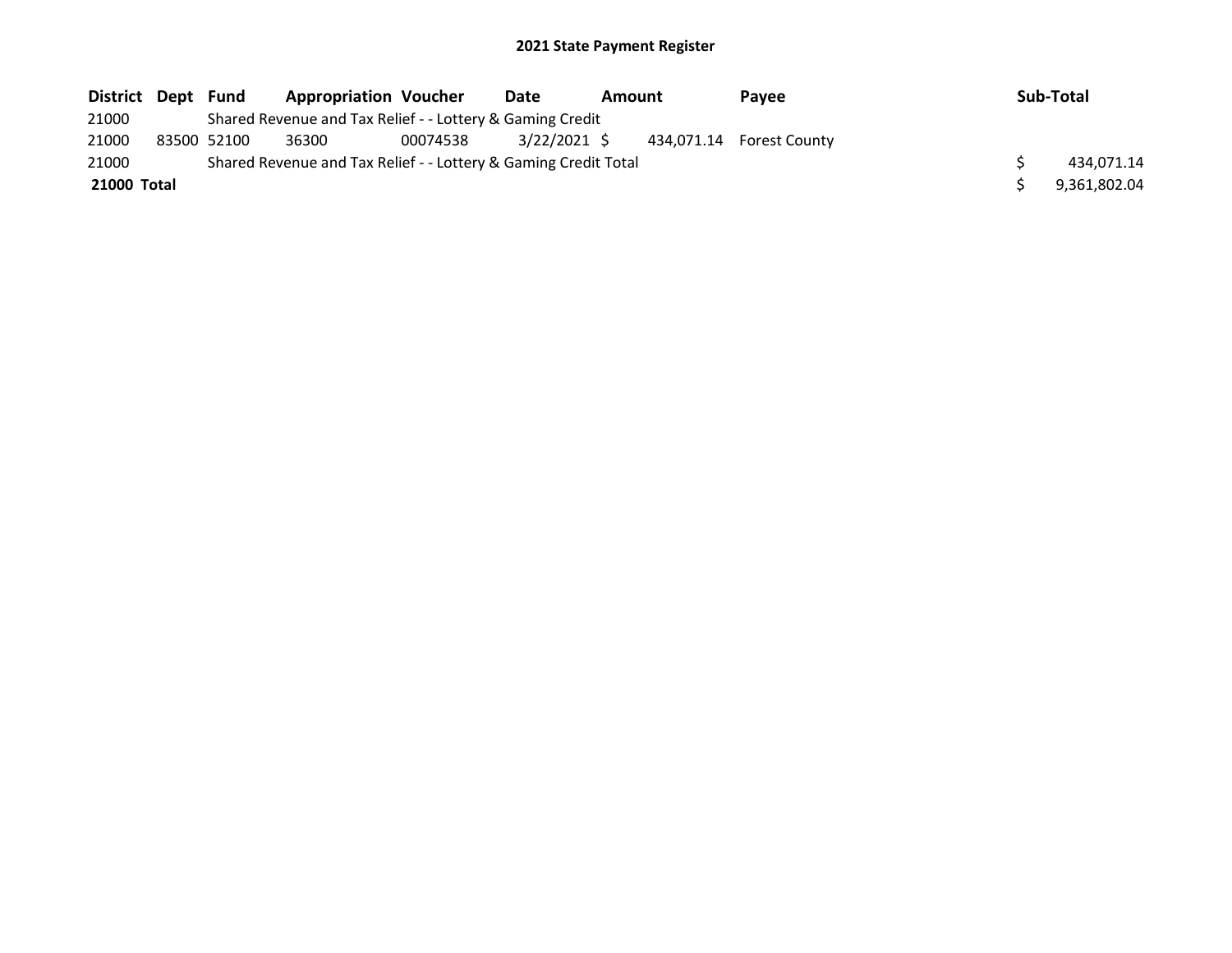# 2021 State Payment Register

| District | Dept | Fund | Appropriation | Voucher | Date | Amount | Payee | Sub-Total |
|---|---|---|---|---|---|---|---|---|
| 21000 | | Shared Revenue and Tax Relief - - Lottery & Gaming Credit | | | | | | |
| 21000 | 83500 | 52100 | 36300 | 00074538 | 3/22/2021 | $ 434,071.14 | Forest County | |
| 21000 | | Shared Revenue and Tax Relief - - Lottery & Gaming Credit Total | | | | | | $ 434,071.14 |
| **21000 Total** | | | | | | | | $ 9,361,802.04 |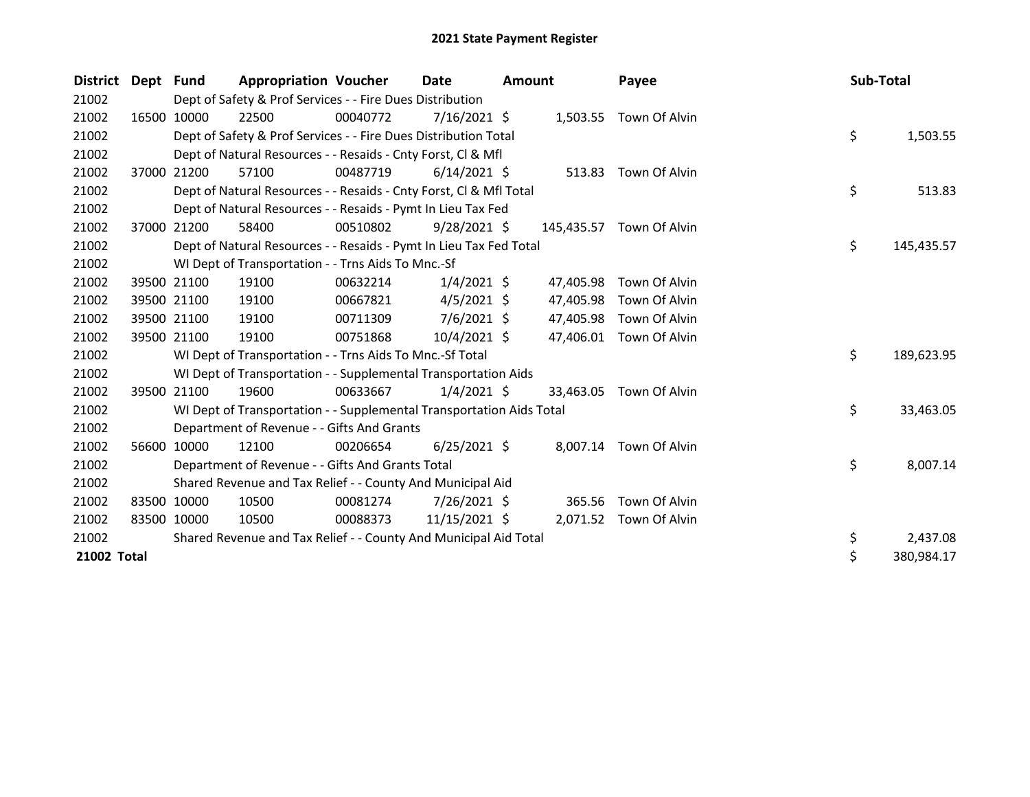# 2021 State Payment Register

| District | Dept | Fund | Appropriation | Voucher | Date | Amount | Payee | Sub-Total |
|---|---|---|---|---|---|---|---|---|
| 21002 | | Dept of Safety & Prof Services - - Fire Dues Distribution | | | | | | |
| 21002 | 16500 | 10000 | 22500 | 00040772 | 7/16/2021 | $ 1,503.55 | Town Of Alvin | |
| 21002 | | Dept of Safety & Prof Services - - Fire Dues Distribution Total | | | | | | $ 1,503.55 |
| 21002 | | Dept of Natural Resources - - Resaids - Cnty Forst, Cl & Mfl | | | | | | |
| 21002 | 37000 | 21200 | 57100 | 00487719 | 6/14/2021 | $ 513.83 | Town Of Alvin | |
| 21002 | | Dept of Natural Resources - - Resaids - Cnty Forst, Cl & Mfl Total | | | | | | $ 513.83 |
| 21002 | | Dept of Natural Resources - - Resaids - Pymt In Lieu Tax Fed | | | | | | |
| 21002 | 37000 | 21200 | 58400 | 00510802 | 9/28/2021 | $ 145,435.57 | Town Of Alvin | |
| 21002 | | Dept of Natural Resources - - Resaids - Pymt In Lieu Tax Fed Total | | | | | | $ 145,435.57 |
| 21002 | | WI Dept of Transportation - - Trns Aids To Mnc.-Sf | | | | | | |
| 21002 | 39500 | 21100 | 19100 | 00632214 | 1/4/2021 | $ 47,405.98 | Town Of Alvin | |
| 21002 | 39500 | 21100 | 19100 | 00667821 | 4/5/2021 | $ 47,405.98 | Town Of Alvin | |
| 21002 | 39500 | 21100 | 19100 | 00711309 | 7/6/2021 | $ 47,405.98 | Town Of Alvin | |
| 21002 | 39500 | 21100 | 19100 | 00751868 | 10/4/2021 | $ 47,406.01 | Town Of Alvin | |
| 21002 | | WI Dept of Transportation - - Trns Aids To Mnc.-Sf Total | | | | | | $ 189,623.95 |
| 21002 | | WI Dept of Transportation - - Supplemental Transportation Aids | | | | | | |
| 21002 | 39500 | 21100 | 19600 | 00633667 | 1/4/2021 | $ 33,463.05 | Town Of Alvin | |
| 21002 | | WI Dept of Transportation - - Supplemental Transportation Aids Total | | | | | | $ 33,463.05 |
| 21002 | | Department of Revenue - - Gifts And Grants | | | | | | |
| 21002 | 56600 | 10000 | 12100 | 00206654 | 6/25/2021 | $ 8,007.14 | Town Of Alvin | |
| 21002 | | Department of Revenue - - Gifts And Grants Total | | | | | | $ 8,007.14 |
| 21002 | | Shared Revenue and Tax Relief - - County And Municipal Aid | | | | | | |
| 21002 | 83500 | 10000 | 10500 | 00081274 | 7/26/2021 | $ 365.56 | Town Of Alvin | |
| 21002 | 83500 | 10000 | 10500 | 00088373 | 11/15/2021 | $ 2,071.52 | Town Of Alvin | |
| 21002 | | Shared Revenue and Tax Relief - - County And Municipal Aid Total | | | | | | $ 2,437.08 |
| **21002 Total** | | | | | | | | $ 380,984.17 |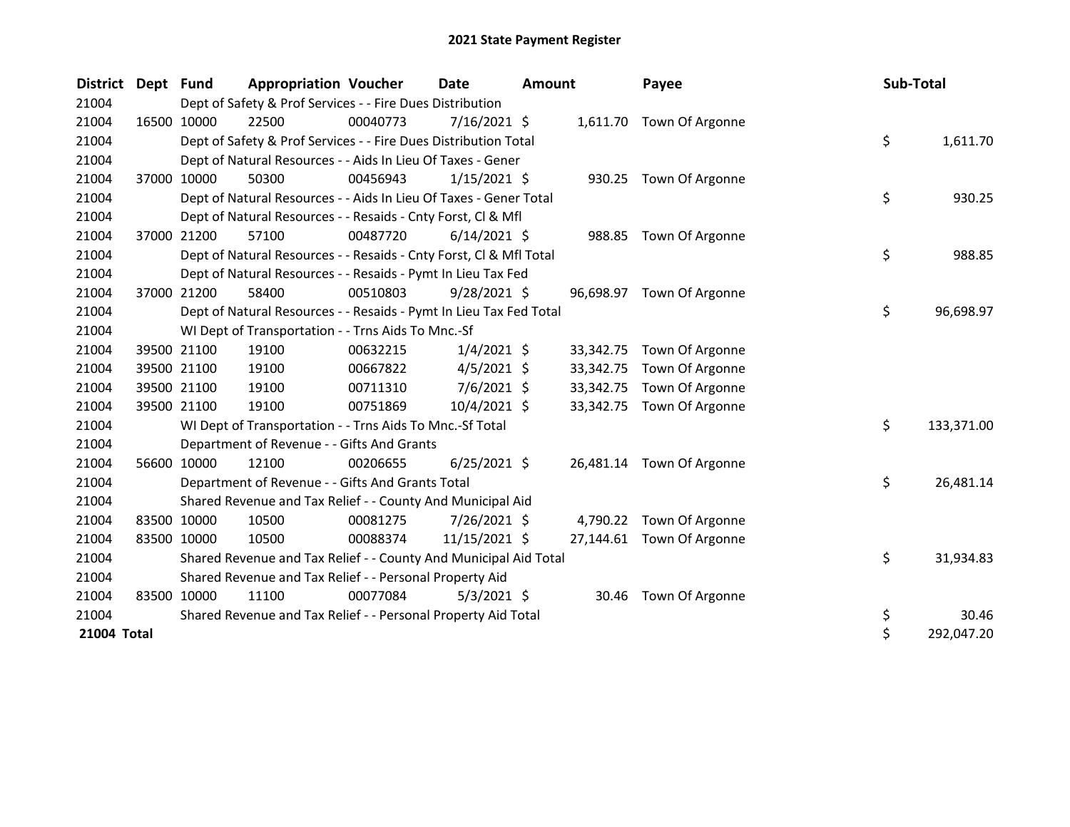# 2021 State Payment Register

| District | Dept | Fund | Appropriation | Voucher | Date | Amount | Payee | Sub-Total |
|---|---|---|---|---|---|---|---|---|
| 21004 | | Dept of Safety & Prof Services - - Fire Dues Distribution | | | | | | |
| 21004 | 16500 | 10000 | 22500 | 00040773 | 7/16/2021 | $ 1,611.70 | Town Of Argonne | |
| 21004 | | Dept of Safety & Prof Services - - Fire Dues Distribution Total | | | | | | $ 1,611.70 |
| 21004 | | Dept of Natural Resources - - Aids In Lieu Of Taxes - Gener | | | | | | |
| 21004 | 37000 | 10000 | 50300 | 00456943 | 1/15/2021 | $ 930.25 | Town Of Argonne | |
| 21004 | | Dept of Natural Resources - - Aids In Lieu Of Taxes - Gener Total | | | | | | $ 930.25 |
| 21004 | | Dept of Natural Resources - - Resaids - Cnty Forst, Cl & Mfl | | | | | | |
| 21004 | 37000 | 21200 | 57100 | 00487720 | 6/14/2021 | $ 988.85 | Town Of Argonne | |
| 21004 | | Dept of Natural Resources - - Resaids - Cnty Forst, Cl & Mfl Total | | | | | | $ 988.85 |
| 21004 | | Dept of Natural Resources - - Resaids - Pymt In Lieu Tax Fed | | | | | | |
| 21004 | 37000 | 21200 | 58400 | 00510803 | 9/28/2021 | $ 96,698.97 | Town Of Argonne | |
| 21004 | | Dept of Natural Resources - - Resaids - Pymt In Lieu Tax Fed Total | | | | | | $ 96,698.97 |
| 21004 | | WI Dept of Transportation - - Trns Aids To Mnc.-Sf | | | | | | |
| 21004 | 39500 | 21100 | 19100 | 00632215 | 1/4/2021 | $ 33,342.75 | Town Of Argonne | |
| 21004 | 39500 | 21100 | 19100 | 00667822 | 4/5/2021 | $ 33,342.75 | Town Of Argonne | |
| 21004 | 39500 | 21100 | 19100 | 00711310 | 7/6/2021 | $ 33,342.75 | Town Of Argonne | |
| 21004 | 39500 | 21100 | 19100 | 00751869 | 10/4/2021 | $ 33,342.75 | Town Of Argonne | |
| 21004 | | WI Dept of Transportation - - Trns Aids To Mnc.-Sf Total | | | | | | $ 133,371.00 |
| 21004 | | Department of Revenue - - Gifts And Grants | | | | | | |
| 21004 | 56600 | 10000 | 12100 | 00206655 | 6/25/2021 | $ 26,481.14 | Town Of Argonne | |
| 21004 | | Department of Revenue - - Gifts And Grants Total | | | | | | $ 26,481.14 |
| 21004 | | Shared Revenue and Tax Relief - - County And Municipal Aid | | | | | | |
| 21004 | 83500 | 10000 | 10500 | 00081275 | 7/26/2021 | $ 4,790.22 | Town Of Argonne | |
| 21004 | 83500 | 10000 | 10500 | 00088374 | 11/15/2021 | $ 27,144.61 | Town Of Argonne | |
| 21004 | | Shared Revenue and Tax Relief - - County And Municipal Aid Total | | | | | | $ 31,934.83 |
| 21004 | | Shared Revenue and Tax Relief - - Personal Property Aid | | | | | | |
| 21004 | 83500 | 10000 | 11100 | 00077084 | 5/3/2021 | $ 30.46 | Town Of Argonne | |
| 21004 | | Shared Revenue and Tax Relief - - Personal Property Aid Total | | | | | | $ 30.46 |
| **21004 Total** | | | | | | | | $ 292,047.20 |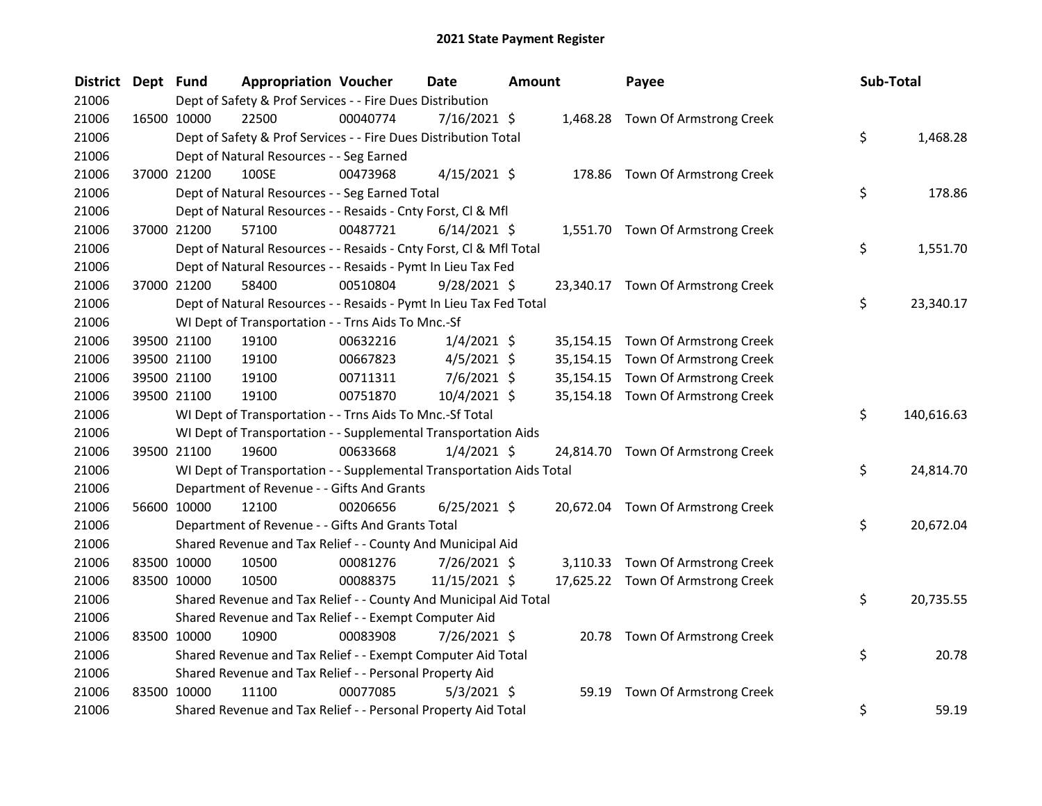## 2021 State Payment Register

| District | Dept | Fund | Appropriation | Voucher | Date | Amount | Payee | Sub-Total |
|---|---|---|---|---|---|---|---|---|
| 21006 | | Dept of Safety & Prof Services - - Fire Dues Distribution | | | | | | |
| 21006 | 16500 | 10000 | 22500 | 00040774 | 7/16/2021 | $ 1,468.28 | Town Of Armstrong Creek | |
| 21006 | | Dept of Safety & Prof Services - - Fire Dues Distribution Total | | | | | | $ 1,468.28 |
| 21006 | | Dept of Natural Resources - - Seg Earned | | | | | | |
| 21006 | 37000 | 21200 | 100SE | 00473968 | 4/15/2021 | $ 178.86 | Town Of Armstrong Creek | |
| 21006 | | Dept of Natural Resources - - Seg Earned Total | | | | | | $ 178.86 |
| 21006 | | Dept of Natural Resources - - Resaids - Cnty Forst, Cl & Mfl | | | | | | |
| 21006 | 37000 | 21200 | 57100 | 00487721 | 6/14/2021 | $ 1,551.70 | Town Of Armstrong Creek | |
| 21006 | | Dept of Natural Resources - - Resaids - Cnty Forst, Cl & Mfl Total | | | | | | $ 1,551.70 |
| 21006 | | Dept of Natural Resources - - Resaids - Pymt In Lieu Tax Fed | | | | | | |
| 21006 | 37000 | 21200 | 58400 | 00510804 | 9/28/2021 | $ 23,340.17 | Town Of Armstrong Creek | |
| 21006 | | Dept of Natural Resources - - Resaids - Pymt In Lieu Tax Fed Total | | | | | | $ 23,340.17 |
| 21006 | | WI Dept of Transportation - - Trns Aids To Mnc.-Sf | | | | | | |
| 21006 | 39500 | 21100 | 19100 | 00632216 | 1/4/2021 | $ 35,154.15 | Town Of Armstrong Creek | |
| 21006 | 39500 | 21100 | 19100 | 00667823 | 4/5/2021 | $ 35,154.15 | Town Of Armstrong Creek | |
| 21006 | 39500 | 21100 | 19100 | 00711311 | 7/6/2021 | $ 35,154.15 | Town Of Armstrong Creek | |
| 21006 | 39500 | 21100 | 19100 | 00751870 | 10/4/2021 | $ 35,154.18 | Town Of Armstrong Creek | |
| 21006 | | WI Dept of Transportation - - Trns Aids To Mnc.-Sf Total | | | | | | $ 140,616.63 |
| 21006 | | WI Dept of Transportation - - Supplemental Transportation Aids | | | | | | |
| 21006 | 39500 | 21100 | 19600 | 00633668 | 1/4/2021 | $ 24,814.70 | Town Of Armstrong Creek | |
| 21006 | | WI Dept of Transportation - - Supplemental Transportation Aids Total | | | | | | $ 24,814.70 |
| 21006 | | Department of Revenue - - Gifts And Grants | | | | | | |
| 21006 | 56600 | 10000 | 12100 | 00206656 | 6/25/2021 | $ 20,672.04 | Town Of Armstrong Creek | |
| 21006 | | Department of Revenue - - Gifts And Grants Total | | | | | | $ 20,672.04 |
| 21006 | | Shared Revenue and Tax Relief - - County And Municipal Aid | | | | | | |
| 21006 | 83500 | 10000 | 10500 | 00081276 | 7/26/2021 | $ 3,110.33 | Town Of Armstrong Creek | |
| 21006 | 83500 | 10000 | 10500 | 00088375 | 11/15/2021 | $ 17,625.22 | Town Of Armstrong Creek | |
| 21006 | | Shared Revenue and Tax Relief - - County And Municipal Aid Total | | | | | | $ 20,735.55 |
| 21006 | | Shared Revenue and Tax Relief - - Exempt Computer Aid | | | | | | |
| 21006 | 83500 | 10000 | 10900 | 00083908 | 7/26/2021 | $ 20.78 | Town Of Armstrong Creek | |
| 21006 | | Shared Revenue and Tax Relief - - Exempt Computer Aid Total | | | | | | $ 20.78 |
| 21006 | | Shared Revenue and Tax Relief - - Personal Property Aid | | | | | | |
| 21006 | 83500 | 10000 | 11100 | 00077085 | 5/3/2021 | $ 59.19 | Town Of Armstrong Creek | |
| 21006 | | Shared Revenue and Tax Relief - - Personal Property Aid Total | | | | | | $ 59.19 |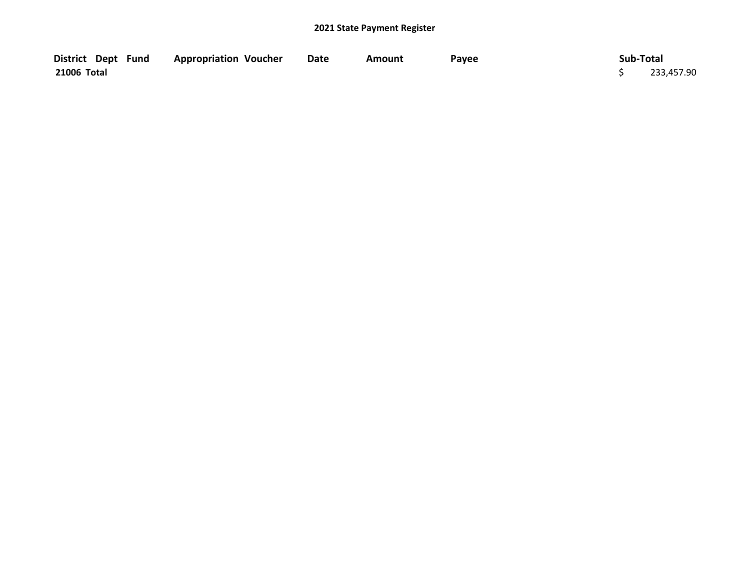## 2021 State Payment Register

| District | Dept | Fund | Appropriation | Voucher | Date | Amount | Payee | Sub-Total |
|---|---|---|---|---|---|---|---|---|
| 21006 Total | | | | | | | | $ 233,457.90 |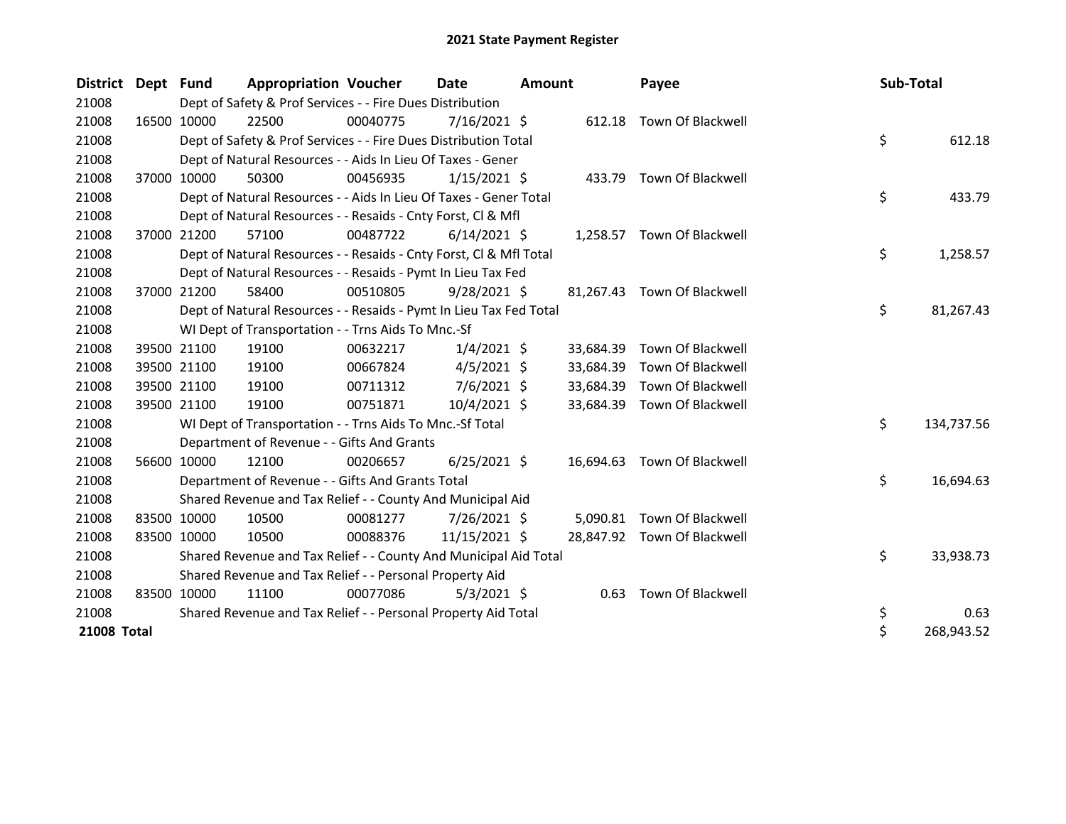# 2021 State Payment Register

| District | Dept | Fund | Appropriation | Voucher | Date | Amount | Payee | Sub-Total |
|---|---|---|---|---|---|---|---|---|
| 21008 | | Dept of Safety & Prof Services - - Fire Dues Distribution | | | | | | |
| 21008 | 16500 | 10000 | 22500 | 00040775 | 7/16/2021 | $ 612.18 | Town Of Blackwell | |
| 21008 | | Dept of Safety & Prof Services - - Fire Dues Distribution Total | | | | | | $ 612.18 |
| 21008 | | Dept of Natural Resources - - Aids In Lieu Of Taxes - Gener | | | | | | |
| 21008 | 37000 | 10000 | 50300 | 00456935 | 1/15/2021 | $ 433.79 | Town Of Blackwell | |
| 21008 | | Dept of Natural Resources - - Aids In Lieu Of Taxes - Gener Total | | | | | | $ 433.79 |
| 21008 | | Dept of Natural Resources - - Resaids - Cnty Forst, Cl & Mfl | | | | | | |
| 21008 | 37000 | 21200 | 57100 | 00487722 | 6/14/2021 | $ 1,258.57 | Town Of Blackwell | |
| 21008 | | Dept of Natural Resources - - Resaids - Cnty Forst, Cl & Mfl Total | | | | | | $ 1,258.57 |
| 21008 | | Dept of Natural Resources - - Resaids - Pymt In Lieu Tax Fed | | | | | | |
| 21008 | 37000 | 21200 | 58400 | 00510805 | 9/28/2021 | $ 81,267.43 | Town Of Blackwell | |
| 21008 | | Dept of Natural Resources - - Resaids - Pymt In Lieu Tax Fed Total | | | | | | $ 81,267.43 |
| 21008 | | WI Dept of Transportation - - Trns Aids To Mnc.-Sf | | | | | | |
| 21008 | 39500 | 21100 | 19100 | 00632217 | 1/4/2021 | $ 33,684.39 | Town Of Blackwell | |
| 21008 | 39500 | 21100 | 19100 | 00667824 | 4/5/2021 | $ 33,684.39 | Town Of Blackwell | |
| 21008 | 39500 | 21100 | 19100 | 00711312 | 7/6/2021 | $ 33,684.39 | Town Of Blackwell | |
| 21008 | 39500 | 21100 | 19100 | 00751871 | 10/4/2021 | $ 33,684.39 | Town Of Blackwell | |
| 21008 | | WI Dept of Transportation - - Trns Aids To Mnc.-Sf Total | | | | | | $ 134,737.56 |
| 21008 | | Department of Revenue - - Gifts And Grants | | | | | | |
| 21008 | 56600 | 10000 | 12100 | 00206657 | 6/25/2021 | $ 16,694.63 | Town Of Blackwell | |
| 21008 | | Department of Revenue - - Gifts And Grants Total | | | | | | $ 16,694.63 |
| 21008 | | Shared Revenue and Tax Relief - - County And Municipal Aid | | | | | | |
| 21008 | 83500 | 10000 | 10500 | 00081277 | 7/26/2021 | $ 5,090.81 | Town Of Blackwell | |
| 21008 | 83500 | 10000 | 10500 | 00088376 | 11/15/2021 | $ 28,847.92 | Town Of Blackwell | |
| 21008 | | Shared Revenue and Tax Relief - - County And Municipal Aid Total | | | | | | $ 33,938.73 |
| 21008 | | Shared Revenue and Tax Relief - - Personal Property Aid | | | | | | |
| 21008 | 83500 | 10000 | 11100 | 00077086 | 5/3/2021 | $ 0.63 | Town Of Blackwell | |
| 21008 | | Shared Revenue and Tax Relief - - Personal Property Aid Total | | | | | | $ 0.63 |
| **21008 Total** | | | | | | | | $ 268,943.52 |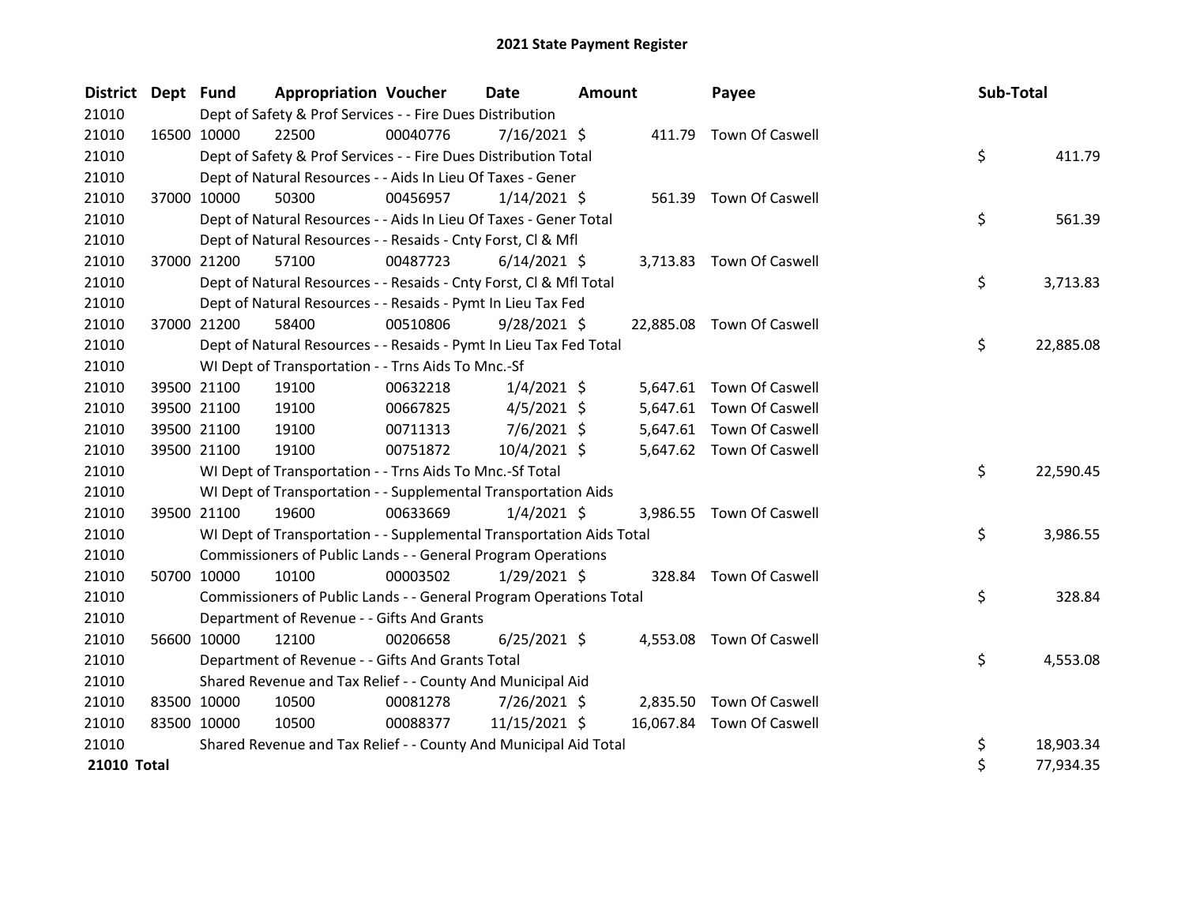# 2021 State Payment Register

| District | Dept | Fund | Appropriation | Voucher | Date | Amount | Payee | Sub-Total |
|---|---|---|---|---|---|---|---|---|
| 21010 | | Dept of Safety & Prof Services - - Fire Dues Distribution | | | | | | |
| 21010 | 16500 | 10000 | 22500 | 00040776 | 7/16/2021 | $ 411.79 | Town Of Caswell | |
| 21010 | | Dept of Safety & Prof Services - - Fire Dues Distribution Total | | | | | | $ 411.79 |
| 21010 | | Dept of Natural Resources - - Aids In Lieu Of Taxes - Gener | | | | | | |
| 21010 | 37000 | 10000 | 50300 | 00456957 | 1/14/2021 | $ 561.39 | Town Of Caswell | |
| 21010 | | Dept of Natural Resources - - Aids In Lieu Of Taxes - Gener Total | | | | | | $ 561.39 |
| 21010 | | Dept of Natural Resources - - Resaids - Cnty Forst, Cl & Mfl | | | | | | |
| 21010 | 37000 | 21200 | 57100 | 00487723 | 6/14/2021 | $ 3,713.83 | Town Of Caswell | |
| 21010 | | Dept of Natural Resources - - Resaids - Cnty Forst, Cl & Mfl Total | | | | | | $ 3,713.83 |
| 21010 | | Dept of Natural Resources - - Resaids - Pymt In Lieu Tax Fed | | | | | | |
| 21010 | 37000 | 21200 | 58400 | 00510806 | 9/28/2021 | $ 22,885.08 | Town Of Caswell | |
| 21010 | | Dept of Natural Resources - - Resaids - Pymt In Lieu Tax Fed Total | | | | | | $ 22,885.08 |
| 21010 | | WI Dept of Transportation - - Trns Aids To Mnc.-Sf | | | | | | |
| 21010 | 39500 | 21100 | 19100 | 00632218 | 1/4/2021 | $ 5,647.61 | Town Of Caswell | |
| 21010 | 39500 | 21100 | 19100 | 00667825 | 4/5/2021 | $ 5,647.61 | Town Of Caswell | |
| 21010 | 39500 | 21100 | 19100 | 00711313 | 7/6/2021 | $ 5,647.61 | Town Of Caswell | |
| 21010 | 39500 | 21100 | 19100 | 00751872 | 10/4/2021 | $ 5,647.62 | Town Of Caswell | |
| 21010 | | WI Dept of Transportation - - Trns Aids To Mnc.-Sf Total | | | | | | $ 22,590.45 |
| 21010 | | WI Dept of Transportation - - Supplemental Transportation Aids | | | | | | |
| 21010 | 39500 | 21100 | 19600 | 00633669 | 1/4/2021 | $ 3,986.55 | Town Of Caswell | |
| 21010 | | WI Dept of Transportation - - Supplemental Transportation Aids Total | | | | | | $ 3,986.55 |
| 21010 | | Commissioners of Public Lands - - General Program Operations | | | | | | |
| 21010 | 50700 | 10000 | 10100 | 00003502 | 1/29/2021 | $ 328.84 | Town Of Caswell | |
| 21010 | | Commissioners of Public Lands - - General Program Operations Total | | | | | | $ 328.84 |
| 21010 | | Department of Revenue - - Gifts And Grants | | | | | | |
| 21010 | 56600 | 10000 | 12100 | 00206658 | 6/25/2021 | $ 4,553.08 | Town Of Caswell | |
| 21010 | | Department of Revenue - - Gifts And Grants Total | | | | | | $ 4,553.08 |
| 21010 | | Shared Revenue and Tax Relief - - County And Municipal Aid | | | | | | |
| 21010 | 83500 | 10000 | 10500 | 00081278 | 7/26/2021 | $ 2,835.50 | Town Of Caswell | |
| 21010 | 83500 | 10000 | 10500 | 00088377 | 11/15/2021 | $ 16,067.84 | Town Of Caswell | |
| 21010 | | Shared Revenue and Tax Relief - - County And Municipal Aid Total | | | | | | $ 18,903.34 |
| **21010 Total** | | | | | | | | $ 77,934.35 |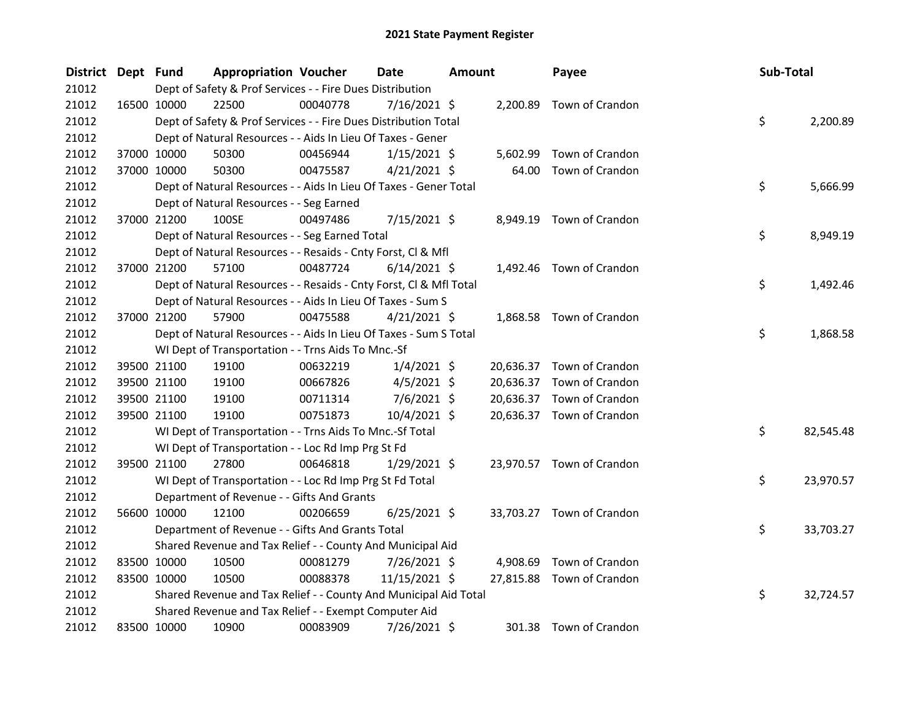# 2021 State Payment Register

| District | Dept | Fund | Appropriation | Voucher | Date | Amount | Payee | Sub-Total |
|---|---|---|---|---|---|---|---|---|
| 21012 | | Dept of Safety & Prof Services - - Fire Dues Distribution | | | | | | |
| 21012 | 16500 | 10000 | 22500 | 00040778 | 7/16/2021 | $ 2,200.89 | Town of Crandon | |
| 21012 | | Dept of Safety & Prof Services - - Fire Dues Distribution Total | | | | | | $ 2,200.89 |
| 21012 | | Dept of Natural Resources - - Aids In Lieu Of Taxes - Gener | | | | | | |
| 21012 | 37000 | 10000 | 50300 | 00456944 | 1/15/2021 | $ 5,602.99 | Town of Crandon | |
| 21012 | 37000 | 10000 | 50300 | 00475587 | 4/21/2021 | $ 64.00 | Town of Crandon | |
| 21012 | | Dept of Natural Resources - - Aids In Lieu Of Taxes - Gener Total | | | | | | $ 5,666.99 |
| 21012 | | Dept of Natural Resources - - Seg Earned | | | | | | |
| 21012 | 37000 | 21200 | 100SE | 00497486 | 7/15/2021 | $ 8,949.19 | Town of Crandon | |
| 21012 | | Dept of Natural Resources - - Seg Earned Total | | | | | | $ 8,949.19 |
| 21012 | | Dept of Natural Resources - - Resaids - Cnty Forst, Cl & Mfl | | | | | | |
| 21012 | 37000 | 21200 | 57100 | 00487724 | 6/14/2021 | $ 1,492.46 | Town of Crandon | |
| 21012 | | Dept of Natural Resources - - Resaids - Cnty Forst, Cl & Mfl Total | | | | | | $ 1,492.46 |
| 21012 | | Dept of Natural Resources - - Aids In Lieu Of Taxes - Sum S | | | | | | |
| 21012 | 37000 | 21200 | 57900 | 00475588 | 4/21/2021 | $ 1,868.58 | Town of Crandon | |
| 21012 | | Dept of Natural Resources - - Aids In Lieu Of Taxes - Sum S Total | | | | | | $ 1,868.58 |
| 21012 | | WI Dept of Transportation - - Trns Aids To Mnc.-Sf | | | | | | |
| 21012 | 39500 | 21100 | 19100 | 00632219 | 1/4/2021 | $ 20,636.37 | Town of Crandon | |
| 21012 | 39500 | 21100 | 19100 | 00667826 | 4/5/2021 | $ 20,636.37 | Town of Crandon | |
| 21012 | 39500 | 21100 | 19100 | 00711314 | 7/6/2021 | $ 20,636.37 | Town of Crandon | |
| 21012 | 39500 | 21100 | 19100 | 00751873 | 10/4/2021 | $ 20,636.37 | Town of Crandon | |
| 21012 | | WI Dept of Transportation - - Trns Aids To Mnc.-Sf Total | | | | | | $ 82,545.48 |
| 21012 | | WI Dept of Transportation - - Loc Rd Imp Prg St Fd | | | | | | |
| 21012 | 39500 | 21100 | 27800 | 00646818 | 1/29/2021 | $ 23,970.57 | Town of Crandon | |
| 21012 | | WI Dept of Transportation - - Loc Rd Imp Prg St Fd Total | | | | | | $ 23,970.57 |
| 21012 | | Department of Revenue - - Gifts And Grants | | | | | | |
| 21012 | 56600 | 10000 | 12100 | 00206659 | 6/25/2021 | $ 33,703.27 | Town of Crandon | |
| 21012 | | Department of Revenue - - Gifts And Grants Total | | | | | | $ 33,703.27 |
| 21012 | | Shared Revenue and Tax Relief - - County And Municipal Aid | | | | | | |
| 21012 | 83500 | 10000 | 10500 | 00081279 | 7/26/2021 | $ 4,908.69 | Town of Crandon | |
| 21012 | 83500 | 10000 | 10500 | 00088378 | 11/15/2021 | $ 27,815.88 | Town of Crandon | |
| 21012 | | Shared Revenue and Tax Relief - - County And Municipal Aid Total | | | | | | $ 32,724.57 |
| 21012 | | Shared Revenue and Tax Relief - - Exempt Computer Aid | | | | | | |
| 21012 | 83500 | 10000 | 10900 | 00083909 | 7/26/2021 | $ 301.38 | Town of Crandon | |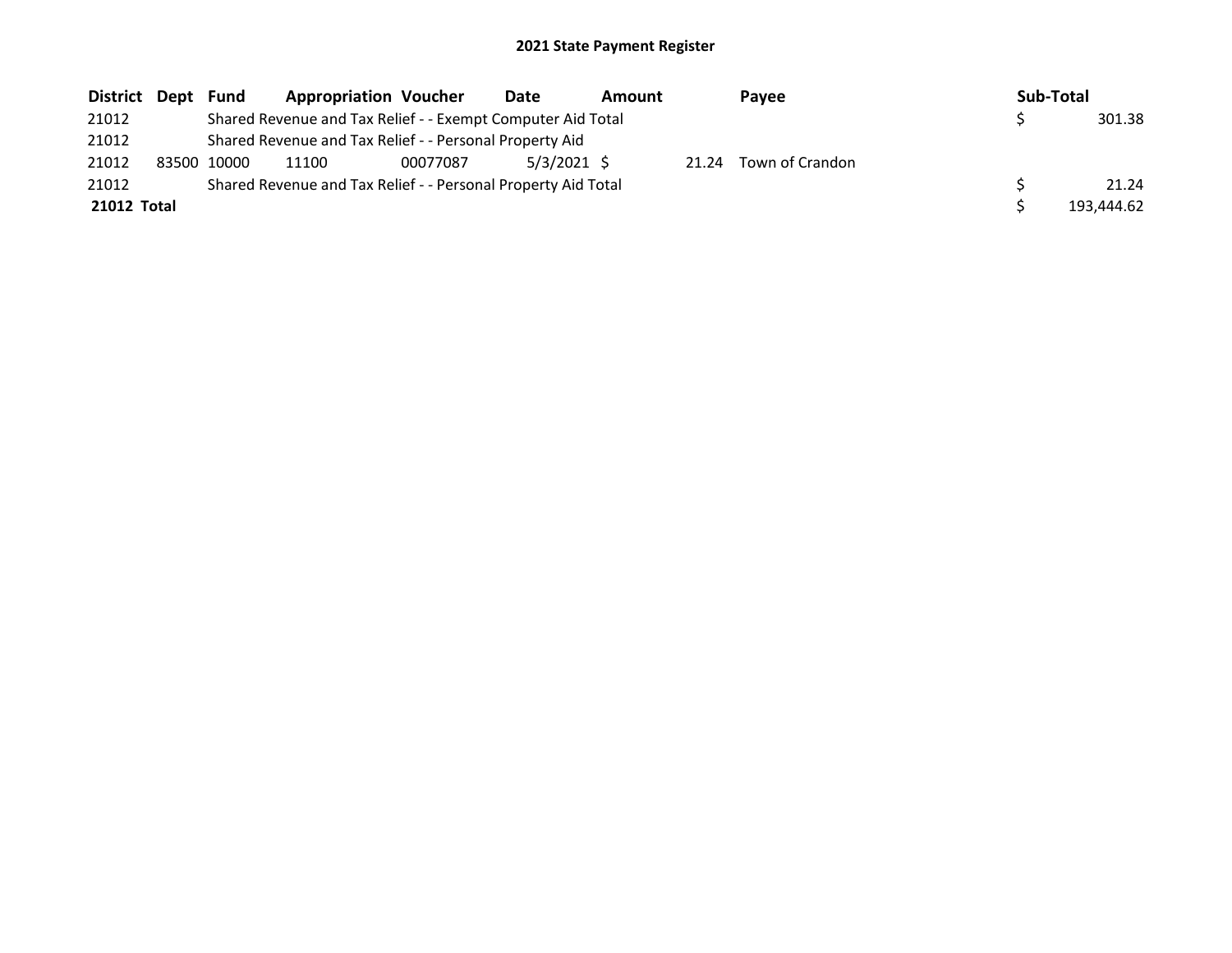# 2021 State Payment Register

| District | Dept | Fund | Appropriation | Voucher | Date | Amount | Payee | Sub-Total |
|---|---|---|---|---|---|---|---|---|
| 21012 | | Shared Revenue and Tax Relief - - Exempt Computer Aid Total | | | | | | $ 301.38 |
| 21012 | | Shared Revenue and Tax Relief - - Personal Property Aid | | | | | | |
| 21012 | 83500 | 10000 | 11100 | 00077087 | 5/3/2021 | $ 21.24 | Town of Crandon | |
| 21012 | | Shared Revenue and Tax Relief - - Personal Property Aid Total | | | | | | $ 21.24 |
| **21012 Total** | | | | | | | | $ 193,444.62 |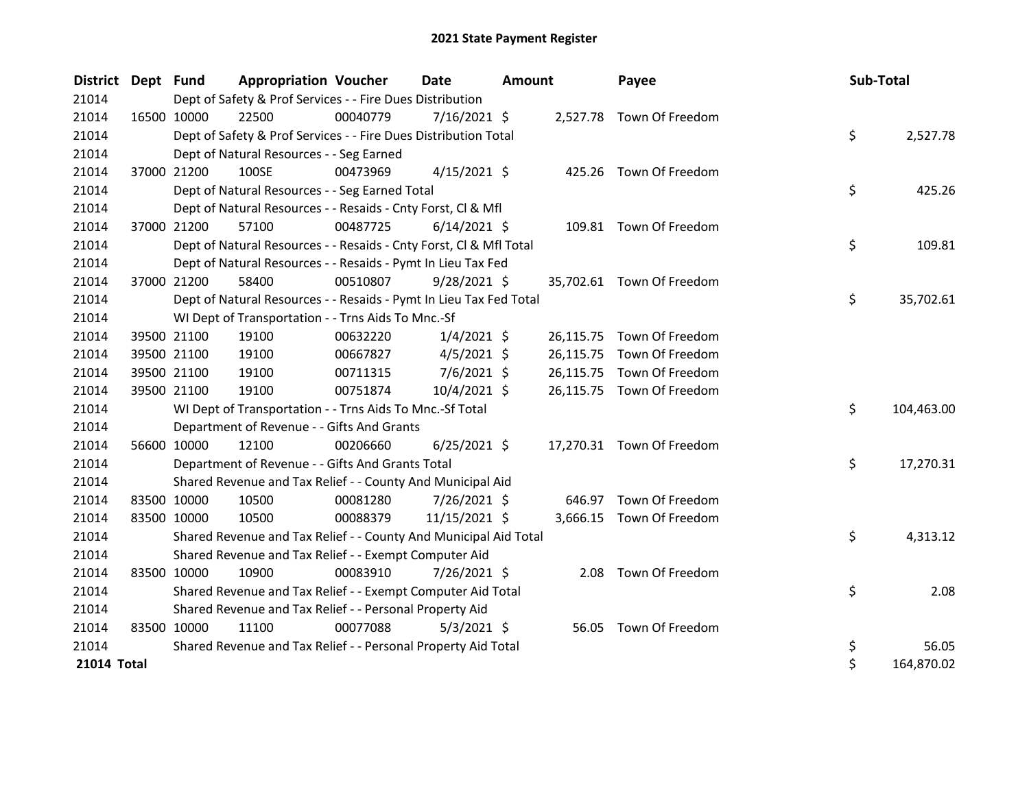## 2021 State Payment Register

| District | Dept | Fund | Appropriation | Voucher | Date | Amount | Payee | Sub-Total |
|---|---|---|---|---|---|---|---|---|
| 21014 | | Dept of Safety & Prof Services - - Fire Dues Distribution | | | | | | |
| 21014 | 16500 | 10000 | 22500 | 00040779 | 7/16/2021 | $ 2,527.78 | Town Of Freedom | |
| 21014 | | Dept of Safety & Prof Services - - Fire Dues Distribution Total | | | | | | $ 2,527.78 |
| 21014 | | Dept of Natural Resources - - Seg Earned | | | | | | |
| 21014 | 37000 | 21200 | 100SE | 00473969 | 4/15/2021 | $ 425.26 | Town Of Freedom | |
| 21014 | | Dept of Natural Resources - - Seg Earned Total | | | | | | $ 425.26 |
| 21014 | | Dept of Natural Resources - - Resaids - Cnty Forst, Cl & Mfl | | | | | | |
| 21014 | 37000 | 21200 | 57100 | 00487725 | 6/14/2021 | $ 109.81 | Town Of Freedom | |
| 21014 | | Dept of Natural Resources - - Resaids - Cnty Forst, Cl & Mfl Total | | | | | | $ 109.81 |
| 21014 | | Dept of Natural Resources - - Resaids - Pymt In Lieu Tax Fed | | | | | | |
| 21014 | 37000 | 21200 | 58400 | 00510807 | 9/28/2021 | $ 35,702.61 | Town Of Freedom | |
| 21014 | | Dept of Natural Resources - - Resaids - Pymt In Lieu Tax Fed Total | | | | | | $ 35,702.61 |
| 21014 | | WI Dept of Transportation - - Trns Aids To Mnc.-Sf | | | | | | |
| 21014 | 39500 | 21100 | 19100 | 00632220 | 1/4/2021 | $ 26,115.75 | Town Of Freedom | |
| 21014 | 39500 | 21100 | 19100 | 00667827 | 4/5/2021 | $ 26,115.75 | Town Of Freedom | |
| 21014 | 39500 | 21100 | 19100 | 00711315 | 7/6/2021 | $ 26,115.75 | Town Of Freedom | |
| 21014 | 39500 | 21100 | 19100 | 00751874 | 10/4/2021 | $ 26,115.75 | Town Of Freedom | |
| 21014 | | WI Dept of Transportation - - Trns Aids To Mnc.-Sf Total | | | | | | $ 104,463.00 |
| 21014 | | Department of Revenue - - Gifts And Grants | | | | | | |
| 21014 | 56600 | 10000 | 12100 | 00206660 | 6/25/2021 | $ 17,270.31 | Town Of Freedom | |
| 21014 | | Department of Revenue - - Gifts And Grants Total | | | | | | $ 17,270.31 |
| 21014 | | Shared Revenue and Tax Relief - - County And Municipal Aid | | | | | | |
| 21014 | 83500 | 10000 | 10500 | 00081280 | 7/26/2021 | $ 646.97 | Town Of Freedom | |
| 21014 | 83500 | 10000 | 10500 | 00088379 | 11/15/2021 | $ 3,666.15 | Town Of Freedom | |
| 21014 | | Shared Revenue and Tax Relief - - County And Municipal Aid Total | | | | | | $ 4,313.12 |
| 21014 | | Shared Revenue and Tax Relief - - Exempt Computer Aid | | | | | | |
| 21014 | 83500 | 10000 | 10900 | 00083910 | 7/26/2021 | $ 2.08 | Town Of Freedom | |
| 21014 | | Shared Revenue and Tax Relief - - Exempt Computer Aid Total | | | | | | $ 2.08 |
| 21014 | | Shared Revenue and Tax Relief - - Personal Property Aid | | | | | | |
| 21014 | 83500 | 10000 | 11100 | 00077088 | 5/3/2021 | $ 56.05 | Town Of Freedom | |
| 21014 | | Shared Revenue and Tax Relief - - Personal Property Aid Total | | | | | | $ 56.05 |
| **21014 Total** | | | | | | | | $ 164,870.02 |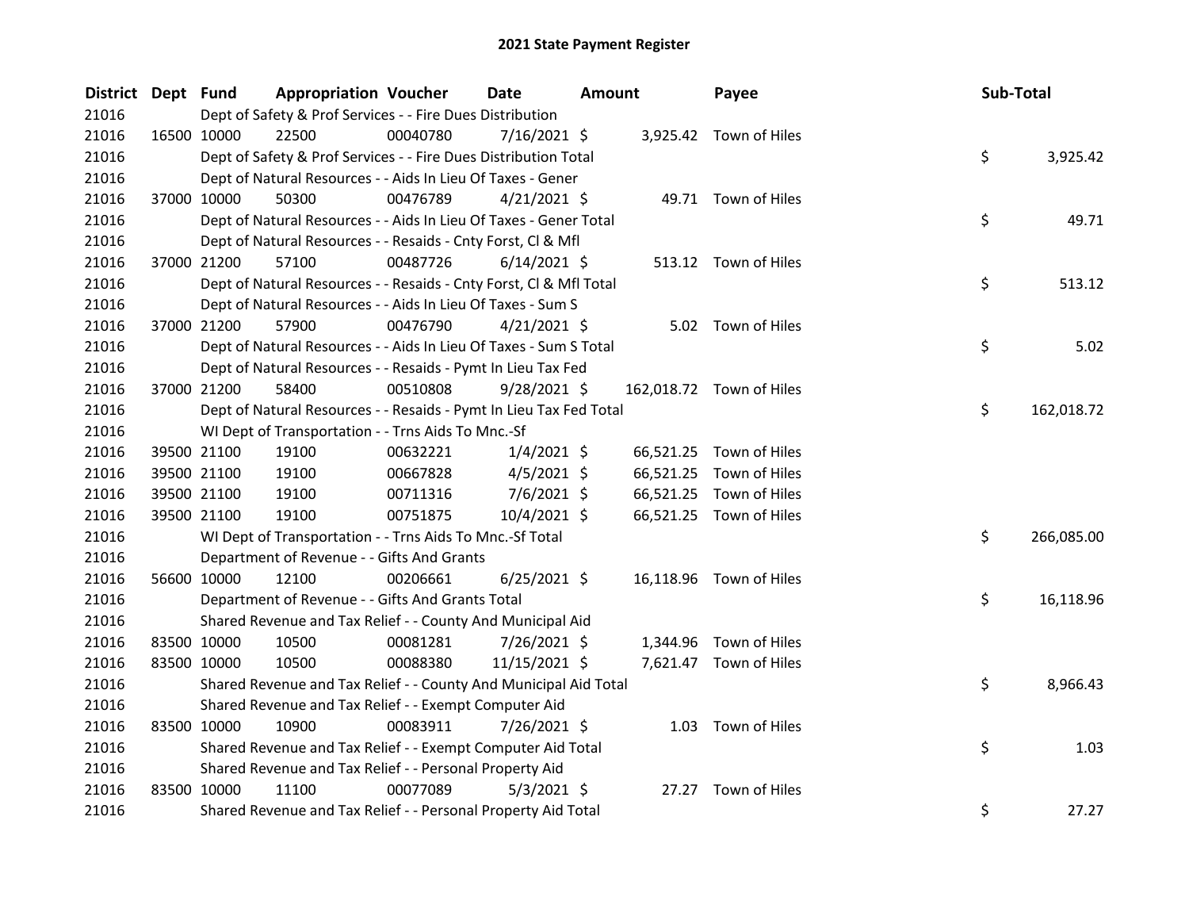# 2021 State Payment Register

| District | Dept | Fund | Appropriation | Voucher | Date | Amount | Payee | Sub-Total |
|---|---|---|---|---|---|---|---|---|
| 21016 | | Dept of Safety & Prof Services - - Fire Dues Distribution | | | | | | |
| 21016 | 16500 | 10000 | 22500 | 00040780 | 7/16/2021 | $ 3,925.42 | Town of Hiles | |
| 21016 | | Dept of Safety & Prof Services - - Fire Dues Distribution Total | | | | | | $ 3,925.42 |
| 21016 | | Dept of Natural Resources - - Aids In Lieu Of Taxes - Gener | | | | | | |
| 21016 | 37000 | 10000 | 50300 | 00476789 | 4/21/2021 | $ 49.71 | Town of Hiles | |
| 21016 | | Dept of Natural Resources - - Aids In Lieu Of Taxes - Gener Total | | | | | | $ 49.71 |
| 21016 | | Dept of Natural Resources - - Resaids - Cnty Forst, Cl & Mfl | | | | | | |
| 21016 | 37000 | 21200 | 57100 | 00487726 | 6/14/2021 | $ 513.12 | Town of Hiles | |
| 21016 | | Dept of Natural Resources - - Resaids - Cnty Forst, Cl & Mfl Total | | | | | | $ 513.12 |
| 21016 | | Dept of Natural Resources - - Aids In Lieu Of Taxes - Sum S | | | | | | |
| 21016 | 37000 | 21200 | 57900 | 00476790 | 4/21/2021 | $ 5.02 | Town of Hiles | |
| 21016 | | Dept of Natural Resources - - Aids In Lieu Of Taxes - Sum S Total | | | | | | $ 5.02 |
| 21016 | | Dept of Natural Resources - - Resaids - Pymt In Lieu Tax Fed | | | | | | |
| 21016 | 37000 | 21200 | 58400 | 00510808 | 9/28/2021 | $ 162,018.72 | Town of Hiles | |
| 21016 | | Dept of Natural Resources - - Resaids - Pymt In Lieu Tax Fed Total | | | | | | $ 162,018.72 |
| 21016 | | WI Dept of Transportation - - Trns Aids To Mnc.-Sf | | | | | | |
| 21016 | 39500 | 21100 | 19100 | 00632221 | 1/4/2021 | $ 66,521.25 | Town of Hiles | |
| 21016 | 39500 | 21100 | 19100 | 00667828 | 4/5/2021 | $ 66,521.25 | Town of Hiles | |
| 21016 | 39500 | 21100 | 19100 | 00711316 | 7/6/2021 | $ 66,521.25 | Town of Hiles | |
| 21016 | 39500 | 21100 | 19100 | 00751875 | 10/4/2021 | $ 66,521.25 | Town of Hiles | |
| 21016 | | WI Dept of Transportation - - Trns Aids To Mnc.-Sf Total | | | | | | $ 266,085.00 |
| 21016 | | Department of Revenue - - Gifts And Grants | | | | | | |
| 21016 | 56600 | 10000 | 12100 | 00206661 | 6/25/2021 | $ 16,118.96 | Town of Hiles | |
| 21016 | | Department of Revenue - - Gifts And Grants Total | | | | | | $ 16,118.96 |
| 21016 | | Shared Revenue and Tax Relief - - County And Municipal Aid | | | | | | |
| 21016 | 83500 | 10000 | 10500 | 00081281 | 7/26/2021 | $ 1,344.96 | Town of Hiles | |
| 21016 | 83500 | 10000 | 10500 | 00088380 | 11/15/2021 | $ 7,621.47 | Town of Hiles | |
| 21016 | | Shared Revenue and Tax Relief - - County And Municipal Aid Total | | | | | | $ 8,966.43 |
| 21016 | | Shared Revenue and Tax Relief - - Exempt Computer Aid | | | | | | |
| 21016 | 83500 | 10000 | 10900 | 00083911 | 7/26/2021 | $ 1.03 | Town of Hiles | |
| 21016 | | Shared Revenue and Tax Relief - - Exempt Computer Aid Total | | | | | | $ 1.03 |
| 21016 | | Shared Revenue and Tax Relief - - Personal Property Aid | | | | | | |
| 21016 | 83500 | 10000 | 11100 | 00077089 | 5/3/2021 | $ 27.27 | Town of Hiles | |
| 21016 | | Shared Revenue and Tax Relief - - Personal Property Aid Total | | | | | | $ 27.27 |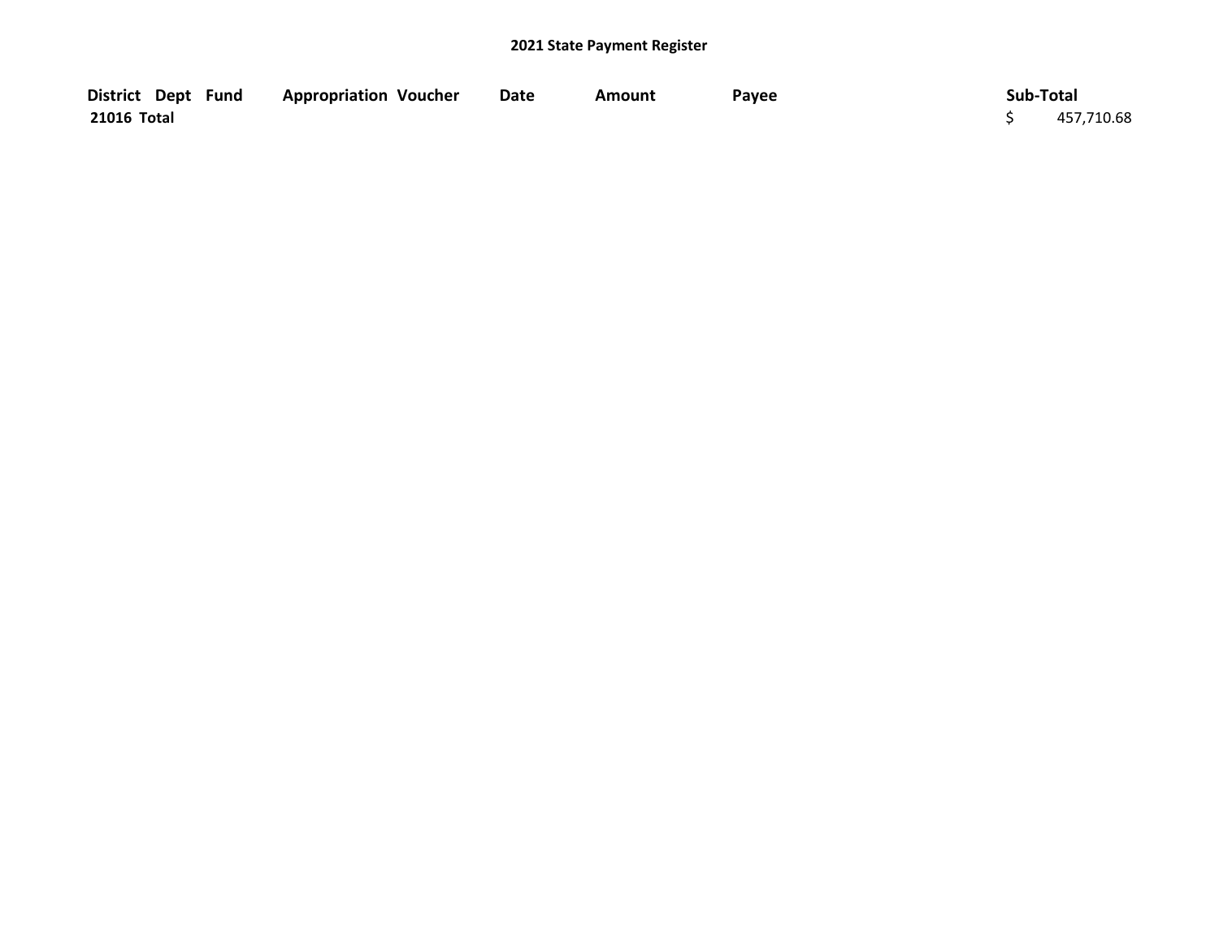# 2021 State Payment Register

| District | Dept | Fund | Appropriation | Voucher | Date | Amount | Payee | Sub-Total |
|---|---|---|---|---|---|---|---|---|
| 21016 Total | | | | | | | | $ 457,710.68 |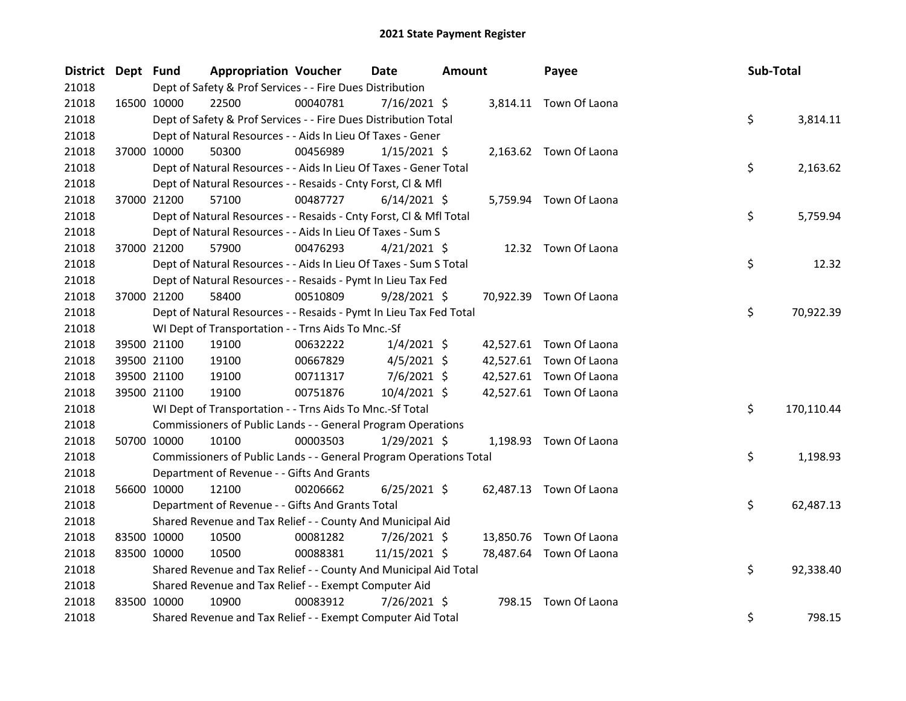# 2021 State Payment Register

| District | Dept | Fund | Appropriation | Voucher | Date | Amount | Payee | Sub-Total |
|---|---|---|---|---|---|---|---|---|
| 21018 | | Dept of Safety & Prof Services - - Fire Dues Distribution | | | | | | |
| 21018 | 16500 | 10000 | 22500 | 00040781 | 7/16/2021 | $ 3,814.11 | Town Of Laona | |
| 21018 | | Dept of Safety & Prof Services - - Fire Dues Distribution Total | | | | | | $ 3,814.11 |
| 21018 | | Dept of Natural Resources - - Aids In Lieu Of Taxes - Gener | | | | | | |
| 21018 | 37000 | 10000 | 50300 | 00456989 | 1/15/2021 | $ 2,163.62 | Town Of Laona | |
| 21018 | | Dept of Natural Resources - - Aids In Lieu Of Taxes - Gener Total | | | | | | $ 2,163.62 |
| 21018 | | Dept of Natural Resources - - Resaids - Cnty Forst, Cl & Mfl | | | | | | |
| 21018 | 37000 | 21200 | 57100 | 00487727 | 6/14/2021 | $ 5,759.94 | Town Of Laona | |
| 21018 | | Dept of Natural Resources - - Resaids - Cnty Forst, Cl & Mfl Total | | | | | | $ 5,759.94 |
| 21018 | | Dept of Natural Resources - - Aids In Lieu Of Taxes - Sum S | | | | | | |
| 21018 | 37000 | 21200 | 57900 | 00476293 | 4/21/2021 | $ 12.32 | Town Of Laona | |
| 21018 | | Dept of Natural Resources - - Aids In Lieu Of Taxes - Sum S Total | | | | | | $ 12.32 |
| 21018 | | Dept of Natural Resources - - Resaids - Pymt In Lieu Tax Fed | | | | | | |
| 21018 | 37000 | 21200 | 58400 | 00510809 | 9/28/2021 | $ 70,922.39 | Town Of Laona | |
| 21018 | | Dept of Natural Resources - - Resaids - Pymt In Lieu Tax Fed Total | | | | | | $ 70,922.39 |
| 21018 | | WI Dept of Transportation - - Trns Aids To Mnc.-Sf | | | | | | |
| 21018 | 39500 | 21100 | 19100 | 00632222 | 1/4/2021 | $ 42,527.61 | Town Of Laona | |
| 21018 | 39500 | 21100 | 19100 | 00667829 | 4/5/2021 | $ 42,527.61 | Town Of Laona | |
| 21018 | 39500 | 21100 | 19100 | 00711317 | 7/6/2021 | $ 42,527.61 | Town Of Laona | |
| 21018 | 39500 | 21100 | 19100 | 00751876 | 10/4/2021 | $ 42,527.61 | Town Of Laona | |
| 21018 | | WI Dept of Transportation - - Trns Aids To Mnc.-Sf Total | | | | | | $ 170,110.44 |
| 21018 | | Commissioners of Public Lands - - General Program Operations | | | | | | |
| 21018 | 50700 | 10000 | 10100 | 00003503 | 1/29/2021 | $ 1,198.93 | Town Of Laona | |
| 21018 | | Commissioners of Public Lands - - General Program Operations Total | | | | | | $ 1,198.93 |
| 21018 | | Department of Revenue - - Gifts And Grants | | | | | | |
| 21018 | 56600 | 10000 | 12100 | 00206662 | 6/25/2021 | $ 62,487.13 | Town Of Laona | |
| 21018 | | Department of Revenue - - Gifts And Grants Total | | | | | | $ 62,487.13 |
| 21018 | | Shared Revenue and Tax Relief - - County And Municipal Aid | | | | | | |
| 21018 | 83500 | 10000 | 10500 | 00081282 | 7/26/2021 | $ 13,850.76 | Town Of Laona | |
| 21018 | 83500 | 10000 | 10500 | 00088381 | 11/15/2021 | $ 78,487.64 | Town Of Laona | |
| 21018 | | Shared Revenue and Tax Relief - - County And Municipal Aid Total | | | | | | $ 92,338.40 |
| 21018 | | Shared Revenue and Tax Relief - - Exempt Computer Aid | | | | | | |
| 21018 | 83500 | 10000 | 10900 | 00083912 | 7/26/2021 | $ 798.15 | Town Of Laona | |
| 21018 | | Shared Revenue and Tax Relief - - Exempt Computer Aid Total | | | | | | $ 798.15 |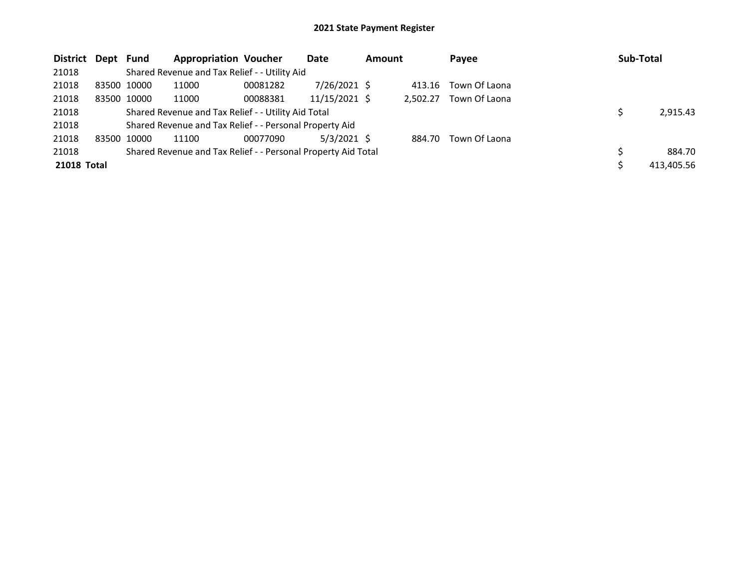# 2021 State Payment Register

| District | Dept | Fund | Appropriation | Voucher | Date | Amount | Payee | Sub-Total |
|---|---|---|---|---|---|---|---|---|
| 21018 | | Shared Revenue and Tax Relief - - Utility Aid | | | | | | |
| 21018 | 83500 | 10000 | 11000 | 00081282 | 7/26/2021 | $ 413.16 | Town Of Laona | |
| 21018 | 83500 | 10000 | 11000 | 00088381 | 11/15/2021 | $ 2,502.27 | Town Of Laona | |
| 21018 | | Shared Revenue and Tax Relief - - Utility Aid Total | | | | | | $ 2,915.43 |
| 21018 | | Shared Revenue and Tax Relief - - Personal Property Aid | | | | | | |
| 21018 | 83500 | 10000 | 11100 | 00077090 | 5/3/2021 | $ 884.70 | Town Of Laona | |
| 21018 | | Shared Revenue and Tax Relief - - Personal Property Aid Total | | | | | | $ 884.70 |
| **21018 Total** | | | | | | | | $ 413,405.56 |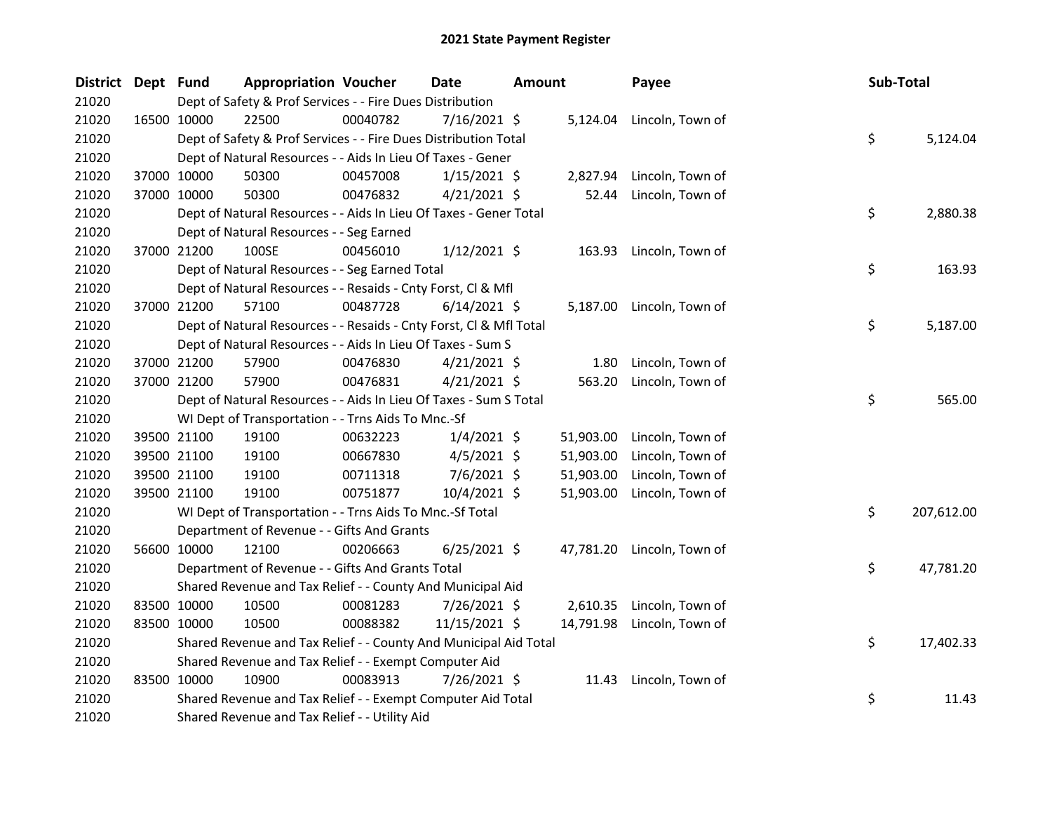# 2021 State Payment Register

| District | Dept | Fund | Appropriation | Voucher | Date | Amount | Payee | Sub-Total |
|---|---|---|---|---|---|---|---|---|
| 21020 | | Dept of Safety & Prof Services - - Fire Dues Distribution | | | | | | |
| 21020 | 16500 | 10000 | 22500 | 00040782 | 7/16/2021 | $ 5,124.04 | Lincoln, Town of | |
| 21020 | | Dept of Safety & Prof Services - - Fire Dues Distribution Total | | | | | | $ 5,124.04 |
| 21020 | | Dept of Natural Resources - - Aids In Lieu Of Taxes - Gener | | | | | | |
| 21020 | 37000 | 10000 | 50300 | 00457008 | 1/15/2021 | $ 2,827.94 | Lincoln, Town of | |
| 21020 | 37000 | 10000 | 50300 | 00476832 | 4/21/2021 | $ 52.44 | Lincoln, Town of | |
| 21020 | | Dept of Natural Resources - - Aids In Lieu Of Taxes - Gener Total | | | | | | $ 2,880.38 |
| 21020 | | Dept of Natural Resources - - Seg Earned | | | | | | |
| 21020 | 37000 | 21200 | 100SE | 00456010 | 1/12/2021 | $ 163.93 | Lincoln, Town of | |
| 21020 | | Dept of Natural Resources - - Seg Earned Total | | | | | | $ 163.93 |
| 21020 | | Dept of Natural Resources - - Resaids - Cnty Forst, Cl & Mfl | | | | | | |
| 21020 | 37000 | 21200 | 57100 | 00487728 | 6/14/2021 | $ 5,187.00 | Lincoln, Town of | |
| 21020 | | Dept of Natural Resources - - Resaids - Cnty Forst, Cl & Mfl Total | | | | | | $ 5,187.00 |
| 21020 | | Dept of Natural Resources - - Aids In Lieu Of Taxes - Sum S | | | | | | |
| 21020 | 37000 | 21200 | 57900 | 00476830 | 4/21/2021 | $ 1.80 | Lincoln, Town of | |
| 21020 | 37000 | 21200 | 57900 | 00476831 | 4/21/2021 | $ 563.20 | Lincoln, Town of | |
| 21020 | | Dept of Natural Resources - - Aids In Lieu Of Taxes - Sum S Total | | | | | | $ 565.00 |
| 21020 | | WI Dept of Transportation - - Trns Aids To Mnc.-Sf | | | | | | |
| 21020 | 39500 | 21100 | 19100 | 00632223 | 1/4/2021 | $ 51,903.00 | Lincoln, Town of | |
| 21020 | 39500 | 21100 | 19100 | 00667830 | 4/5/2021 | $ 51,903.00 | Lincoln, Town of | |
| 21020 | 39500 | 21100 | 19100 | 00711318 | 7/6/2021 | $ 51,903.00 | Lincoln, Town of | |
| 21020 | 39500 | 21100 | 19100 | 00751877 | 10/4/2021 | $ 51,903.00 | Lincoln, Town of | |
| 21020 | | WI Dept of Transportation - - Trns Aids To Mnc.-Sf Total | | | | | | $ 207,612.00 |
| 21020 | | Department of Revenue - - Gifts And Grants | | | | | | |
| 21020 | 56600 | 10000 | 12100 | 00206663 | 6/25/2021 | $ 47,781.20 | Lincoln, Town of | |
| 21020 | | Department of Revenue - - Gifts And Grants Total | | | | | | $ 47,781.20 |
| 21020 | | Shared Revenue and Tax Relief - - County And Municipal Aid | | | | | | |
| 21020 | 83500 | 10000 | 10500 | 00081283 | 7/26/2021 | $ 2,610.35 | Lincoln, Town of | |
| 21020 | 83500 | 10000 | 10500 | 00088382 | 11/15/2021 | $ 14,791.98 | Lincoln, Town of | |
| 21020 | | Shared Revenue and Tax Relief - - County And Municipal Aid Total | | | | | | $ 17,402.33 |
| 21020 | | Shared Revenue and Tax Relief - - Exempt Computer Aid | | | | | | |
| 21020 | 83500 | 10000 | 10900 | 00083913 | 7/26/2021 | $ 11.43 | Lincoln, Town of | |
| 21020 | | Shared Revenue and Tax Relief - - Exempt Computer Aid Total | | | | | | $ 11.43 |
| 21020 | | Shared Revenue and Tax Relief - - Utility Aid | | | | | | |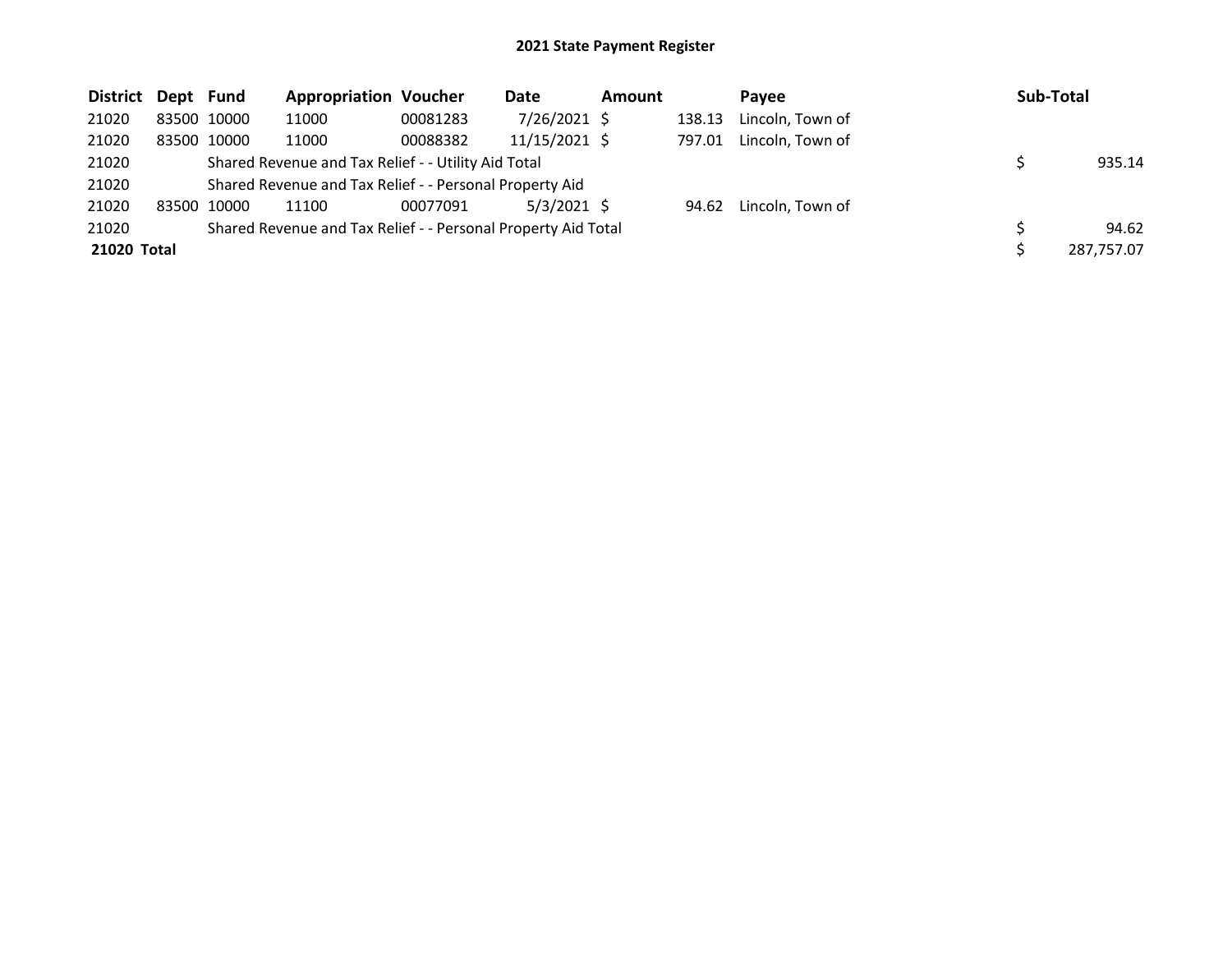# 2021 State Payment Register

| District | Dept | Fund | Appropriation | Voucher | Date | Amount | Payee | Sub-Total |
|---|---|---|---|---|---|---|---|---|
| 21020 | 83500 | 10000 | 11000 | 00081283 | 7/26/2021 | $ 138.13 | Lincoln, Town of | |
| 21020 | 83500 | 10000 | 11000 | 00088382 | 11/15/2021 | $ 797.01 | Lincoln, Town of | |
| 21020 | | Shared Revenue and Tax Relief - - Utility Aid Total | | | | | | $ 935.14 |
| 21020 | | Shared Revenue and Tax Relief - - Personal Property Aid | | | | | | |
| 21020 | 83500 | 10000 | 11100 | 00077091 | 5/3/2021 | $ 94.62 | Lincoln, Town of | |
| 21020 | | Shared Revenue and Tax Relief - - Personal Property Aid Total | | | | | | $ 94.62 |
| **21020 Total** | | | | | | | | $ 287,757.07 |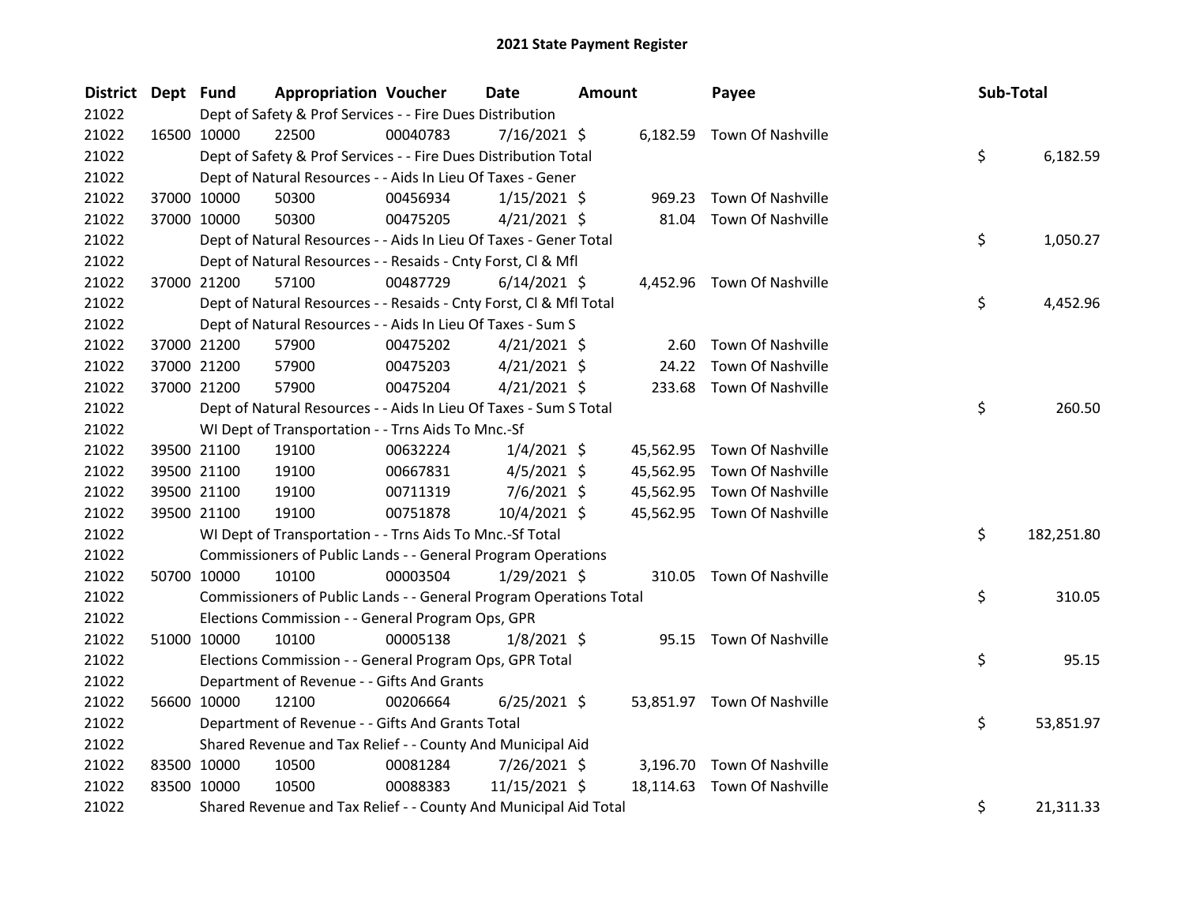# 2021 State Payment Register

| District | Dept | Fund | Appropriation | Voucher | Date | Amount | Payee | Sub-Total |
|---|---|---|---|---|---|---|---|---|
| 21022 | | Dept of Safety & Prof Services - - Fire Dues Distribution | | | | | | |
| 21022 | 16500 | 10000 | 22500 | 00040783 | 7/16/2021 | $ 6,182.59 | Town Of Nashville | |
| 21022 | | Dept of Safety & Prof Services - - Fire Dues Distribution Total | | | | | | $ 6,182.59 |
| 21022 | | Dept of Natural Resources - - Aids In Lieu Of Taxes - Gener | | | | | | |
| 21022 | 37000 | 10000 | 50300 | 00456934 | 1/15/2021 | $ 969.23 | Town Of Nashville | |
| 21022 | 37000 | 10000 | 50300 | 00475205 | 4/21/2021 | $ 81.04 | Town Of Nashville | |
| 21022 | | Dept of Natural Resources - - Aids In Lieu Of Taxes - Gener Total | | | | | | $ 1,050.27 |
| 21022 | | Dept of Natural Resources - - Resaids - Cnty Forst, Cl & Mfl | | | | | | |
| 21022 | 37000 | 21200 | 57100 | 00487729 | 6/14/2021 | $ 4,452.96 | Town Of Nashville | |
| 21022 | | Dept of Natural Resources - - Resaids - Cnty Forst, Cl & Mfl Total | | | | | | $ 4,452.96 |
| 21022 | | Dept of Natural Resources - - Aids In Lieu Of Taxes - Sum S | | | | | | |
| 21022 | 37000 | 21200 | 57900 | 00475202 | 4/21/2021 | $ 2.60 | Town Of Nashville | |
| 21022 | 37000 | 21200 | 57900 | 00475203 | 4/21/2021 | $ 24.22 | Town Of Nashville | |
| 21022 | 37000 | 21200 | 57900 | 00475204 | 4/21/2021 | $ 233.68 | Town Of Nashville | |
| 21022 | | Dept of Natural Resources - - Aids In Lieu Of Taxes - Sum S Total | | | | | | $ 260.50 |
| 21022 | | WI Dept of Transportation - - Trns Aids To Mnc.-Sf | | | | | | |
| 21022 | 39500 | 21100 | 19100 | 00632224 | 1/4/2021 | $ 45,562.95 | Town Of Nashville | |
| 21022 | 39500 | 21100 | 19100 | 00667831 | 4/5/2021 | $ 45,562.95 | Town Of Nashville | |
| 21022 | 39500 | 21100 | 19100 | 00711319 | 7/6/2021 | $ 45,562.95 | Town Of Nashville | |
| 21022 | 39500 | 21100 | 19100 | 00751878 | 10/4/2021 | $ 45,562.95 | Town Of Nashville | |
| 21022 | | WI Dept of Transportation - - Trns Aids To Mnc.-Sf Total | | | | | | $ 182,251.80 |
| 21022 | | Commissioners of Public Lands - - General Program Operations | | | | | | |
| 21022 | 50700 | 10000 | 10100 | 00003504 | 1/29/2021 | $ 310.05 | Town Of Nashville | |
| 21022 | | Commissioners of Public Lands - - General Program Operations Total | | | | | | $ 310.05 |
| 21022 | | Elections Commission - - General Program Ops, GPR | | | | | | |
| 21022 | 51000 | 10000 | 10100 | 00005138 | 1/8/2021 | $ 95.15 | Town Of Nashville | |
| 21022 | | Elections Commission - - General Program Ops, GPR Total | | | | | | $ 95.15 |
| 21022 | | Department of Revenue - - Gifts And Grants | | | | | | |
| 21022 | 56600 | 10000 | 12100 | 00206664 | 6/25/2021 | $ 53,851.97 | Town Of Nashville | |
| 21022 | | Department of Revenue - - Gifts And Grants Total | | | | | | $ 53,851.97 |
| 21022 | | Shared Revenue and Tax Relief - - County And Municipal Aid | | | | | | |
| 21022 | 83500 | 10000 | 10500 | 00081284 | 7/26/2021 | $ 3,196.70 | Town Of Nashville | |
| 21022 | 83500 | 10000 | 10500 | 00088383 | 11/15/2021 | $ 18,114.63 | Town Of Nashville | |
| 21022 | | Shared Revenue and Tax Relief - - County And Municipal Aid Total | | | | | | $ 21,311.33 |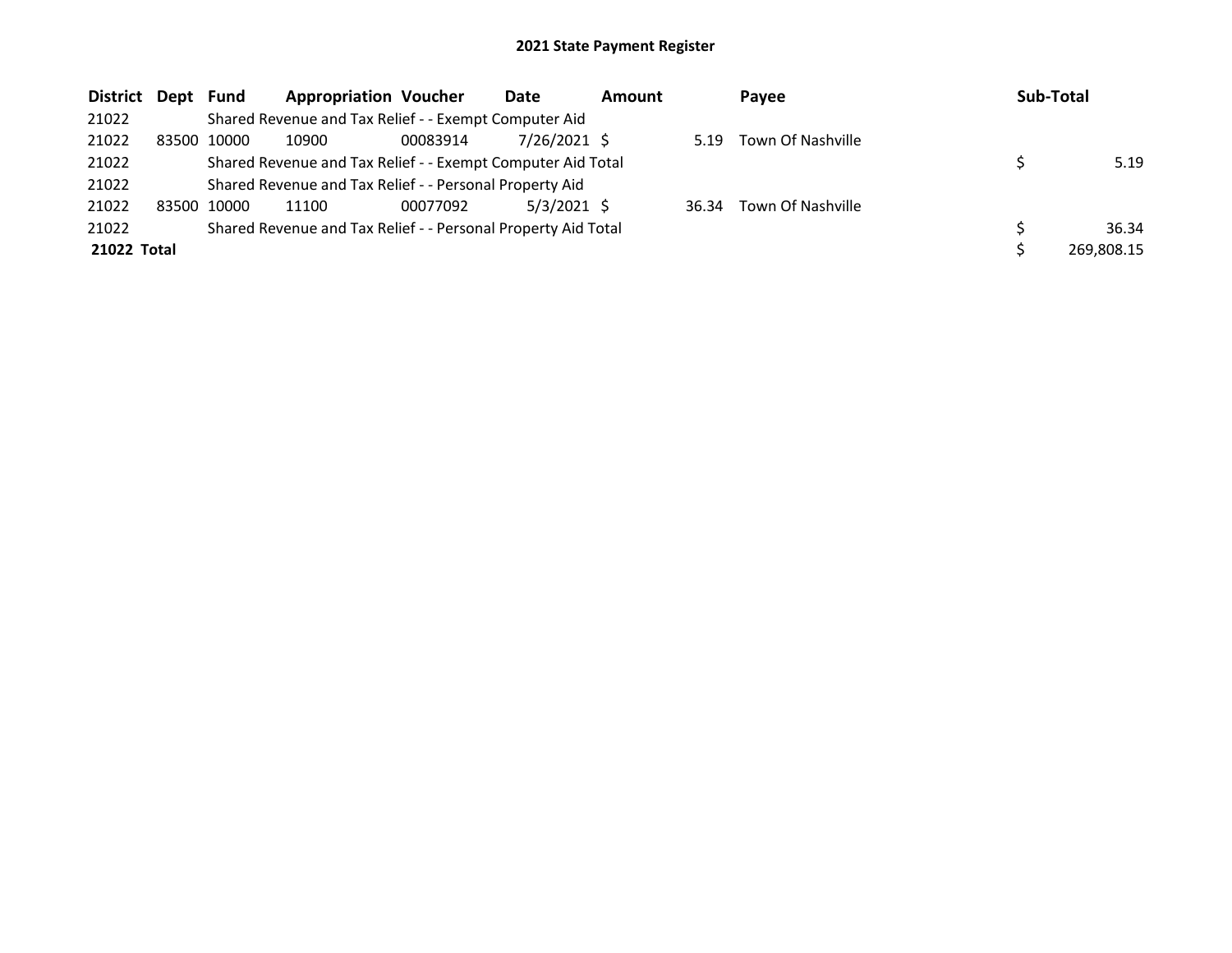# 2021 State Payment Register

| District | Dept | Fund | Appropriation | Voucher | Date | Amount | Payee | Sub-Total |
|---|---|---|---|---|---|---|---|---|
| 21022 | | Shared Revenue and Tax Relief - - Exempt Computer Aid | | | | | | |
| 21022 | 83500 | 10000 | 10900 | 00083914 | 7/26/2021 | $ 5.19 | Town Of Nashville | |
| 21022 | | Shared Revenue and Tax Relief - - Exempt Computer Aid Total | | | | | | $ 5.19 |
| 21022 | | Shared Revenue and Tax Relief - - Personal Property Aid | | | | | | |
| 21022 | 83500 | 10000 | 11100 | 00077092 | 5/3/2021 | $ 36.34 | Town Of Nashville | |
| 21022 | | Shared Revenue and Tax Relief - - Personal Property Aid Total | | | | | | $ 36.34 |
| **21022 Total** | | | | | | | | $ 269,808.15 |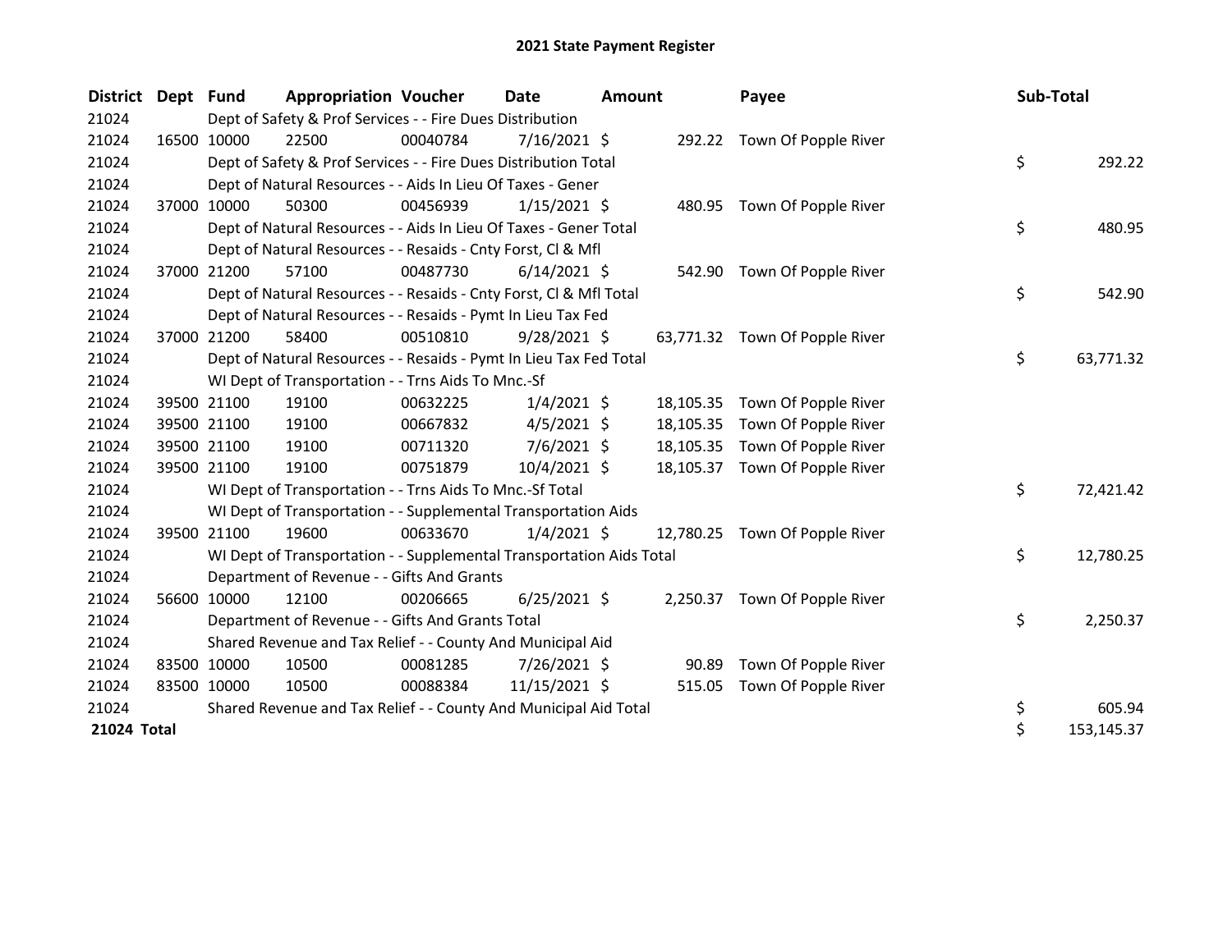# 2021 State Payment Register

| District | Dept | Fund | Appropriation | Voucher | Date | Amount | Payee | Sub-Total |
|---|---|---|---|---|---|---|---|---|
| 21024 | | Dept of Safety & Prof Services - - Fire Dues Distribution | | | | | | |
| 21024 | 16500 | 10000 | 22500 | 00040784 | 7/16/2021 | $ 292.22 | Town Of Popple River | |
| 21024 | | Dept of Safety & Prof Services - - Fire Dues Distribution Total | | | | | | $ 292.22 |
| 21024 | | Dept of Natural Resources - - Aids In Lieu Of Taxes - Gener | | | | | | |
| 21024 | 37000 | 10000 | 50300 | 00456939 | 1/15/2021 | $ 480.95 | Town Of Popple River | |
| 21024 | | Dept of Natural Resources - - Aids In Lieu Of Taxes - Gener Total | | | | | | $ 480.95 |
| 21024 | | Dept of Natural Resources - - Resaids - Cnty Forst, Cl & Mfl | | | | | | |
| 21024 | 37000 | 21200 | 57100 | 00487730 | 6/14/2021 | $ 542.90 | Town Of Popple River | |
| 21024 | | Dept of Natural Resources - - Resaids - Cnty Forst, Cl & Mfl Total | | | | | | $ 542.90 |
| 21024 | | Dept of Natural Resources - - Resaids - Pymt In Lieu Tax Fed | | | | | | |
| 21024 | 37000 | 21200 | 58400 | 00510810 | 9/28/2021 | $ 63,771.32 | Town Of Popple River | |
| 21024 | | Dept of Natural Resources - - Resaids - Pymt In Lieu Tax Fed Total | | | | | | $ 63,771.32 |
| 21024 | | WI Dept of Transportation - - Trns Aids To Mnc.-Sf | | | | | | |
| 21024 | 39500 | 21100 | 19100 | 00632225 | 1/4/2021 | $ 18,105.35 | Town Of Popple River | |
| 21024 | 39500 | 21100 | 19100 | 00667832 | 4/5/2021 | $ 18,105.35 | Town Of Popple River | |
| 21024 | 39500 | 21100 | 19100 | 00711320 | 7/6/2021 | $ 18,105.35 | Town Of Popple River | |
| 21024 | 39500 | 21100 | 19100 | 00751879 | 10/4/2021 | $ 18,105.37 | Town Of Popple River | |
| 21024 | | WI Dept of Transportation - - Trns Aids To Mnc.-Sf Total | | | | | | $ 72,421.42 |
| 21024 | | WI Dept of Transportation - - Supplemental Transportation Aids | | | | | | |
| 21024 | 39500 | 21100 | 19600 | 00633670 | 1/4/2021 | $ 12,780.25 | Town Of Popple River | |
| 21024 | | WI Dept of Transportation - - Supplemental Transportation Aids Total | | | | | | $ 12,780.25 |
| 21024 | | Department of Revenue - - Gifts And Grants | | | | | | |
| 21024 | 56600 | 10000 | 12100 | 00206665 | 6/25/2021 | $ 2,250.37 | Town Of Popple River | |
| 21024 | | Department of Revenue - - Gifts And Grants Total | | | | | | $ 2,250.37 |
| 21024 | | Shared Revenue and Tax Relief - - County And Municipal Aid | | | | | | |
| 21024 | 83500 | 10000 | 10500 | 00081285 | 7/26/2021 | $ 90.89 | Town Of Popple River | |
| 21024 | 83500 | 10000 | 10500 | 00088384 | 11/15/2021 | $ 515.05 | Town Of Popple River | |
| 21024 | | Shared Revenue and Tax Relief - - County And Municipal Aid Total | | | | | | $ 605.94 |
| **21024 Total** | | | | | | | | $ 153,145.37 |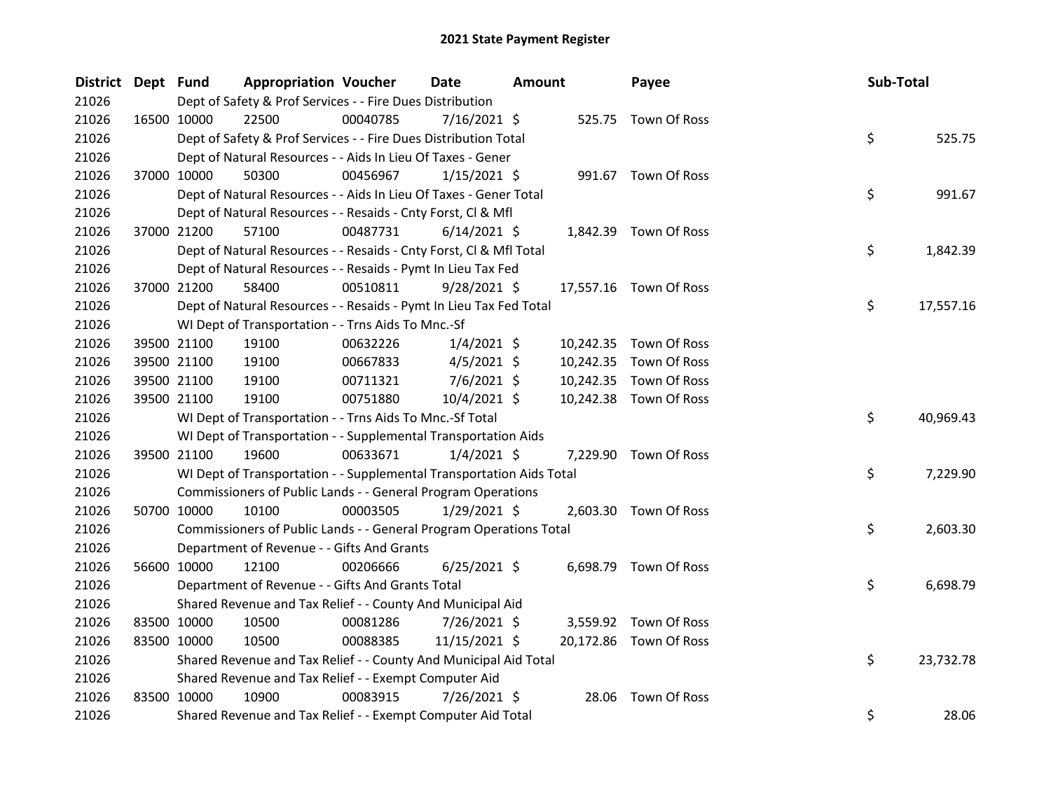# 2021 State Payment Register

| District | Dept | Fund | Appropriation | Voucher | Date | Amount | Payee | Sub-Total |
|---|---|---|---|---|---|---|---|---|
| 21026 | | Dept of Safety & Prof Services - - Fire Dues Distribution | | | | | | |
| 21026 | 16500 | 10000 | 22500 | 00040785 | 7/16/2021 | $ 525.75 | Town Of Ross | |
| 21026 | | Dept of Safety & Prof Services - - Fire Dues Distribution Total | | | | | | $ 525.75 |
| 21026 | | Dept of Natural Resources - - Aids In Lieu Of Taxes - Gener | | | | | | |
| 21026 | 37000 | 10000 | 50300 | 00456967 | 1/15/2021 | $ 991.67 | Town Of Ross | |
| 21026 | | Dept of Natural Resources - - Aids In Lieu Of Taxes - Gener Total | | | | | | $ 991.67 |
| 21026 | | Dept of Natural Resources - - Resaids - Cnty Forst, Cl & Mfl | | | | | | |
| 21026 | 37000 | 21200 | 57100 | 00487731 | 6/14/2021 | $ 1,842.39 | Town Of Ross | |
| 21026 | | Dept of Natural Resources - - Resaids - Cnty Forst, Cl & Mfl Total | | | | | | $ 1,842.39 |
| 21026 | | Dept of Natural Resources - - Resaids - Pymt In Lieu Tax Fed | | | | | | |
| 21026 | 37000 | 21200 | 58400 | 00510811 | 9/28/2021 | $ 17,557.16 | Town Of Ross | |
| 21026 | | Dept of Natural Resources - - Resaids - Pymt In Lieu Tax Fed Total | | | | | | $ 17,557.16 |
| 21026 | | WI Dept of Transportation - - Trns Aids To Mnc.-Sf | | | | | | |
| 21026 | 39500 | 21100 | 19100 | 00632226 | 1/4/2021 | $ 10,242.35 | Town Of Ross | |
| 21026 | 39500 | 21100 | 19100 | 00667833 | 4/5/2021 | $ 10,242.35 | Town Of Ross | |
| 21026 | 39500 | 21100 | 19100 | 00711321 | 7/6/2021 | $ 10,242.35 | Town Of Ross | |
| 21026 | 39500 | 21100 | 19100 | 00751880 | 10/4/2021 | $ 10,242.38 | Town Of Ross | |
| 21026 | | WI Dept of Transportation - - Trns Aids To Mnc.-Sf Total | | | | | | $ 40,969.43 |
| 21026 | | WI Dept of Transportation - - Supplemental Transportation Aids | | | | | | |
| 21026 | 39500 | 21100 | 19600 | 00633671 | 1/4/2021 | $ 7,229.90 | Town Of Ross | |
| 21026 | | WI Dept of Transportation - - Supplemental Transportation Aids Total | | | | | | $ 7,229.90 |
| 21026 | | Commissioners of Public Lands - - General Program Operations | | | | | | |
| 21026 | 50700 | 10000 | 10100 | 00003505 | 1/29/2021 | $ 2,603.30 | Town Of Ross | |
| 21026 | | Commissioners of Public Lands - - General Program Operations Total | | | | | | $ 2,603.30 |
| 21026 | | Department of Revenue - - Gifts And Grants | | | | | | |
| 21026 | 56600 | 10000 | 12100 | 00206666 | 6/25/2021 | $ 6,698.79 | Town Of Ross | |
| 21026 | | Department of Revenue - - Gifts And Grants Total | | | | | | $ 6,698.79 |
| 21026 | | Shared Revenue and Tax Relief - - County And Municipal Aid | | | | | | |
| 21026 | 83500 | 10000 | 10500 | 00081286 | 7/26/2021 | $ 3,559.92 | Town Of Ross | |
| 21026 | 83500 | 10000 | 10500 | 00088385 | 11/15/2021 | $ 20,172.86 | Town Of Ross | |
| 21026 | | Shared Revenue and Tax Relief - - County And Municipal Aid Total | | | | | | $ 23,732.78 |
| 21026 | | Shared Revenue and Tax Relief - - Exempt Computer Aid | | | | | | |
| 21026 | 83500 | 10000 | 10900 | 00083915 | 7/26/2021 | $ 28.06 | Town Of Ross | |
| 21026 | | Shared Revenue and Tax Relief - - Exempt Computer Aid Total | | | | | | $ 28.06 |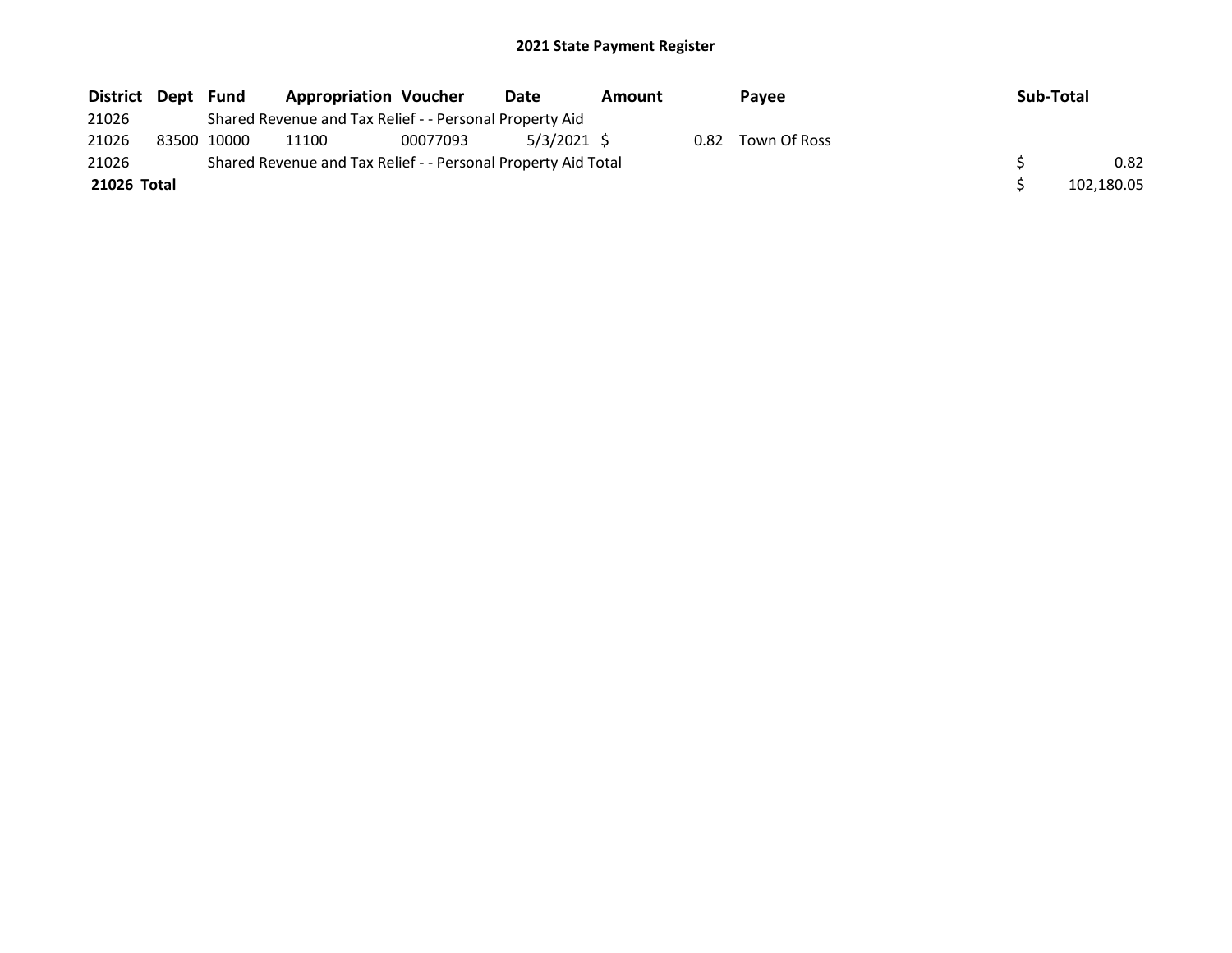# 2021 State Payment Register

| District | Dept | Fund | Appropriation | Voucher | Date | Amount | Payee | Sub-Total |
|---|---|---|---|---|---|---|---|---|
| 21026 | | Shared Revenue and Tax Relief - - Personal Property Aid | | | | | | |
| 21026 | 83500 | 10000 | 11100 | 00077093 | 5/3/2021 | $ 0.82 | Town Of Ross | |
| 21026 | | Shared Revenue and Tax Relief - - Personal Property Aid Total | | | | | | $ 0.82 |
| **21026 Total** | | | | | | | | $ 102,180.05 |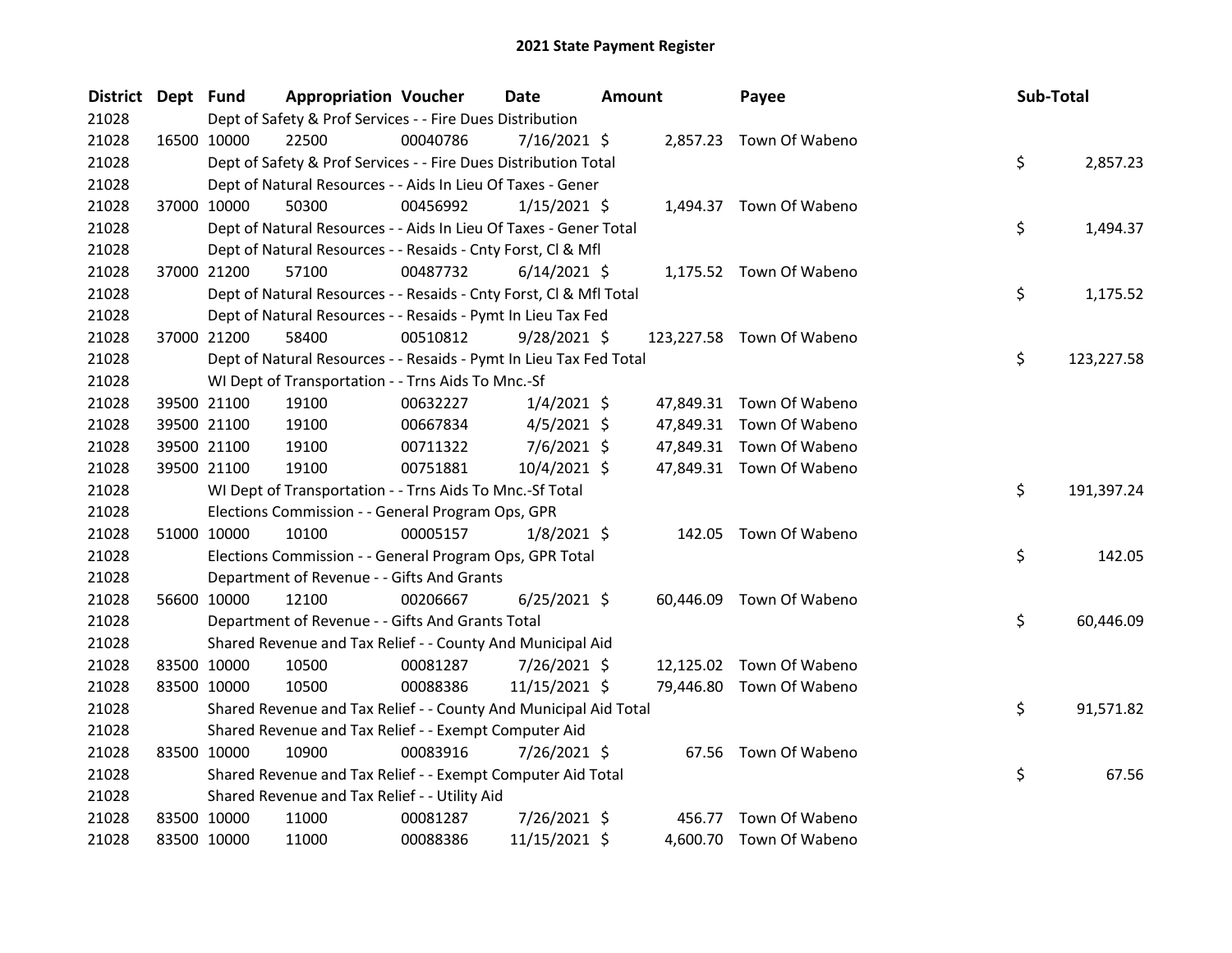# 2021 State Payment Register

| District | Dept | Fund | Appropriation | Voucher | Date | Amount | Payee | Sub-Total |
|---|---|---|---|---|---|---|---|---|
| 21028 | | Dept of Safety & Prof Services - - Fire Dues Distribution | | | | | | |
| 21028 | 16500 | 10000 | 22500 | 00040786 | 7/16/2021 | $ 2,857.23 | Town Of Wabeno | |
| 21028 | | Dept of Safety & Prof Services - - Fire Dues Distribution Total | | | | | | $ 2,857.23 |
| 21028 | | Dept of Natural Resources - - Aids In Lieu Of Taxes - Gener | | | | | | |
| 21028 | 37000 | 10000 | 50300 | 00456992 | 1/15/2021 | $ 1,494.37 | Town Of Wabeno | |
| 21028 | | Dept of Natural Resources - - Aids In Lieu Of Taxes - Gener Total | | | | | | $ 1,494.37 |
| 21028 | | Dept of Natural Resources - - Resaids - Cnty Forst, Cl & Mfl | | | | | | |
| 21028 | 37000 | 21200 | 57100 | 00487732 | 6/14/2021 | $ 1,175.52 | Town Of Wabeno | |
| 21028 | | Dept of Natural Resources - - Resaids - Cnty Forst, Cl & Mfl Total | | | | | | $ 1,175.52 |
| 21028 | | Dept of Natural Resources - - Resaids - Pymt In Lieu Tax Fed | | | | | | |
| 21028 | 37000 | 21200 | 58400 | 00510812 | 9/28/2021 | $ 123,227.58 | Town Of Wabeno | |
| 21028 | | Dept of Natural Resources - - Resaids - Pymt In Lieu Tax Fed Total | | | | | | $ 123,227.58 |
| 21028 | | WI Dept of Transportation - - Trns Aids To Mnc.-Sf | | | | | | |
| 21028 | 39500 | 21100 | 19100 | 00632227 | 1/4/2021 | $ 47,849.31 | Town Of Wabeno | |
| 21028 | 39500 | 21100 | 19100 | 00667834 | 4/5/2021 | $ 47,849.31 | Town Of Wabeno | |
| 21028 | 39500 | 21100 | 19100 | 00711322 | 7/6/2021 | $ 47,849.31 | Town Of Wabeno | |
| 21028 | 39500 | 21100 | 19100 | 00751881 | 10/4/2021 | $ 47,849.31 | Town Of Wabeno | |
| 21028 | | WI Dept of Transportation - - Trns Aids To Mnc.-Sf Total | | | | | | $ 191,397.24 |
| 21028 | | Elections Commission - - General Program Ops, GPR | | | | | | |
| 21028 | 51000 | 10000 | 10100 | 00005157 | 1/8/2021 | $ 142.05 | Town Of Wabeno | |
| 21028 | | Elections Commission - - General Program Ops, GPR Total | | | | | | $ 142.05 |
| 21028 | | Department of Revenue - - Gifts And Grants | | | | | | |
| 21028 | 56600 | 10000 | 12100 | 00206667 | 6/25/2021 | $ 60,446.09 | Town Of Wabeno | |
| 21028 | | Department of Revenue - - Gifts And Grants Total | | | | | | $ 60,446.09 |
| 21028 | | Shared Revenue and Tax Relief - - County And Municipal Aid | | | | | | |
| 21028 | 83500 | 10000 | 10500 | 00081287 | 7/26/2021 | $ 12,125.02 | Town Of Wabeno | |
| 21028 | 83500 | 10000 | 10500 | 00088386 | 11/15/2021 | $ 79,446.80 | Town Of Wabeno | |
| 21028 | | Shared Revenue and Tax Relief - - County And Municipal Aid Total | | | | | | $ 91,571.82 |
| 21028 | | Shared Revenue and Tax Relief - - Exempt Computer Aid | | | | | | |
| 21028 | 83500 | 10000 | 10900 | 00083916 | 7/26/2021 | $ 67.56 | Town Of Wabeno | |
| 21028 | | Shared Revenue and Tax Relief - - Exempt Computer Aid Total | | | | | | $ 67.56 |
| 21028 | | Shared Revenue and Tax Relief - - Utility Aid | | | | | | |
| 21028 | 83500 | 10000 | 11000 | 00081287 | 7/26/2021 | $ 456.77 | Town Of Wabeno | |
| 21028 | 83500 | 10000 | 11000 | 00088386 | 11/15/2021 | $ 4,600.70 | Town Of Wabeno | |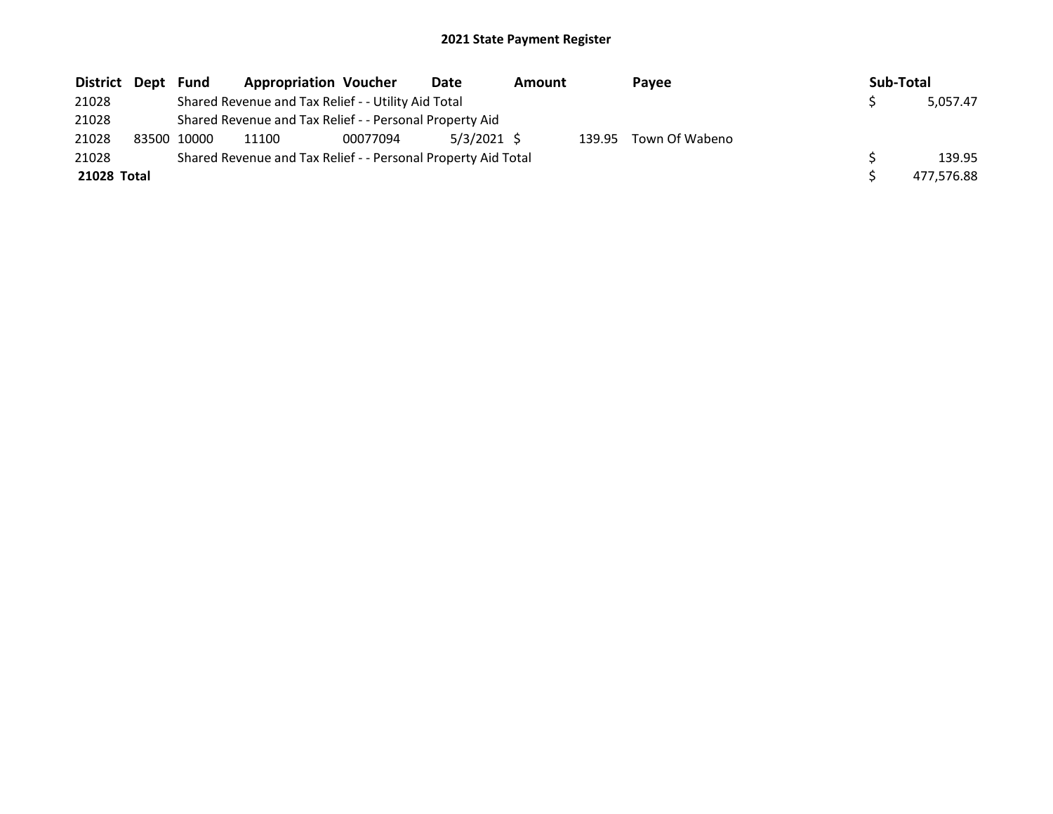# 2021 State Payment Register

| District | Dept | Fund | Appropriation | Voucher | Date | Amount | Payee | Sub-Total |
|---|---|---|---|---|---|---|---|---|
| 21028 | | Shared Revenue and Tax Relief - - Utility Aid Total | | | | | | $ 5,057.47 |
| 21028 | | Shared Revenue and Tax Relief - - Personal Property Aid | | | | | | |
| 21028 | 83500 | 10000 | 11100 | 00077094 | 5/3/2021 | $ 139.95 | Town Of Wabeno | |
| 21028 | | Shared Revenue and Tax Relief - - Personal Property Aid Total | | | | | | $ 139.95 |
| **21028 Total** | | | | | | | | $ 477,576.88 |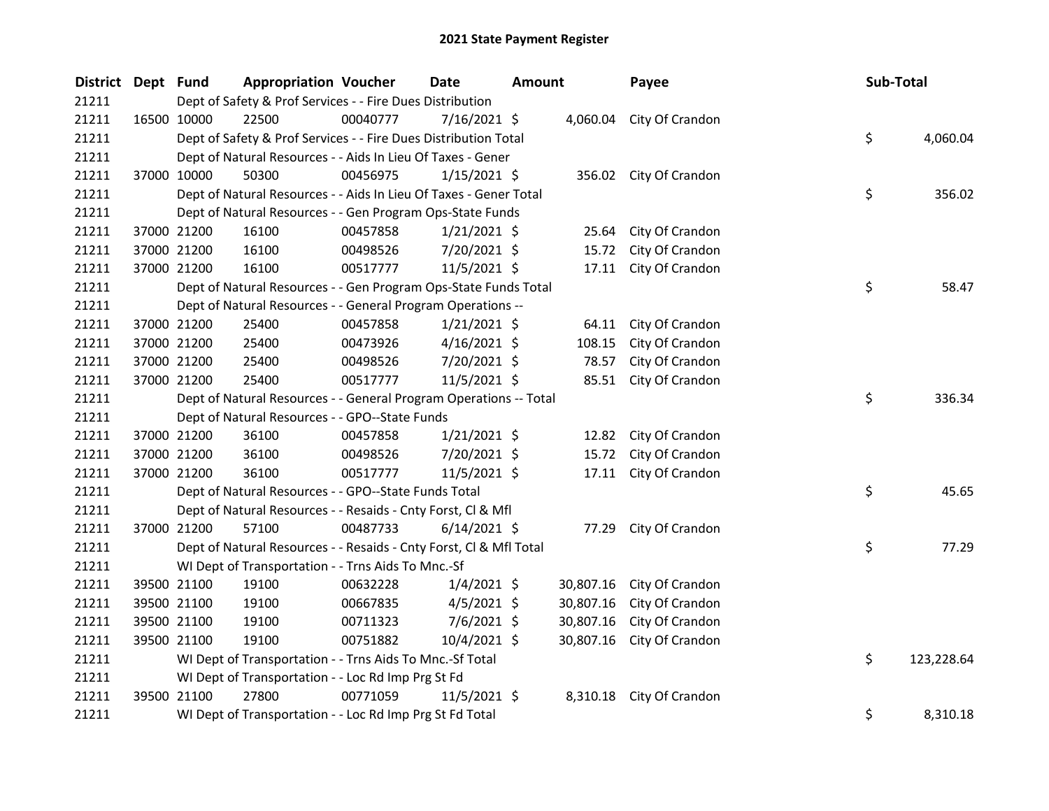## 2021 State Payment Register

| District | Dept | Fund | Appropriation | Voucher | Date | Amount | Payee | Sub-Total |
|---|---|---|---|---|---|---|---|---|
| 21211 | | Dept of Safety & Prof Services - - Fire Dues Distribution | | | | | | |
| 21211 | 16500 | 10000 | 22500 | 00040777 | 7/16/2021 | $ 4,060.04 | City Of Crandon | |
| 21211 | | Dept of Safety & Prof Services - - Fire Dues Distribution Total | | | | | | $ 4,060.04 |
| 21211 | | Dept of Natural Resources - - Aids In Lieu Of Taxes - Gener | | | | | | |
| 21211 | 37000 | 10000 | 50300 | 00456975 | 1/15/2021 | $ 356.02 | City Of Crandon | |
| 21211 | | Dept of Natural Resources - - Aids In Lieu Of Taxes - Gener Total | | | | | | $ 356.02 |
| 21211 | | Dept of Natural Resources - - Gen Program Ops-State Funds | | | | | | |
| 21211 | 37000 | 21200 | 16100 | 00457858 | 1/21/2021 | $ 25.64 | City Of Crandon | |
| 21211 | 37000 | 21200 | 16100 | 00498526 | 7/20/2021 | $ 15.72 | City Of Crandon | |
| 21211 | 37000 | 21200 | 16100 | 00517777 | 11/5/2021 | $ 17.11 | City Of Crandon | |
| 21211 | | Dept of Natural Resources - - Gen Program Ops-State Funds Total | | | | | | $ 58.47 |
| 21211 | | Dept of Natural Resources - - General Program Operations -- | | | | | | |
| 21211 | 37000 | 21200 | 25400 | 00457858 | 1/21/2021 | $ 64.11 | City Of Crandon | |
| 21211 | 37000 | 21200 | 25400 | 00473926 | 4/16/2021 | $ 108.15 | City Of Crandon | |
| 21211 | 37000 | 21200 | 25400 | 00498526 | 7/20/2021 | $ 78.57 | City Of Crandon | |
| 21211 | 37000 | 21200 | 25400 | 00517777 | 11/5/2021 | $ 85.51 | City Of Crandon | |
| 21211 | | Dept of Natural Resources - - General Program Operations -- Total | | | | | | $ 336.34 |
| 21211 | | Dept of Natural Resources - - GPO--State Funds | | | | | | |
| 21211 | 37000 | 21200 | 36100 | 00457858 | 1/21/2021 | $ 12.82 | City Of Crandon | |
| 21211 | 37000 | 21200 | 36100 | 00498526 | 7/20/2021 | $ 15.72 | City Of Crandon | |
| 21211 | 37000 | 21200 | 36100 | 00517777 | 11/5/2021 | $ 17.11 | City Of Crandon | |
| 21211 | | Dept of Natural Resources - - GPO--State Funds Total | | | | | | $ 45.65 |
| 21211 | | Dept of Natural Resources - - Resaids - Cnty Forst, Cl & Mfl | | | | | | |
| 21211 | 37000 | 21200 | 57100 | 00487733 | 6/14/2021 | $ 77.29 | City Of Crandon | |
| 21211 | | Dept of Natural Resources - - Resaids - Cnty Forst, Cl & Mfl Total | | | | | | $ 77.29 |
| 21211 | | WI Dept of Transportation - - Trns Aids To Mnc.-Sf | | | | | | |
| 21211 | 39500 | 21100 | 19100 | 00632228 | 1/4/2021 | $ 30,807.16 | City Of Crandon | |
| 21211 | 39500 | 21100 | 19100 | 00667835 | 4/5/2021 | $ 30,807.16 | City Of Crandon | |
| 21211 | 39500 | 21100 | 19100 | 00711323 | 7/6/2021 | $ 30,807.16 | City Of Crandon | |
| 21211 | 39500 | 21100 | 19100 | 00751882 | 10/4/2021 | $ 30,807.16 | City Of Crandon | |
| 21211 | | WI Dept of Transportation - - Trns Aids To Mnc.-Sf Total | | | | | | $ 123,228.64 |
| 21211 | | WI Dept of Transportation - - Loc Rd Imp Prg St Fd | | | | | | |
| 21211 | 39500 | 21100 | 27800 | 00771059 | 11/5/2021 | $ 8,310.18 | City Of Crandon | |
| 21211 | | WI Dept of Transportation - - Loc Rd Imp Prg St Fd Total | | | | | | $ 8,310.18 |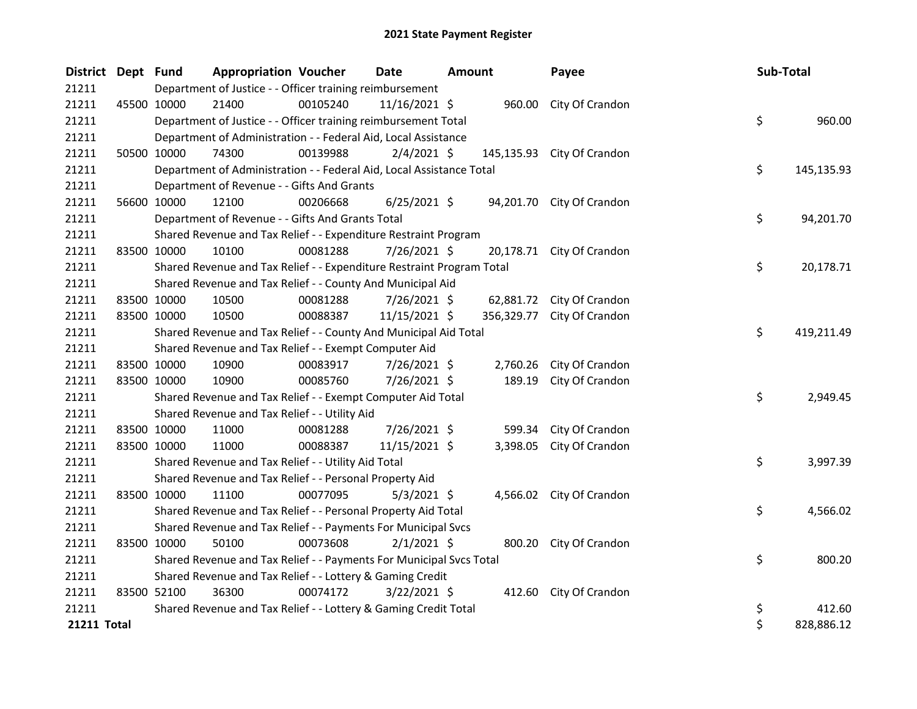# 2021 State Payment Register

| District | Dept | Fund | Appropriation | Voucher | Date | Amount | Payee | Sub-Total |
|---|---|---|---|---|---|---|---|---|
| 21211 | | Department of Justice - - Officer training reimbursement | | | | | | |
| 21211 | 45500 | 10000 | 21400 | 00105240 | 11/16/2021 | $ 960.00 | City Of Crandon | |
| 21211 | | Department of Justice - - Officer training reimbursement Total | | | | | | $ 960.00 |
| 21211 | | Department of Administration - - Federal Aid, Local Assistance | | | | | | |
| 21211 | 50500 | 10000 | 74300 | 00139988 | 2/4/2021 | $ 145,135.93 | City Of Crandon | |
| 21211 | | Department of Administration - - Federal Aid, Local Assistance Total | | | | | | $ 145,135.93 |
| 21211 | | Department of Revenue - - Gifts And Grants | | | | | | |
| 21211 | 56600 | 10000 | 12100 | 00206668 | 6/25/2021 | $ 94,201.70 | City Of Crandon | |
| 21211 | | Department of Revenue - - Gifts And Grants Total | | | | | | $ 94,201.70 |
| 21211 | | Shared Revenue and Tax Relief - - Expenditure Restraint Program | | | | | | |
| 21211 | 83500 | 10000 | 10100 | 00081288 | 7/26/2021 | $ 20,178.71 | City Of Crandon | |
| 21211 | | Shared Revenue and Tax Relief - - Expenditure Restraint Program Total | | | | | | $ 20,178.71 |
| 21211 | | Shared Revenue and Tax Relief - - County And Municipal Aid | | | | | | |
| 21211 | 83500 | 10000 | 10500 | 00081288 | 7/26/2021 | $ 62,881.72 | City Of Crandon | |
| 21211 | 83500 | 10000 | 10500 | 00088387 | 11/15/2021 | $ 356,329.77 | City Of Crandon | |
| 21211 | | Shared Revenue and Tax Relief - - County And Municipal Aid Total | | | | | | $ 419,211.49 |
| 21211 | | Shared Revenue and Tax Relief - - Exempt Computer Aid | | | | | | |
| 21211 | 83500 | 10000 | 10900 | 00083917 | 7/26/2021 | $ 2,760.26 | City Of Crandon | |
| 21211 | 83500 | 10000 | 10900 | 00085760 | 7/26/2021 | $ 189.19 | City Of Crandon | |
| 21211 | | Shared Revenue and Tax Relief - - Exempt Computer Aid Total | | | | | | $ 2,949.45 |
| 21211 | | Shared Revenue and Tax Relief - - Utility Aid | | | | | | |
| 21211 | 83500 | 10000 | 11000 | 00081288 | 7/26/2021 | $ 599.34 | City Of Crandon | |
| 21211 | 83500 | 10000 | 11000 | 00088387 | 11/15/2021 | $ 3,398.05 | City Of Crandon | |
| 21211 | | Shared Revenue and Tax Relief - - Utility Aid Total | | | | | | $ 3,997.39 |
| 21211 | | Shared Revenue and Tax Relief - - Personal Property Aid | | | | | | |
| 21211 | 83500 | 10000 | 11100 | 00077095 | 5/3/2021 | $ 4,566.02 | City Of Crandon | |
| 21211 | | Shared Revenue and Tax Relief - - Personal Property Aid Total | | | | | | $ 4,566.02 |
| 21211 | | Shared Revenue and Tax Relief - - Payments For Municipal Svcs | | | | | | |
| 21211 | 83500 | 10000 | 50100 | 00073608 | 2/1/2021 | $ 800.20 | City Of Crandon | |
| 21211 | | Shared Revenue and Tax Relief - - Payments For Municipal Svcs Total | | | | | | $ 800.20 |
| 21211 | | Shared Revenue and Tax Relief - - Lottery & Gaming Credit | | | | | | |
| 21211 | 83500 | 52100 | 36300 | 00074172 | 3/22/2021 | $ 412.60 | City Of Crandon | |
| 21211 | | Shared Revenue and Tax Relief - - Lottery & Gaming Credit Total | | | | | | $ 412.60 |
| **21211 Total** | | | | | | | | $ 828,886.12 |